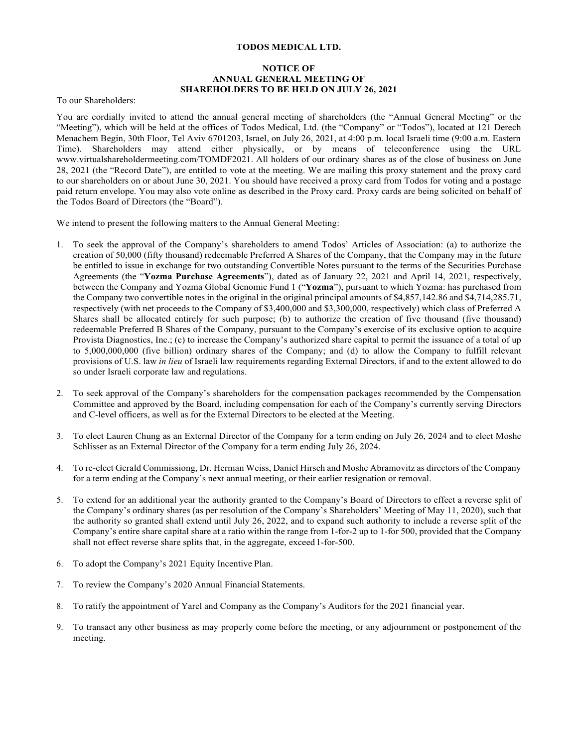**TODOS MEDICAL LTD.**

**NOTICE OF**
**ANNUAL GENERAL MEETING OF**
**SHAREHOLDERS TO BE HELD ON JULY 26, 2021**

To our Shareholders:

You are cordially invited to attend the annual general meeting of shareholders (the "Annual General Meeting" or the "Meeting"), which will be held at the offices of Todos Medical, Ltd. (the "Company" or "Todos"), located at 121 Derech Menachem Begin, 30th Floor, Tel Aviv 6701203, Israel, on July 26, 2021, at 4:00 p.m. local Israeli time (9:00 a.m. Eastern Time). Shareholders may attend either physically, or by means of teleconference using the URL www.virtualshareholdermeeting.com/TOMDF2021. All holders of our ordinary shares as of the close of business on June 28, 2021 (the "Record Date"), are entitled to vote at the meeting. We are mailing this proxy statement and the proxy card to our shareholders on or about June 30, 2021. You should have received a proxy card from Todos for voting and a postage paid return envelope. You may also vote online as described in the Proxy card. Proxy cards are being solicited on behalf of the Todos Board of Directors (the "Board").

We intend to present the following matters to the Annual General Meeting:

1. To seek the approval of the Company's shareholders to amend Todos' Articles of Association: (a) to authorize the creation of 50,000 (fifty thousand) redeemable Preferred A Shares of the Company, that the Company may in the future be entitled to issue in exchange for two outstanding Convertible Notes pursuant to the terms of the Securities Purchase Agreements (the "**Yozma Purchase Agreements**"), dated as of January 22, 2021 and April 14, 2021, respectively, between the Company and Yozma Global Genomic Fund 1 ("**Yozma**"), pursuant to which Yozma: has purchased from the Company two convertible notes in the original in the original principal amounts of $4,857,142.86 and $4,714,285.71, respectively (with net proceeds to the Company of $3,400,000 and $3,300,000, respectively) which class of Preferred A Shares shall be allocated entirely for such purpose; (b) to authorize the creation of five thousand (five thousand) redeemable Preferred B Shares of the Company, pursuant to the Company's exercise of its exclusive option to acquire Provista Diagnostics, Inc.; (c) to increase the Company's authorized share capital to permit the issuance of a total of up to 5,000,000,000 (five billion) ordinary shares of the Company; and (d) to allow the Company to fulfill relevant provisions of U.S. law *in lieu* of Israeli law requirements regarding External Directors, if and to the extent allowed to do so under Israeli corporate law and regulations.

2. To seek approval of the Company's shareholders for the compensation packages recommended by the Compensation Committee and approved by the Board, including compensation for each of the Company's currently serving Directors and C-level officers, as well as for the External Directors to be elected at the Meeting.

3. To elect Lauren Chung as an External Director of the Company for a term ending on July 26, 2024 and to elect Moshe Schlisser as an External Director of the Company for a term ending July 26, 2024.

4. To re-elect Gerald Commissiong, Dr. Herman Weiss, Daniel Hirsch and Moshe Abramovitz as directors of the Company for a term ending at the Company's next annual meeting, or their earlier resignation or removal.

5. To extend for an additional year the authority granted to the Company's Board of Directors to effect a reverse split of the Company's ordinary shares (as per resolution of the Company's Shareholders' Meeting of May 11, 2020), such that the authority so granted shall extend until July 26, 2022, and to expand such authority to include a reverse split of the Company's entire share capital share at a ratio within the range from 1-for-2 up to 1-for 500, provided that the Company shall not effect reverse share splits that, in the aggregate, exceed 1-for-500.

6. To adopt the Company's 2021 Equity Incentive Plan.

7. To review the Company's 2020 Annual Financial Statements.

8. To ratify the appointment of Yarel and Company as the Company's Auditors for the 2021 financial year.

9. To transact any other business as may properly come before the meeting, or any adjournment or postponement of the meeting.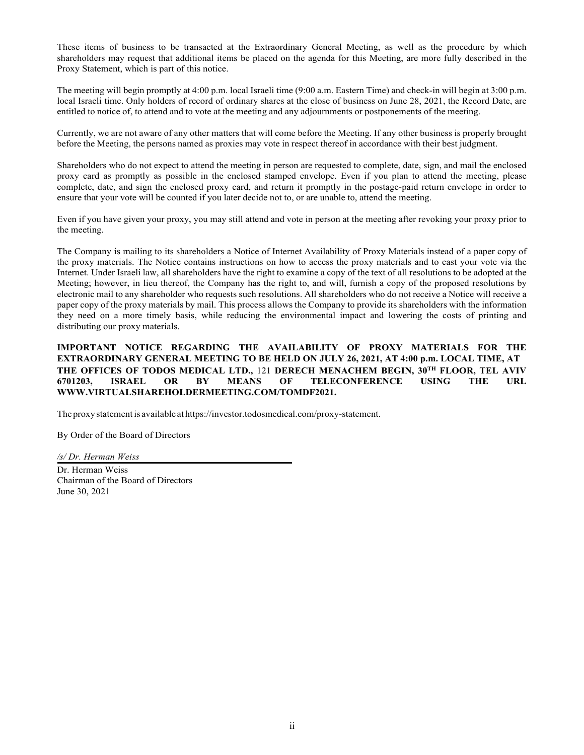These items of business to be transacted at the Extraordinary General Meeting, as well as the procedure by which shareholders may request that additional items be placed on the agenda for this Meeting, are more fully described in the Proxy Statement, which is part of this notice.

The meeting will begin promptly at 4:00 p.m. local Israeli time (9:00 a.m. Eastern Time) and check-in will begin at 3:00 p.m. local Israeli time. Only holders of record of ordinary shares at the close of business on June 28, 2021, the Record Date, are entitled to notice of, to attend and to vote at the meeting and any adjournments or postponements of the meeting.

Currently, we are not aware of any other matters that will come before the Meeting. If any other business is properly brought before the Meeting, the persons named as proxies may vote in respect thereof in accordance with their best judgment.

Shareholders who do not expect to attend the meeting in person are requested to complete, date, sign, and mail the enclosed proxy card as promptly as possible in the enclosed stamped envelope. Even if you plan to attend the meeting, please complete, date, and sign the enclosed proxy card, and return it promptly in the postage-paid return envelope in order to ensure that your vote will be counted if you later decide not to, or are unable to, attend the meeting.

Even if you have given your proxy, you may still attend and vote in person at the meeting after revoking your proxy prior to the meeting.

The Company is mailing to its shareholders a Notice of Internet Availability of Proxy Materials instead of a paper copy of the proxy materials. The Notice contains instructions on how to access the proxy materials and to cast your vote via the Internet. Under Israeli law, all shareholders have the right to examine a copy of the text of all resolutions to be adopted at the Meeting; however, in lieu thereof, the Company has the right to, and will, furnish a copy of the proposed resolutions by electronic mail to any shareholder who requests such resolutions. All shareholders who do not receive a Notice will receive a paper copy of the proxy materials by mail. This process allows the Company to provide its shareholders with the information they need on a more timely basis, while reducing the environmental impact and lowering the costs of printing and distributing our proxy materials.

**IMPORTANT NOTICE REGARDING THE AVAILABILITY OF PROXY MATERIALS FOR THE EXTRAORDINARY GENERAL MEETING TO BE HELD ON JULY 26, 2021, AT 4:00 p.m. LOCAL TIME, AT THE OFFICES OF TODOS MEDICAL LTD., 121 DERECH MENACHEM BEGIN, 30TH FLOOR, TEL AVIV 6701203, ISRAEL OR BY MEANS OF TELECONFERENCE USING THE URL WWW.VIRTUALSHAREHOLDERMEETING.COM/TOMDF2021.**

The proxy statement is available at https://investor.todosmedical.com/proxy-statement.

By Order of the Board of Directors

*/s/ Dr. Herman Weiss*

Dr. Herman Weiss
Chairman of the Board of Directors
June 30, 2021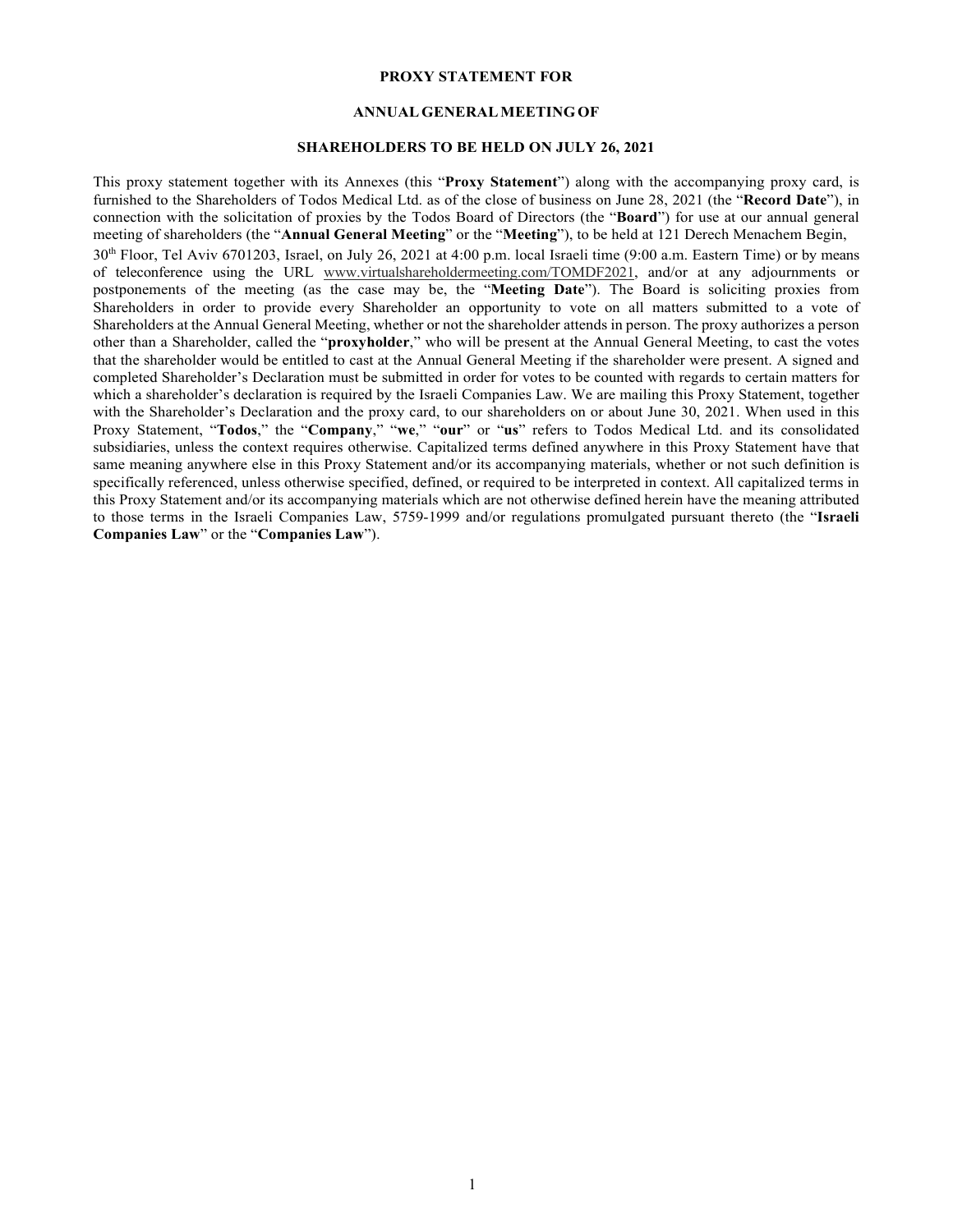**PROXY STATEMENT FOR**

**ANNUAL GENERAL MEETING OF**

**SHAREHOLDERS TO BE HELD ON JULY 26, 2021**

This proxy statement together with its Annexes (this "**Proxy Statement**") along with the accompanying proxy card, is furnished to the Shareholders of Todos Medical Ltd. as of the close of business on June 28, 2021 (the "**Record Date**"), in connection with the solicitation of proxies by the Todos Board of Directors (the "**Board**") for use at our annual general meeting of shareholders (the "**Annual General Meeting**" or the "**Meeting**"), to be held at 121 Derech Menachem Begin, 30th Floor, Tel Aviv 6701203, Israel, on July 26, 2021 at 4:00 p.m. local Israeli time (9:00 a.m. Eastern Time) or by means of teleconference using the URL www.virtualshareholdermeeting.com/TOMDF2021, and/or at any adjournments or postponements of the meeting (as the case may be, the "**Meeting Date**"). The Board is soliciting proxies from Shareholders in order to provide every Shareholder an opportunity to vote on all matters submitted to a vote of Shareholders at the Annual General Meeting, whether or not the shareholder attends in person. The proxy authorizes a person other than a Shareholder, called the "**proxyholder**," who will be present at the Annual General Meeting, to cast the votes that the shareholder would be entitled to cast at the Annual General Meeting if the shareholder were present. A signed and completed Shareholder's Declaration must be submitted in order for votes to be counted with regards to certain matters for which a shareholder's declaration is required by the Israeli Companies Law. We are mailing this Proxy Statement, together with the Shareholder's Declaration and the proxy card, to our shareholders on or about June 30, 2021. When used in this Proxy Statement, "**Todos**," the "**Company**," "**we**," "**our**" or "**us**" refers to Todos Medical Ltd. and its consolidated subsidiaries, unless the context requires otherwise. Capitalized terms defined anywhere in this Proxy Statement have that same meaning anywhere else in this Proxy Statement and/or its accompanying materials, whether or not such definition is specifically referenced, unless otherwise specified, defined, or required to be interpreted in context. All capitalized terms in this Proxy Statement and/or its accompanying materials which are not otherwise defined herein have the meaning attributed to those terms in the Israeli Companies Law, 5759-1999 and/or regulations promulgated pursuant thereto (the "**Israeli Companies Law**" or the "**Companies Law**").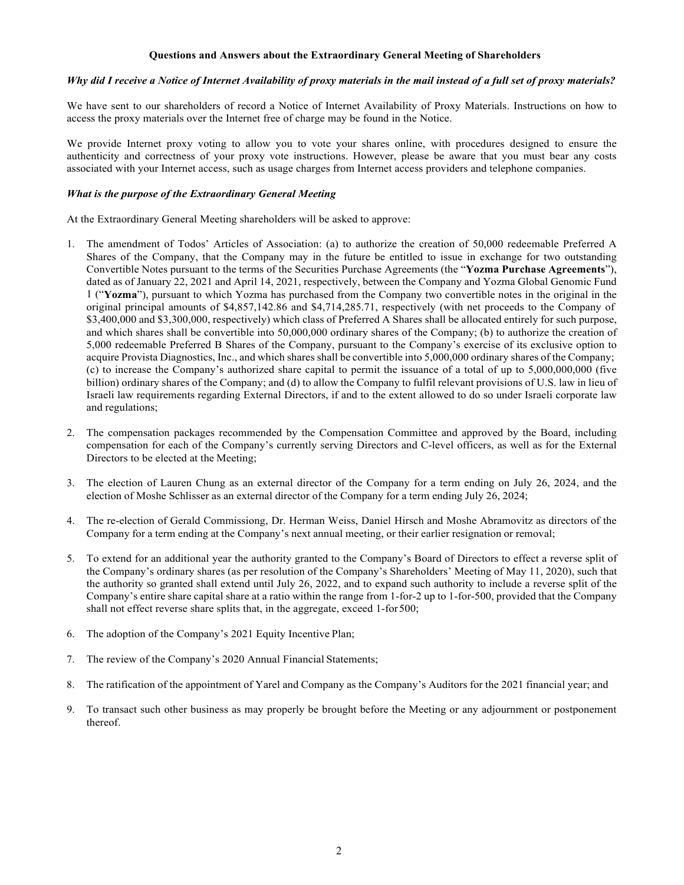### Questions and Answers about the Extraordinary General Meeting of Shareholders

***Why did I receive a Notice of Internet Availability of proxy materials in the mail instead of a full set of proxy materials?***

We have sent to our shareholders of record a Notice of Internet Availability of Proxy Materials. Instructions on how to access the proxy materials over the Internet free of charge may be found in the Notice.

We provide Internet proxy voting to allow you to vote your shares online, with procedures designed to ensure the authenticity and correctness of your proxy vote instructions. However, please be aware that you must bear any costs associated with your Internet access, such as usage charges from Internet access providers and telephone companies.

***What is the purpose of the Extraordinary General Meeting***

At the Extraordinary General Meeting shareholders will be asked to approve:

1. The amendment of Todos' Articles of Association: (a) to authorize the creation of 50,000 redeemable Preferred A Shares of the Company, that the Company may in the future be entitled to issue in exchange for two outstanding Convertible Notes pursuant to the terms of the Securities Purchase Agreements (the "**Yozma Purchase Agreements**"), dated as of January 22, 2021 and April 14, 2021, respectively, between the Company and Yozma Global Genomic Fund 1 ("**Yozma**"), pursuant to which Yozma has purchased from the Company two convertible notes in the original in the original principal amounts of $4,857,142.86 and $4,714,285.71, respectively (with net proceeds to the Company of $3,400,000 and $3,300,000, respectively) which class of Preferred A Shares shall be allocated entirely for such purpose, and which shares shall be convertible into 50,000,000 ordinary shares of the Company; (b) to authorize the creation of 5,000 redeemable Preferred B Shares of the Company, pursuant to the Company's exercise of its exclusive option to acquire Provista Diagnostics, Inc., and which shares shall be convertible into 5,000,000 ordinary shares of the Company; (c) to increase the Company's authorized share capital to permit the issuance of a total of up to 5,000,000,000 (five billion) ordinary shares of the Company; and (d) to allow the Company to fulfil relevant provisions of U.S. law in lieu of Israeli law requirements regarding External Directors, if and to the extent allowed to do so under Israeli corporate law and regulations;

2. The compensation packages recommended by the Compensation Committee and approved by the Board, including compensation for each of the Company's currently serving Directors and C-level officers, as well as for the External Directors to be elected at the Meeting;

3. The election of Lauren Chung as an external director of the Company for a term ending on July 26, 2024, and the election of Moshe Schlisser as an external director of the Company for a term ending July 26, 2024;

4. The re-election of Gerald Commissiong, Dr. Herman Weiss, Daniel Hirsch and Moshe Abramovitz as directors of the Company for a term ending at the Company's next annual meeting, or their earlier resignation or removal;

5. To extend for an additional year the authority granted to the Company's Board of Directors to effect a reverse split of the Company's ordinary shares (as per resolution of the Company's Shareholders' Meeting of May 11, 2020), such that the authority so granted shall extend until July 26, 2022, and to expand such authority to include a reverse split of the Company's entire share capital share at a ratio within the range from 1-for-2 up to 1-for-500, provided that the Company shall not effect reverse share splits that, in the aggregate, exceed 1-for 500;

6. The adoption of the Company's 2021 Equity Incentive Plan;

7. The review of the Company's 2020 Annual Financial Statements;

8. The ratification of the appointment of Yarel and Company as the Company's Auditors for the 2021 financial year; and

9. To transact such other business as may properly be brought before the Meeting or any adjournment or postponement thereof.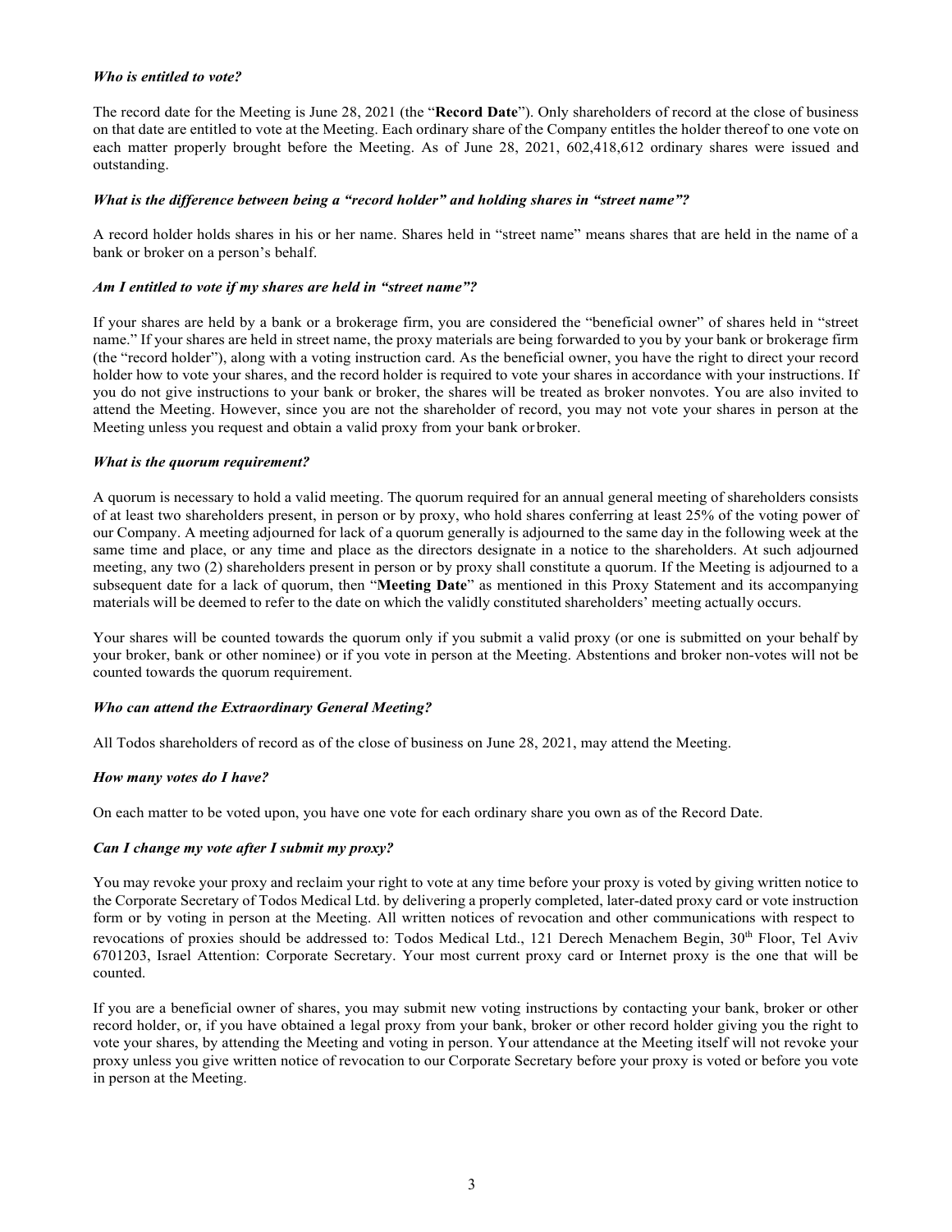***Who is entitled to vote?***

The record date for the Meeting is June 28, 2021 (the "**Record Date**"). Only shareholders of record at the close of business on that date are entitled to vote at the Meeting. Each ordinary share of the Company entitles the holder thereof to one vote on each matter properly brought before the Meeting. As of June 28, 2021, 602,418,612 ordinary shares were issued and outstanding.

***What is the difference between being a "record holder" and holding shares in "street name"?***

A record holder holds shares in his or her name. Shares held in "street name" means shares that are held in the name of a bank or broker on a person's behalf.

***Am I entitled to vote if my shares are held in "street name"?***

If your shares are held by a bank or a brokerage firm, you are considered the "beneficial owner" of shares held in "street name." If your shares are held in street name, the proxy materials are being forwarded to you by your bank or brokerage firm (the "record holder"), along with a voting instruction card. As the beneficial owner, you have the right to direct your record holder how to vote your shares, and the record holder is required to vote your shares in accordance with your instructions. If you do not give instructions to your bank or broker, the shares will be treated as broker nonvotes. You are also invited to attend the Meeting. However, since you are not the shareholder of record, you may not vote your shares in person at the Meeting unless you request and obtain a valid proxy from your bank or broker.

***What is the quorum requirement?***

A quorum is necessary to hold a valid meeting. The quorum required for an annual general meeting of shareholders consists of at least two shareholders present, in person or by proxy, who hold shares conferring at least 25% of the voting power of our Company. A meeting adjourned for lack of a quorum generally is adjourned to the same day in the following week at the same time and place, or any time and place as the directors designate in a notice to the shareholders. At such adjourned meeting, any two (2) shareholders present in person or by proxy shall constitute a quorum. If the Meeting is adjourned to a subsequent date for a lack of quorum, then "**Meeting Date**" as mentioned in this Proxy Statement and its accompanying materials will be deemed to refer to the date on which the validly constituted shareholders' meeting actually occurs.

Your shares will be counted towards the quorum only if you submit a valid proxy (or one is submitted on your behalf by your broker, bank or other nominee) or if you vote in person at the Meeting. Abstentions and broker non-votes will not be counted towards the quorum requirement.

***Who can attend the Extraordinary General Meeting?***

All Todos shareholders of record as of the close of business on June 28, 2021, may attend the Meeting.

***How many votes do I have?***

On each matter to be voted upon, you have one vote for each ordinary share you own as of the Record Date.

***Can I change my vote after I submit my proxy?***

You may revoke your proxy and reclaim your right to vote at any time before your proxy is voted by giving written notice to the Corporate Secretary of Todos Medical Ltd. by delivering a properly completed, later-dated proxy card or vote instruction form or by voting in person at the Meeting. All written notices of revocation and other communications with respect to revocations of proxies should be addressed to: Todos Medical Ltd., 121 Derech Menachem Begin, 30th Floor, Tel Aviv 6701203, Israel Attention: Corporate Secretary. Your most current proxy card or Internet proxy is the one that will be counted.

If you are a beneficial owner of shares, you may submit new voting instructions by contacting your bank, broker or other record holder, or, if you have obtained a legal proxy from your bank, broker or other record holder giving you the right to vote your shares, by attending the Meeting and voting in person. Your attendance at the Meeting itself will not revoke your proxy unless you give written notice of revocation to our Corporate Secretary before your proxy is voted or before you vote in person at the Meeting.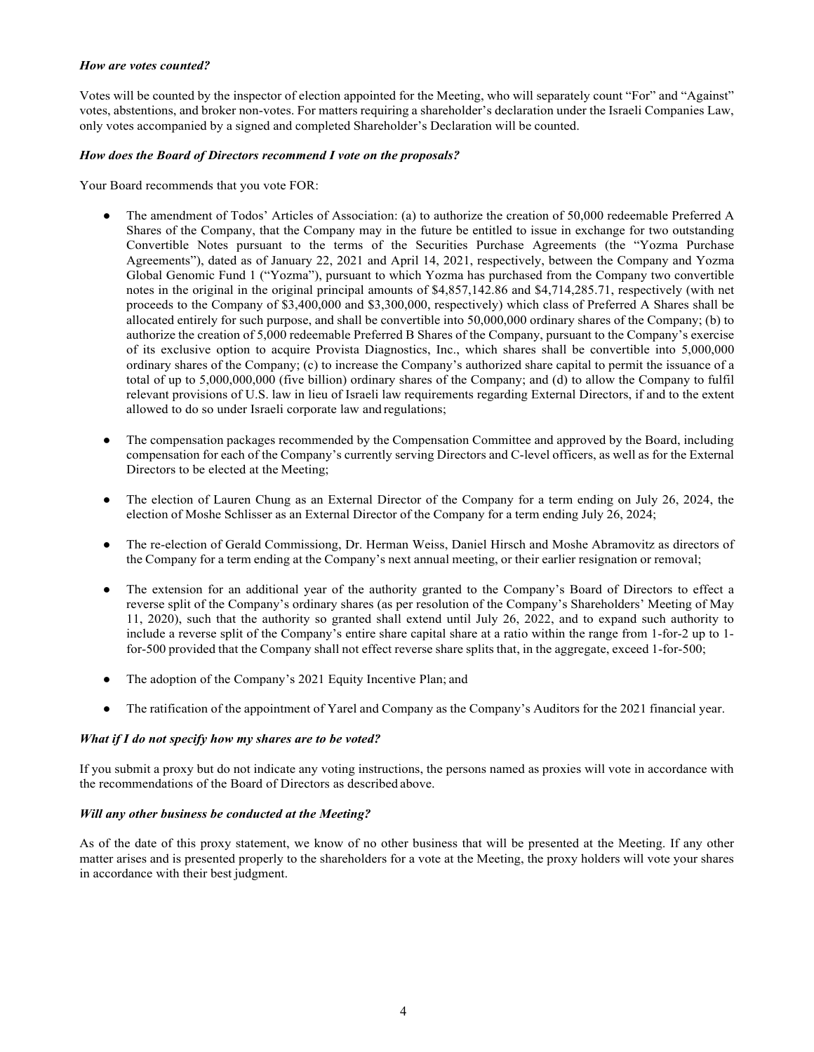***How are votes counted?***

Votes will be counted by the inspector of election appointed for the Meeting, who will separately count "For" and "Against" votes, abstentions, and broker non-votes. For matters requiring a shareholder's declaration under the Israeli Companies Law, only votes accompanied by a signed and completed Shareholder's Declaration will be counted.

***How does the Board of Directors recommend I vote on the proposals?***

Your Board recommends that you vote FOR:

- The amendment of Todos' Articles of Association: (a) to authorize the creation of 50,000 redeemable Preferred A Shares of the Company, that the Company may in the future be entitled to issue in exchange for two outstanding Convertible Notes pursuant to the terms of the Securities Purchase Agreements (the "Yozma Purchase Agreements"), dated as of January 22, 2021 and April 14, 2021, respectively, between the Company and Yozma Global Genomic Fund 1 ("Yozma"), pursuant to which Yozma has purchased from the Company two convertible notes in the original in the original principal amounts of $4,857,142.86 and $4,714,285.71, respectively (with net proceeds to the Company of $3,400,000 and $3,300,000, respectively) which class of Preferred A Shares shall be allocated entirely for such purpose, and shall be convertible into 50,000,000 ordinary shares of the Company; (b) to authorize the creation of 5,000 redeemable Preferred B Shares of the Company, pursuant to the Company's exercise of its exclusive option to acquire Provista Diagnostics, Inc., which shares shall be convertible into 5,000,000 ordinary shares of the Company; (c) to increase the Company's authorized share capital to permit the issuance of a total of up to 5,000,000,000 (five billion) ordinary shares of the Company; and (d) to allow the Company to fulfil relevant provisions of U.S. law in lieu of Israeli law requirements regarding External Directors, if and to the extent allowed to do so under Israeli corporate law and regulations;

- The compensation packages recommended by the Compensation Committee and approved by the Board, including compensation for each of the Company's currently serving Directors and C-level officers, as well as for the External Directors to be elected at the Meeting;

- The election of Lauren Chung as an External Director of the Company for a term ending on July 26, 2024, the election of Moshe Schlisser as an External Director of the Company for a term ending July 26, 2024;

- The re-election of Gerald Commissiong, Dr. Herman Weiss, Daniel Hirsch and Moshe Abramovitz as directors of the Company for a term ending at the Company's next annual meeting, or their earlier resignation or removal;

- The extension for an additional year of the authority granted to the Company's Board of Directors to effect a reverse split of the Company's ordinary shares (as per resolution of the Company's Shareholders' Meeting of May 11, 2020), such that the authority so granted shall extend until July 26, 2022, and to expand such authority to include a reverse split of the Company's entire share capital share at a ratio within the range from 1-for-2 up to 1-for-500 provided that the Company shall not effect reverse share splits that, in the aggregate, exceed 1-for-500;

- The adoption of the Company's 2021 Equity Incentive Plan; and

- The ratification of the appointment of Yarel and Company as the Company's Auditors for the 2021 financial year.

***What if I do not specify how my shares are to be voted?***

If you submit a proxy but do not indicate any voting instructions, the persons named as proxies will vote in accordance with the recommendations of the Board of Directors as described above.

***Will any other business be conducted at the Meeting?***

As of the date of this proxy statement, we know of no other business that will be presented at the Meeting. If any other matter arises and is presented properly to the shareholders for a vote at the Meeting, the proxy holders will vote your shares in accordance with their best judgment.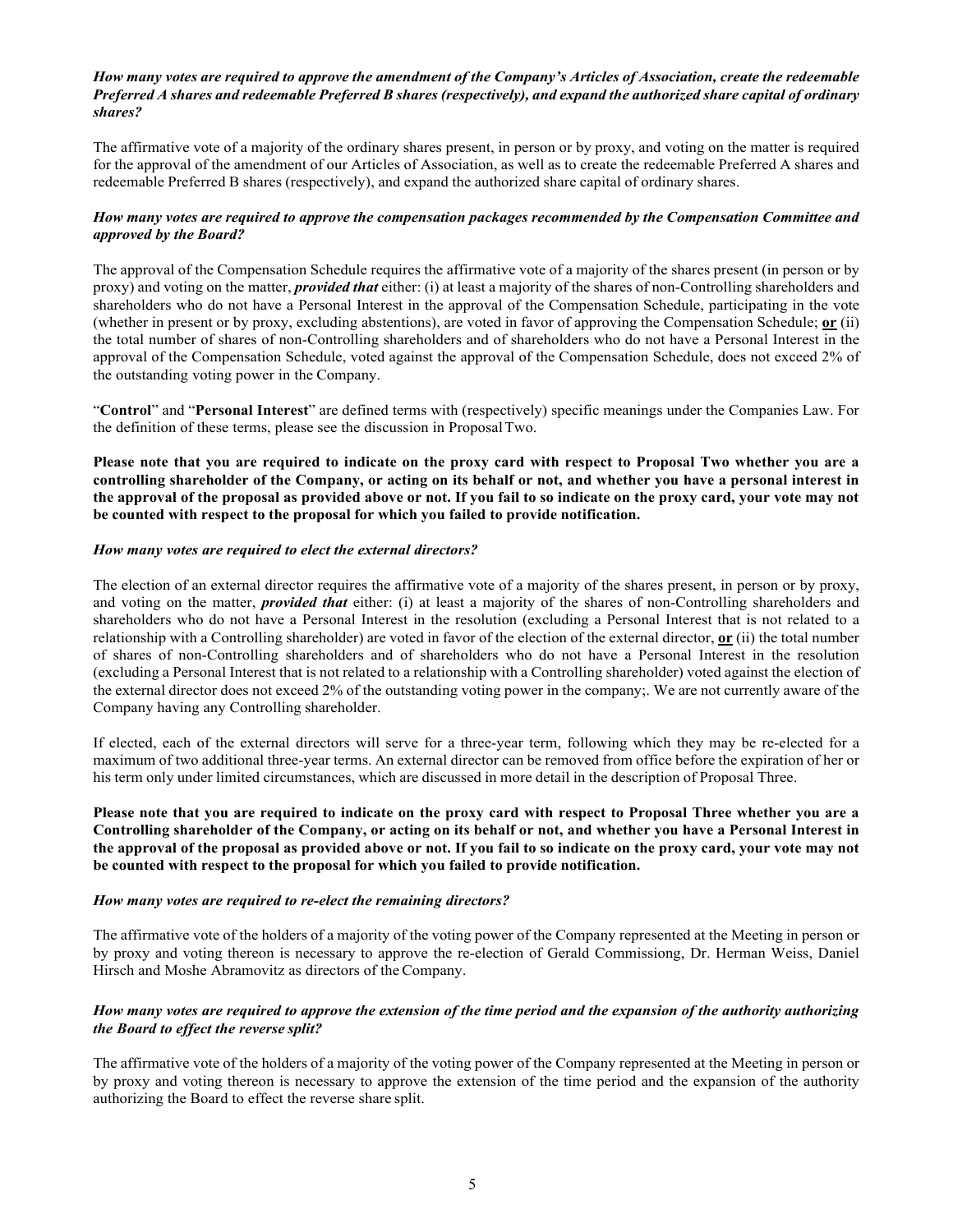***How many votes are required to approve the amendment of the Company's Articles of Association, create the redeemable Preferred A shares and redeemable Preferred B shares (respectively), and expand the authorized share capital of ordinary shares?***

The affirmative vote of a majority of the ordinary shares present, in person or by proxy, and voting on the matter is required for the approval of the amendment of our Articles of Association, as well as to create the redeemable Preferred A shares and redeemable Preferred B shares (respectively), and expand the authorized share capital of ordinary shares.

***How many votes are required to approve the compensation packages recommended by the Compensation Committee and approved by the Board?***

The approval of the Compensation Schedule requires the affirmative vote of a majority of the shares present (in person or by proxy) and voting on the matter, ***provided that*** either: (i) at least a majority of the shares of non-Controlling shareholders and shareholders who do not have a Personal Interest in the approval of the Compensation Schedule, participating in the vote (whether in present or by proxy, excluding abstentions), are voted in favor of approving the Compensation Schedule; **or** (ii) the total number of shares of non-Controlling shareholders and of shareholders who do not have a Personal Interest in the approval of the Compensation Schedule, voted against the approval of the Compensation Schedule, does not exceed 2% of the outstanding voting power in the Company.

"**Control**" and "**Personal Interest**" are defined terms with (respectively) specific meanings under the Companies Law. For the definition of these terms, please see the discussion in Proposal Two.

**Please note that you are required to indicate on the proxy card with respect to Proposal Two whether you are a controlling shareholder of the Company, or acting on its behalf or not, and whether you have a personal interest in the approval of the proposal as provided above or not. If you fail to so indicate on the proxy card, your vote may not be counted with respect to the proposal for which you failed to provide notification.**

***How many votes are required to elect the external directors?***

The election of an external director requires the affirmative vote of a majority of the shares present, in person or by proxy, and voting on the matter, ***provided that*** either: (i) at least a majority of the shares of non-Controlling shareholders and shareholders who do not have a Personal Interest in the resolution (excluding a Personal Interest that is not related to a relationship with a Controlling shareholder) are voted in favor of the election of the external director, **or** (ii) the total number of shares of non-Controlling shareholders and of shareholders who do not have a Personal Interest in the resolution (excluding a Personal Interest that is not related to a relationship with a Controlling shareholder) voted against the election of the external director does not exceed 2% of the outstanding voting power in the company;. We are not currently aware of the Company having any Controlling shareholder.

If elected, each of the external directors will serve for a three-year term, following which they may be re-elected for a maximum of two additional three-year terms. An external director can be removed from office before the expiration of her or his term only under limited circumstances, which are discussed in more detail in the description of Proposal Three.

**Please note that you are required to indicate on the proxy card with respect to Proposal Three whether you are a Controlling shareholder of the Company, or acting on its behalf or not, and whether you have a Personal Interest in the approval of the proposal as provided above or not. If you fail to so indicate on the proxy card, your vote may not be counted with respect to the proposal for which you failed to provide notification.**

***How many votes are required to re-elect the remaining directors?***

The affirmative vote of the holders of a majority of the voting power of the Company represented at the Meeting in person or by proxy and voting thereon is necessary to approve the re-election of Gerald Commissiong, Dr. Herman Weiss, Daniel Hirsch and Moshe Abramovitz as directors of the Company.

***How many votes are required to approve the extension of the time period and the expansion of the authority authorizing the Board to effect the reverse split?***

The affirmative vote of the holders of a majority of the voting power of the Company represented at the Meeting in person or by proxy and voting thereon is necessary to approve the extension of the time period and the expansion of the authority authorizing the Board to effect the reverse share split.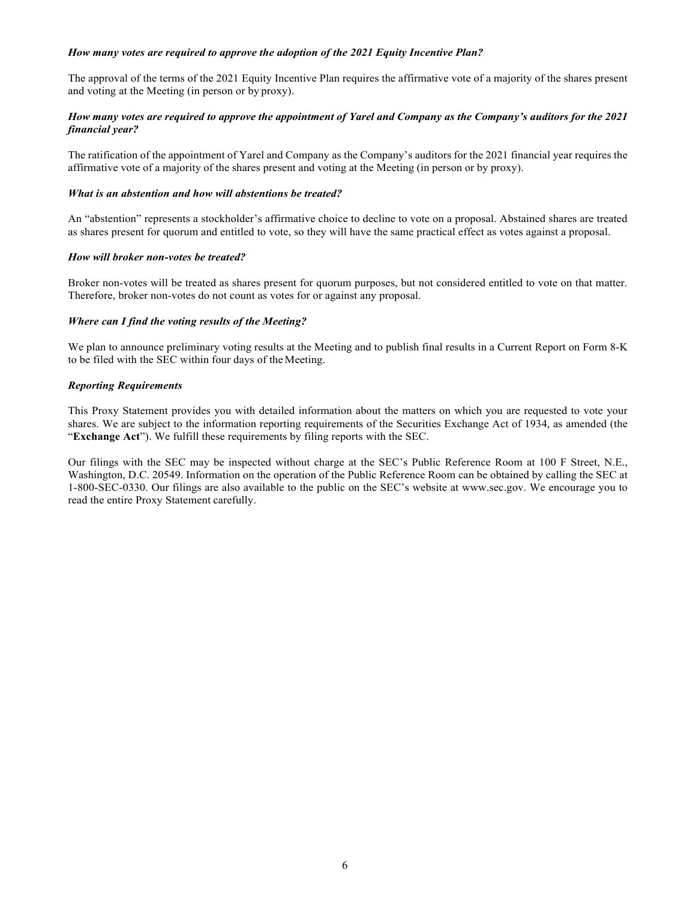***How many votes are required to approve the adoption of the 2021 Equity Incentive Plan?***

The approval of the terms of the 2021 Equity Incentive Plan requires the affirmative vote of a majority of the shares present and voting at the Meeting (in person or by proxy).

***How many votes are required to approve the appointment of Yarel and Company as the Company's auditors for the 2021 financial year?***

The ratification of the appointment of Yarel and Company as the Company's auditors for the 2021 financial year requires the affirmative vote of a majority of the shares present and voting at the Meeting (in person or by proxy).

***What is an abstention and how will abstentions be treated?***

An "abstention" represents a stockholder's affirmative choice to decline to vote on a proposal. Abstained shares are treated as shares present for quorum and entitled to vote, so they will have the same practical effect as votes against a proposal.

***How will broker non-votes be treated?***

Broker non-votes will be treated as shares present for quorum purposes, but not considered entitled to vote on that matter. Therefore, broker non-votes do not count as votes for or against any proposal.

***Where can I find the voting results of the Meeting?***

We plan to announce preliminary voting results at the Meeting and to publish final results in a Current Report on Form 8-K to be filed with the SEC within four days of the Meeting.

***Reporting Requirements***

This Proxy Statement provides you with detailed information about the matters on which you are requested to vote your shares. We are subject to the information reporting requirements of the Securities Exchange Act of 1934, as amended (the "**Exchange Act**"). We fulfill these requirements by filing reports with the SEC.

Our filings with the SEC may be inspected without charge at the SEC's Public Reference Room at 100 F Street, N.E., Washington, D.C. 20549. Information on the operation of the Public Reference Room can be obtained by calling the SEC at 1-800-SEC-0330. Our filings are also available to the public on the SEC's website at www.sec.gov. We encourage you to read the entire Proxy Statement carefully.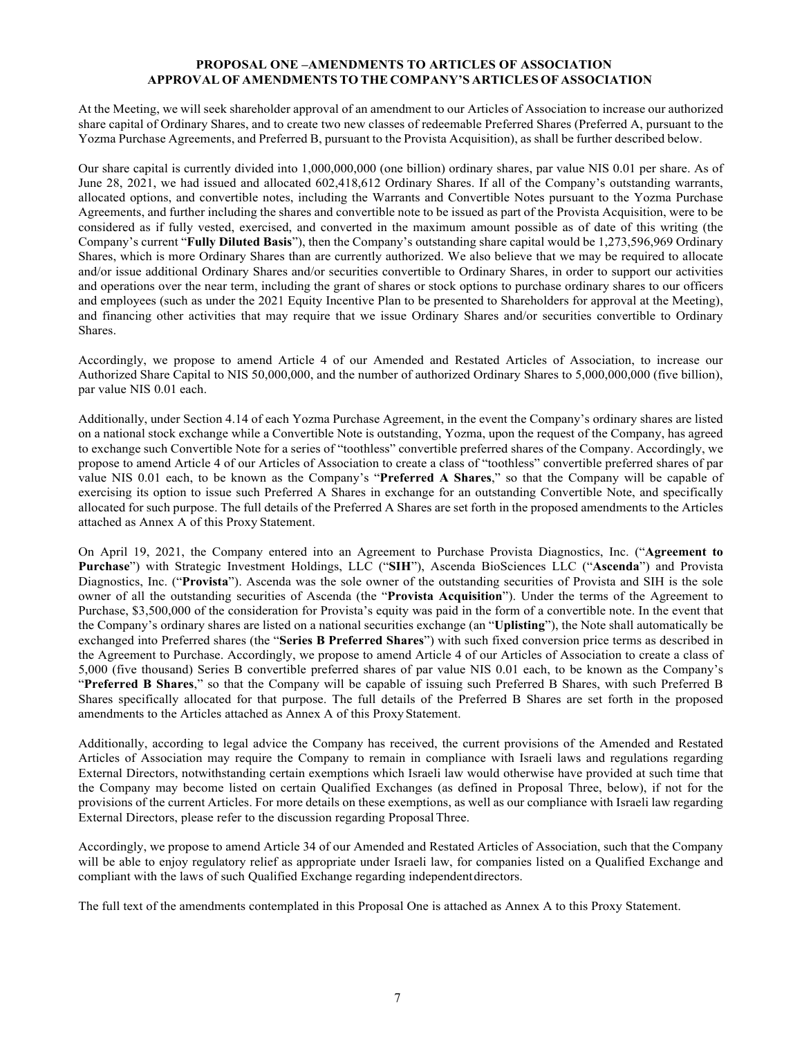## PROPOSAL ONE –AMENDMENTS TO ARTICLES OF ASSOCIATION
## APPROVAL OF AMENDMENTS TO THE COMPANY'S ARTICLES OF ASSOCIATION

At the Meeting, we will seek shareholder approval of an amendment to our Articles of Association to increase our authorized share capital of Ordinary Shares, and to create two new classes of redeemable Preferred Shares (Preferred A, pursuant to the Yozma Purchase Agreements, and Preferred B, pursuant to the Provista Acquisition), as shall be further described below.

Our share capital is currently divided into 1,000,000,000 (one billion) ordinary shares, par value NIS 0.01 per share. As of June 28, 2021, we had issued and allocated 602,418,612 Ordinary Shares. If all of the Company's outstanding warrants, allocated options, and convertible notes, including the Warrants and Convertible Notes pursuant to the Yozma Purchase Agreements, and further including the shares and convertible note to be issued as part of the Provista Acquisition, were to be considered as if fully vested, exercised, and converted in the maximum amount possible as of date of this writing (the Company's current "**Fully Diluted Basis**"), then the Company's outstanding share capital would be 1,273,596,969 Ordinary Shares, which is more Ordinary Shares than are currently authorized. We also believe that we may be required to allocate and/or issue additional Ordinary Shares and/or securities convertible to Ordinary Shares, in order to support our activities and operations over the near term, including the grant of shares or stock options to purchase ordinary shares to our officers and employees (such as under the 2021 Equity Incentive Plan to be presented to Shareholders for approval at the Meeting), and financing other activities that may require that we issue Ordinary Shares and/or securities convertible to Ordinary Shares.

Accordingly, we propose to amend Article 4 of our Amended and Restated Articles of Association, to increase our Authorized Share Capital to NIS 50,000,000, and the number of authorized Ordinary Shares to 5,000,000,000 (five billion), par value NIS 0.01 each.

Additionally, under Section 4.14 of each Yozma Purchase Agreement, in the event the Company's ordinary shares are listed on a national stock exchange while a Convertible Note is outstanding, Yozma, upon the request of the Company, has agreed to exchange such Convertible Note for a series of "toothless" convertible preferred shares of the Company. Accordingly, we propose to amend Article 4 of our Articles of Association to create a class of "toothless" convertible preferred shares of par value NIS 0.01 each, to be known as the Company's "**Preferred A Shares**," so that the Company will be capable of exercising its option to issue such Preferred A Shares in exchange for an outstanding Convertible Note, and specifically allocated for such purpose. The full details of the Preferred A Shares are set forth in the proposed amendments to the Articles attached as Annex A of this Proxy Statement.

On April 19, 2021, the Company entered into an Agreement to Purchase Provista Diagnostics, Inc. ("**Agreement to Purchase**") with Strategic Investment Holdings, LLC ("**SIH**"), Ascenda BioSciences LLC ("**Ascenda**") and Provista Diagnostics, Inc. ("**Provista**"). Ascenda was the sole owner of the outstanding securities of Provista and SIH is the sole owner of all the outstanding securities of Ascenda (the "**Provista Acquisition**"). Under the terms of the Agreement to Purchase, $3,500,000 of the consideration for Provista's equity was paid in the form of a convertible note. In the event that the Company's ordinary shares are listed on a national securities exchange (an "**Uplisting**"), the Note shall automatically be exchanged into Preferred shares (the "**Series B Preferred Shares**") with such fixed conversion price terms as described in the Agreement to Purchase. Accordingly, we propose to amend Article 4 of our Articles of Association to create a class of 5,000 (five thousand) Series B convertible preferred shares of par value NIS 0.01 each, to be known as the Company's "**Preferred B Shares**," so that the Company will be capable of issuing such Preferred B Shares, with such Preferred B Shares specifically allocated for that purpose. The full details of the Preferred B Shares are set forth in the proposed amendments to the Articles attached as Annex A of this Proxy Statement.

Additionally, according to legal advice the Company has received, the current provisions of the Amended and Restated Articles of Association may require the Company to remain in compliance with Israeli laws and regulations regarding External Directors, notwithstanding certain exemptions which Israeli law would otherwise have provided at such time that the Company may become listed on certain Qualified Exchanges (as defined in Proposal Three, below), if not for the provisions of the current Articles. For more details on these exemptions, as well as our compliance with Israeli law regarding External Directors, please refer to the discussion regarding Proposal Three.

Accordingly, we propose to amend Article 34 of our Amended and Restated Articles of Association, such that the Company will be able to enjoy regulatory relief as appropriate under Israeli law, for companies listed on a Qualified Exchange and compliant with the laws of such Qualified Exchange regarding independent directors.

The full text of the amendments contemplated in this Proposal One is attached as Annex A to this Proxy Statement.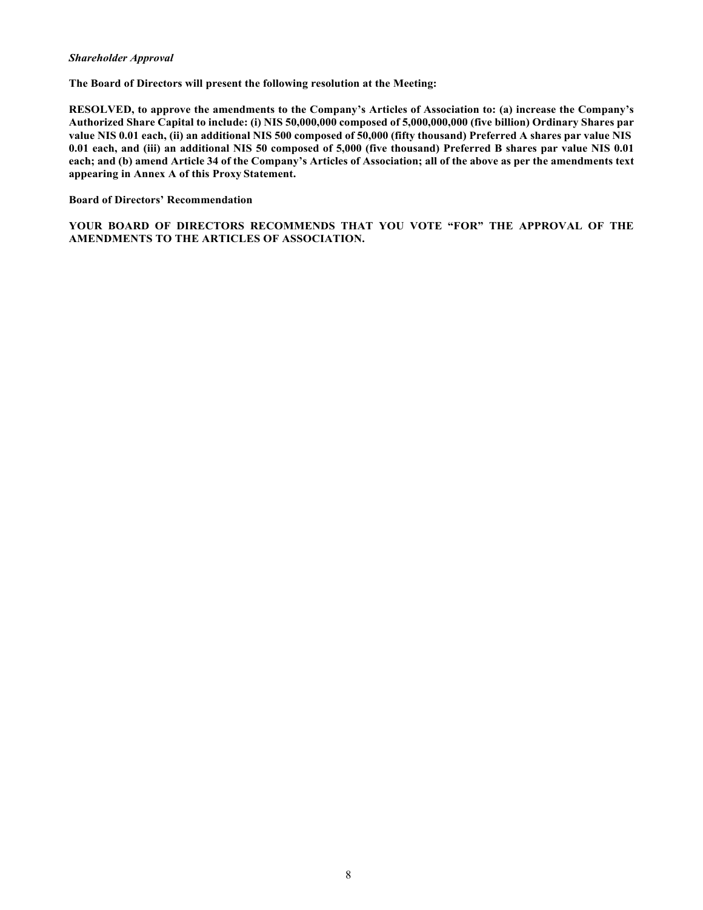***Shareholder Approval***

**The Board of Directors will present the following resolution at the Meeting:**

**RESOLVED, to approve the amendments to the Company's Articles of Association to: (a) increase the Company's Authorized Share Capital to include: (i) NIS 50,000,000 composed of 5,000,000,000 (five billion) Ordinary Shares par value NIS 0.01 each, (ii) an additional NIS 500 composed of 50,000 (fifty thousand) Preferred A shares par value NIS 0.01 each, and (iii) an additional NIS 50 composed of 5,000 (five thousand) Preferred B shares par value NIS 0.01 each; and (b) amend Article 34 of the Company's Articles of Association; all of the above as per the amendments text appearing in Annex A of this Proxy Statement.**

**Board of Directors' Recommendation**

**YOUR BOARD OF DIRECTORS RECOMMENDS THAT YOU VOTE "FOR" THE APPROVAL OF THE AMENDMENTS TO THE ARTICLES OF ASSOCIATION.**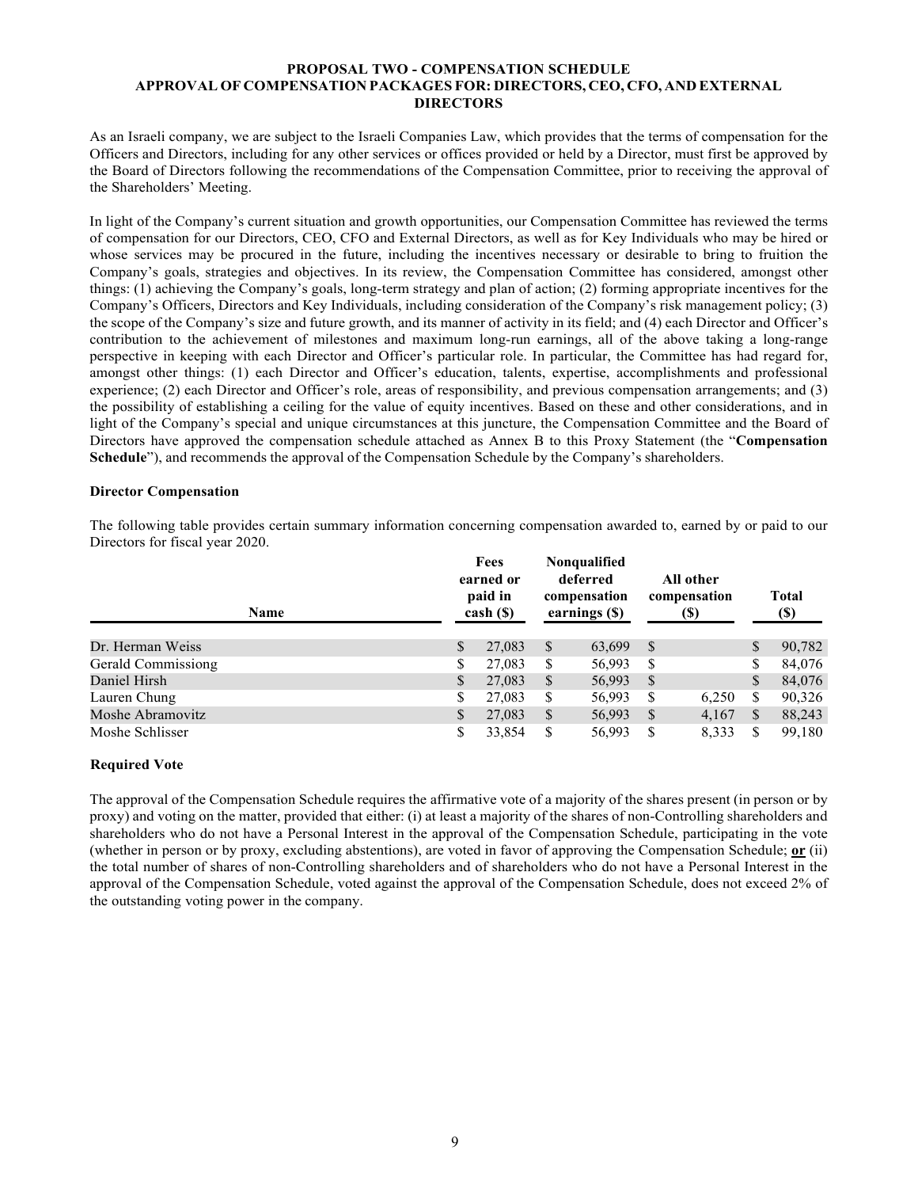# PROPOSAL TWO - COMPENSATION SCHEDULE
## APPROVAL OF COMPENSATION PACKAGES FOR: DIRECTORS, CEO, CFO, AND EXTERNAL DIRECTORS

As an Israeli company, we are subject to the Israeli Companies Law, which provides that the terms of compensation for the Officers and Directors, including for any other services or offices provided or held by a Director, must first be approved by the Board of Directors following the recommendations of the Compensation Committee, prior to receiving the approval of the Shareholders' Meeting.

In light of the Company's current situation and growth opportunities, our Compensation Committee has reviewed the terms of compensation for our Directors, CEO, CFO and External Directors, as well as for Key Individuals who may be hired or whose services may be procured in the future, including the incentives necessary or desirable to bring to fruition the Company's goals, strategies and objectives. In its review, the Compensation Committee has considered, amongst other things: (1) achieving the Company's goals, long-term strategy and plan of action; (2) forming appropriate incentives for the Company's Officers, Directors and Key Individuals, including consideration of the Company's risk management policy; (3) the scope of the Company's size and future growth, and its manner of activity in its field; and (4) each Director and Officer's contribution to the achievement of milestones and maximum long-run earnings, all of the above taking a long-range perspective in keeping with each Director and Officer's particular role. In particular, the Committee has had regard for, amongst other things: (1) each Director and Officer's education, talents, expertise, accomplishments and professional experience; (2) each Director and Officer's role, areas of responsibility, and previous compensation arrangements; and (3) the possibility of establishing a ceiling for the value of equity incentives. Based on these and other considerations, and in light of the Company's special and unique circumstances at this juncture, the Compensation Committee and the Board of Directors have approved the compensation schedule attached as Annex B to this Proxy Statement (the "**Compensation Schedule**"), and recommends the approval of the Compensation Schedule by the Company's shareholders.

### Director Compensation

The following table provides certain summary information concerning compensation awarded to, earned by or paid to our Directors for fiscal year 2020.

| Name | Fees earned or paid in cash ($) | Nonqualified deferred compensation earnings ($) | All other compensation ($) | Total ($) |
|---|---|---|---|---|
| Dr. Herman Weiss | $ 27,083 | $ 63,699 | $ | $ 90,782 |
| Gerald Commissiong | $ 27,083 | $ 56,993 | $ | $ 84,076 |
| Daniel Hirsh | $ 27,083 | $ 56,993 | $ | $ 84,076 |
| Lauren Chung | $ 27,083 | $ 56,993 | $ 6,250 | $ 90,326 |
| Moshe Abramovitz | $ 27,083 | $ 56,993 | $ 4,167 | $ 88,243 |
| Moshe Schlisser | $ 33,854 | $ 56,993 | $ 8,333 | $ 99,180 |

### Required Vote

The approval of the Compensation Schedule requires the affirmative vote of a majority of the shares present (in person or by proxy) and voting on the matter, provided that either: (i) at least a majority of the shares of non-Controlling shareholders and shareholders who do not have a Personal Interest in the approval of the Compensation Schedule, participating in the vote (whether in person or by proxy, excluding abstentions), are voted in favor of approving the Compensation Schedule; **or** (ii) the total number of shares of non-Controlling shareholders and of shareholders who do not have a Personal Interest in the approval of the Compensation Schedule, voted against the approval of the Compensation Schedule, does not exceed 2% of the outstanding voting power in the company.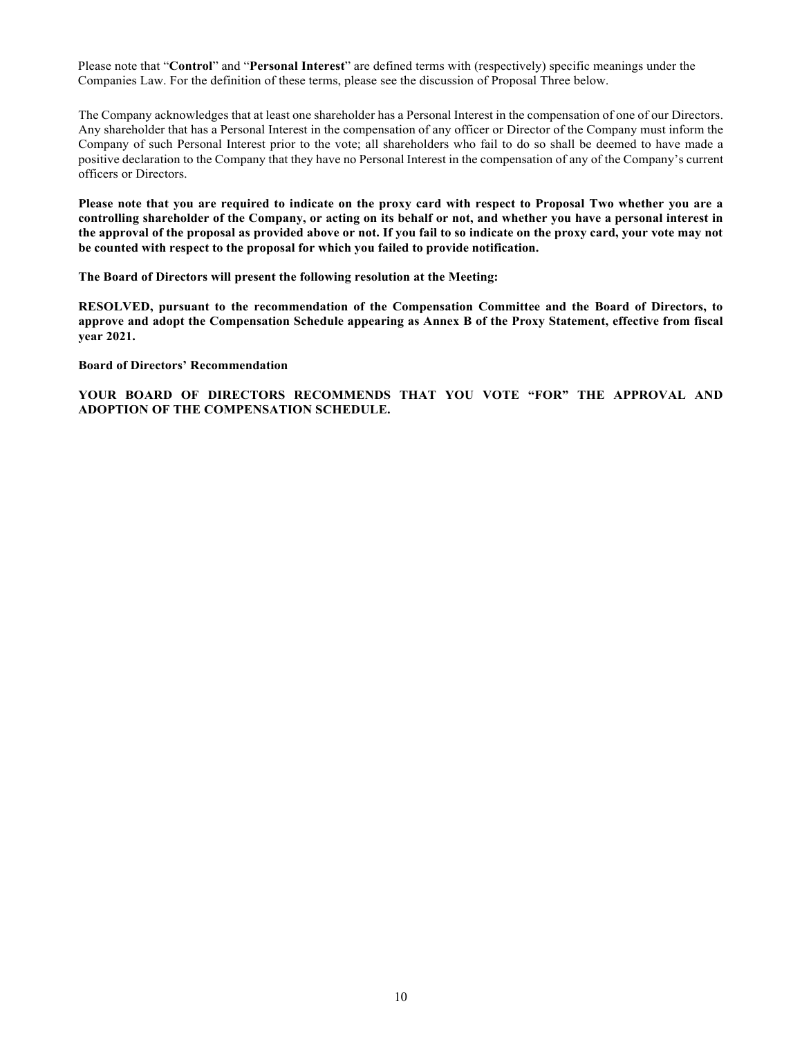Please note that "**Control**" and "**Personal Interest**" are defined terms with (respectively) specific meanings under the Companies Law. For the definition of these terms, please see the discussion of Proposal Three below.

The Company acknowledges that at least one shareholder has a Personal Interest in the compensation of one of our Directors. Any shareholder that has a Personal Interest in the compensation of any officer or Director of the Company must inform the Company of such Personal Interest prior to the vote; all shareholders who fail to do so shall be deemed to have made a positive declaration to the Company that they have no Personal Interest in the compensation of any of the Company's current officers or Directors.

**Please note that you are required to indicate on the proxy card with respect to Proposal Two whether you are a controlling shareholder of the Company, or acting on its behalf or not, and whether you have a personal interest in the approval of the proposal as provided above or not. If you fail to so indicate on the proxy card, your vote may not be counted with respect to the proposal for which you failed to provide notification.**

**The Board of Directors will present the following resolution at the Meeting:**

**RESOLVED, pursuant to the recommendation of the Compensation Committee and the Board of Directors, to approve and adopt the Compensation Schedule appearing as Annex B of the Proxy Statement, effective from fiscal year 2021.**

**Board of Directors' Recommendation**

**YOUR BOARD OF DIRECTORS RECOMMENDS THAT YOU VOTE "FOR" THE APPROVAL AND ADOPTION OF THE COMPENSATION SCHEDULE.**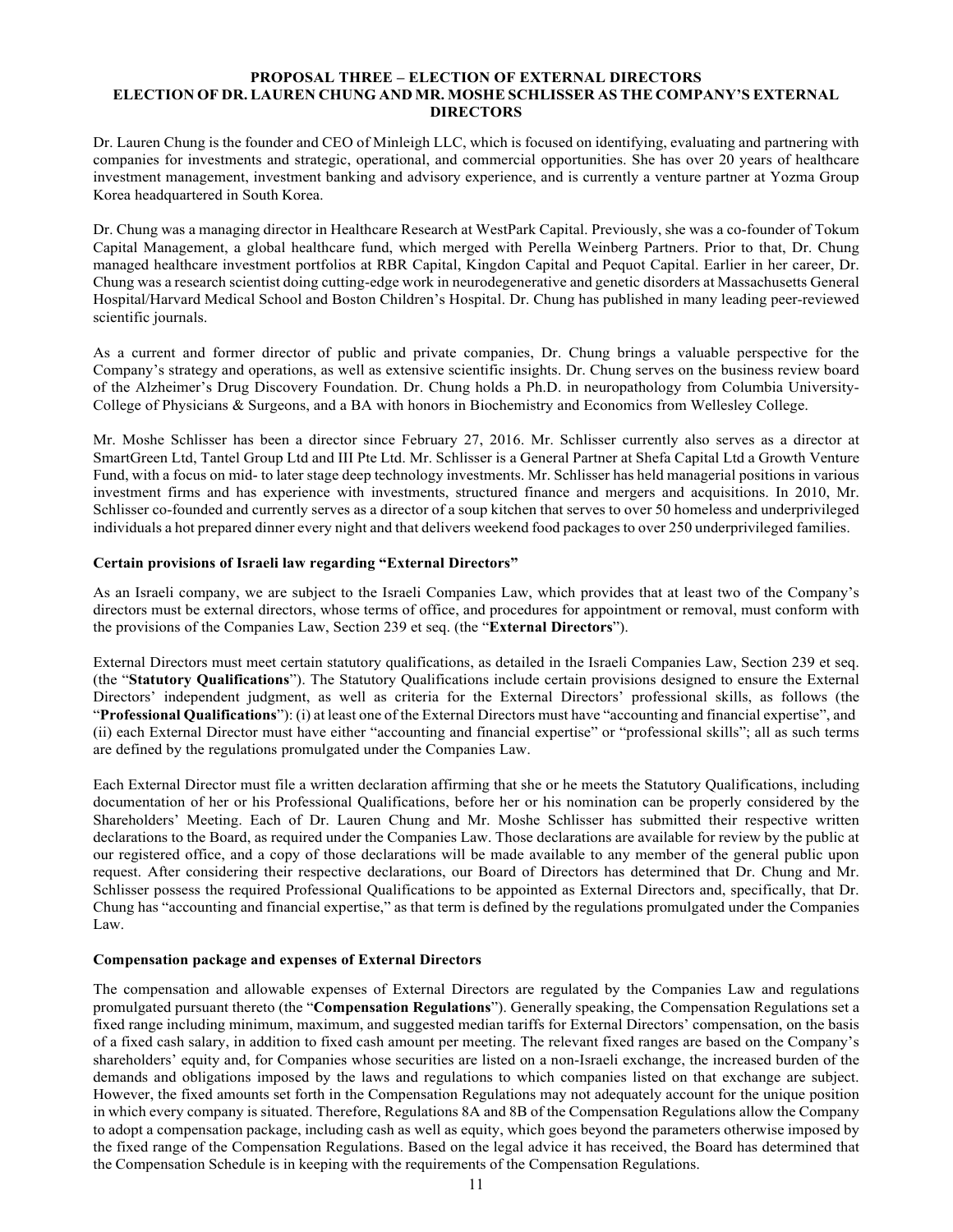## PROPOSAL THREE – ELECTION OF EXTERNAL DIRECTORS
## ELECTION OF DR. LAUREN CHUNG AND MR. MOSHE SCHLISSER AS THE COMPANY'S EXTERNAL DIRECTORS

Dr. Lauren Chung is the founder and CEO of Minleigh LLC, which is focused on identifying, evaluating and partnering with companies for investments and strategic, operational, and commercial opportunities. She has over 20 years of healthcare investment management, investment banking and advisory experience, and is currently a venture partner at Yozma Group Korea headquartered in South Korea.

Dr. Chung was a managing director in Healthcare Research at WestPark Capital. Previously, she was a co-founder of Tokum Capital Management, a global healthcare fund, which merged with Perella Weinberg Partners. Prior to that, Dr. Chung managed healthcare investment portfolios at RBR Capital, Kingdon Capital and Pequot Capital. Earlier in her career, Dr. Chung was a research scientist doing cutting-edge work in neurodegenerative and genetic disorders at Massachusetts General Hospital/Harvard Medical School and Boston Children's Hospital. Dr. Chung has published in many leading peer-reviewed scientific journals.

As a current and former director of public and private companies, Dr. Chung brings a valuable perspective for the Company's strategy and operations, as well as extensive scientific insights. Dr. Chung serves on the business review board of the Alzheimer's Drug Discovery Foundation. Dr. Chung holds a Ph.D. in neuropathology from Columbia University-College of Physicians & Surgeons, and a BA with honors in Biochemistry and Economics from Wellesley College.

Mr. Moshe Schlisser has been a director since February 27, 2016. Mr. Schlisser currently also serves as a director at SmartGreen Ltd, Tantel Group Ltd and III Pte Ltd. Mr. Schlisser is a General Partner at Shefa Capital Ltd a Growth Venture Fund, with a focus on mid- to later stage deep technology investments. Mr. Schlisser has held managerial positions in various investment firms and has experience with investments, structured finance and mergers and acquisitions. In 2010, Mr. Schlisser co-founded and currently serves as a director of a soup kitchen that serves to over 50 homeless and underprivileged individuals a hot prepared dinner every night and that delivers weekend food packages to over 250 underprivileged families.

### Certain provisions of Israeli law regarding "External Directors"

As an Israeli company, we are subject to the Israeli Companies Law, which provides that at least two of the Company's directors must be external directors, whose terms of office, and procedures for appointment or removal, must conform with the provisions of the Companies Law, Section 239 et seq. (the "**External Directors**").

External Directors must meet certain statutory qualifications, as detailed in the Israeli Companies Law, Section 239 et seq. (the "**Statutory Qualifications**"). The Statutory Qualifications include certain provisions designed to ensure the External Directors' independent judgment, as well as criteria for the External Directors' professional skills, as follows (the "**Professional Qualifications**"): (i) at least one of the External Directors must have "accounting and financial expertise", and (ii) each External Director must have either "accounting and financial expertise" or "professional skills"; all as such terms are defined by the regulations promulgated under the Companies Law.

Each External Director must file a written declaration affirming that she or he meets the Statutory Qualifications, including documentation of her or his Professional Qualifications, before her or his nomination can be properly considered by the Shareholders' Meeting. Each of Dr. Lauren Chung and Mr. Moshe Schlisser has submitted their respective written declarations to the Board, as required under the Companies Law. Those declarations are available for review by the public at our registered office, and a copy of those declarations will be made available to any member of the general public upon request. After considering their respective declarations, our Board of Directors has determined that Dr. Chung and Mr. Schlisser possess the required Professional Qualifications to be appointed as External Directors and, specifically, that Dr. Chung has "accounting and financial expertise," as that term is defined by the regulations promulgated under the Companies Law.

### Compensation package and expenses of External Directors

The compensation and allowable expenses of External Directors are regulated by the Companies Law and regulations promulgated pursuant thereto (the "**Compensation Regulations**"). Generally speaking, the Compensation Regulations set a fixed range including minimum, maximum, and suggested median tariffs for External Directors' compensation, on the basis of a fixed cash salary, in addition to fixed cash amount per meeting. The relevant fixed ranges are based on the Company's shareholders' equity and, for Companies whose securities are listed on a non-Israeli exchange, the increased burden of the demands and obligations imposed by the laws and regulations to which companies listed on that exchange are subject. However, the fixed amounts set forth in the Compensation Regulations may not adequately account for the unique position in which every company is situated. Therefore, Regulations 8A and 8B of the Compensation Regulations allow the Company to adopt a compensation package, including cash as well as equity, which goes beyond the parameters otherwise imposed by the fixed range of the Compensation Regulations. Based on the legal advice it has received, the Board has determined that the Compensation Schedule is in keeping with the requirements of the Compensation Regulations.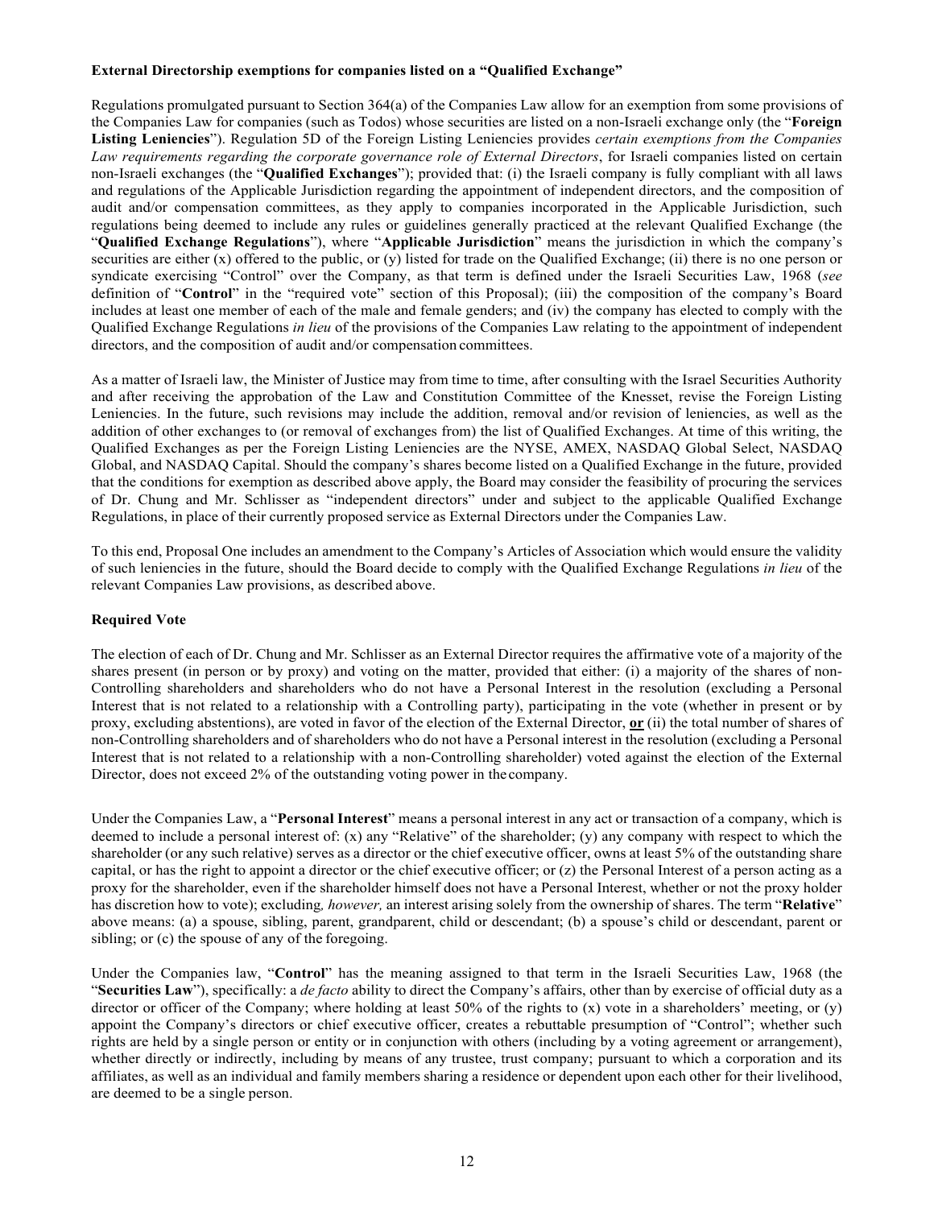**External Directorship exemptions for companies listed on a "Qualified Exchange"**

Regulations promulgated pursuant to Section 364(a) of the Companies Law allow for an exemption from some provisions of the Companies Law for companies (such as Todos) whose securities are listed on a non-Israeli exchange only (the "**Foreign Listing Leniencies**"). Regulation 5D of the Foreign Listing Leniencies provides *certain exemptions from the Companies Law requirements regarding the corporate governance role of External Directors*, for Israeli companies listed on certain non-Israeli exchanges (the "**Qualified Exchanges**"); provided that: (i) the Israeli company is fully compliant with all laws and regulations of the Applicable Jurisdiction regarding the appointment of independent directors, and the composition of audit and/or compensation committees, as they apply to companies incorporated in the Applicable Jurisdiction, such regulations being deemed to include any rules or guidelines generally practiced at the relevant Qualified Exchange (the "**Qualified Exchange Regulations**"), where "**Applicable Jurisdiction**" means the jurisdiction in which the company's securities are either (x) offered to the public, or (y) listed for trade on the Qualified Exchange; (ii) there is no one person or syndicate exercising "Control" over the Company, as that term is defined under the Israeli Securities Law, 1968 (*see* definition of "**Control**" in the "required vote" section of this Proposal); (iii) the composition of the company's Board includes at least one member of each of the male and female genders; and (iv) the company has elected to comply with the Qualified Exchange Regulations *in lieu* of the provisions of the Companies Law relating to the appointment of independent directors, and the composition of audit and/or compensation committees.

As a matter of Israeli law, the Minister of Justice may from time to time, after consulting with the Israel Securities Authority and after receiving the approbation of the Law and Constitution Committee of the Knesset, revise the Foreign Listing Leniencies. In the future, such revisions may include the addition, removal and/or revision of leniencies, as well as the addition of other exchanges to (or removal of exchanges from) the list of Qualified Exchanges. At time of this writing, the Qualified Exchanges as per the Foreign Listing Leniencies are the NYSE, AMEX, NASDAQ Global Select, NASDAQ Global, and NASDAQ Capital. Should the company's shares become listed on a Qualified Exchange in the future, provided that the conditions for exemption as described above apply, the Board may consider the feasibility of procuring the services of Dr. Chung and Mr. Schlisser as "independent directors" under and subject to the applicable Qualified Exchange Regulations, in place of their currently proposed service as External Directors under the Companies Law.

To this end, Proposal One includes an amendment to the Company's Articles of Association which would ensure the validity of such leniencies in the future, should the Board decide to comply with the Qualified Exchange Regulations *in lieu* of the relevant Companies Law provisions, as described above.

**Required Vote**

The election of each of Dr. Chung and Mr. Schlisser as an External Director requires the affirmative vote of a majority of the shares present (in person or by proxy) and voting on the matter, provided that either: (i) a majority of the shares of non-Controlling shareholders and shareholders who do not have a Personal Interest in the resolution (excluding a Personal Interest that is not related to a relationship with a Controlling party), participating in the vote (whether in present or by proxy, excluding abstentions), are voted in favor of the election of the External Director, **or** (ii) the total number of shares of non-Controlling shareholders and of shareholders who do not have a Personal interest in the resolution (excluding a Personal Interest that is not related to a relationship with a non-Controlling shareholder) voted against the election of the External Director, does not exceed 2% of the outstanding voting power in the company.

Under the Companies Law, a "**Personal Interest**" means a personal interest in any act or transaction of a company, which is deemed to include a personal interest of: (x) any "Relative" of the shareholder; (y) any company with respect to which the shareholder (or any such relative) serves as a director or the chief executive officer, owns at least 5% of the outstanding share capital, or has the right to appoint a director or the chief executive officer; or (z) the Personal Interest of a person acting as a proxy for the shareholder, even if the shareholder himself does not have a Personal Interest, whether or not the proxy holder has discretion how to vote); excluding*, however,* an interest arising solely from the ownership of shares. The term "**Relative**" above means: (a) a spouse, sibling, parent, grandparent, child or descendant; (b) a spouse's child or descendant, parent or sibling; or (c) the spouse of any of the foregoing.

Under the Companies law, "**Control**" has the meaning assigned to that term in the Israeli Securities Law, 1968 (the "**Securities Law**"), specifically: a *de facto* ability to direct the Company's affairs, other than by exercise of official duty as a director or officer of the Company; where holding at least 50% of the rights to (x) vote in a shareholders' meeting, or (y) appoint the Company's directors or chief executive officer, creates a rebuttable presumption of "Control"; whether such rights are held by a single person or entity or in conjunction with others (including by a voting agreement or arrangement), whether directly or indirectly, including by means of any trustee, trust company; pursuant to which a corporation and its affiliates, as well as an individual and family members sharing a residence or dependent upon each other for their livelihood, are deemed to be a single person.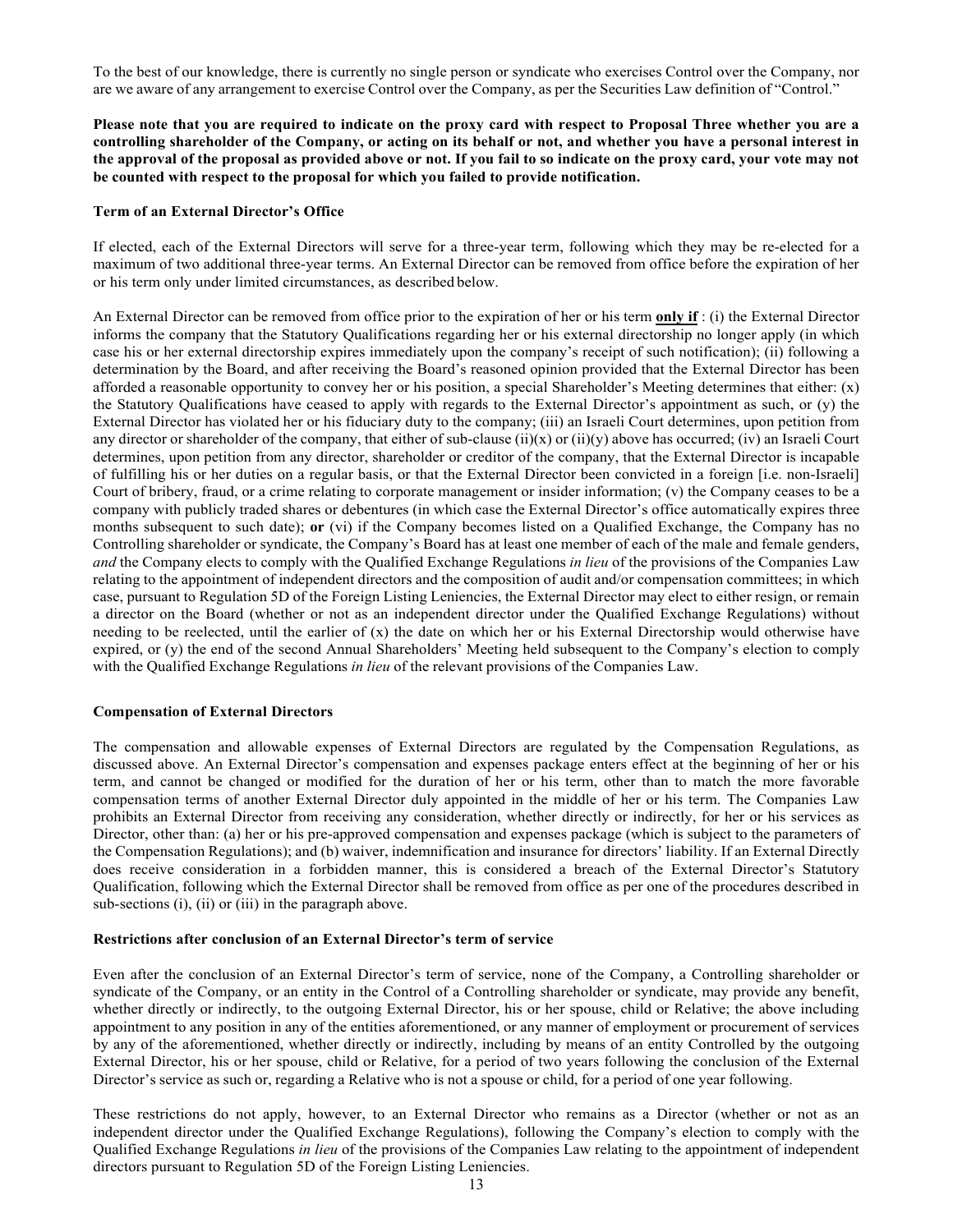To the best of our knowledge, there is currently no single person or syndicate who exercises Control over the Company, nor are we aware of any arrangement to exercise Control over the Company, as per the Securities Law definition of "Control."

**Please note that you are required to indicate on the proxy card with respect to Proposal Three whether you are a controlling shareholder of the Company, or acting on its behalf or not, and whether you have a personal interest in the approval of the proposal as provided above or not. If you fail to so indicate on the proxy card, your vote may not be counted with respect to the proposal for which you failed to provide notification.**

**Term of an External Director's Office**

If elected, each of the External Directors will serve for a three-year term, following which they may be re-elected for a maximum of two additional three-year terms. An External Director can be removed from office before the expiration of her or his term only under limited circumstances, as described below.

An External Director can be removed from office prior to the expiration of her or his term **only if** : (i) the External Director informs the company that the Statutory Qualifications regarding her or his external directorship no longer apply (in which case his or her external directorship expires immediately upon the company's receipt of such notification); (ii) following a determination by the Board, and after receiving the Board's reasoned opinion provided that the External Director has been afforded a reasonable opportunity to convey her or his position, a special Shareholder's Meeting determines that either: (x) the Statutory Qualifications have ceased to apply with regards to the External Director's appointment as such, or (y) the External Director has violated her or his fiduciary duty to the company; (iii) an Israeli Court determines, upon petition from any director or shareholder of the company, that either of sub-clause (ii)(x) or (ii)(y) above has occurred; (iv) an Israeli Court determines, upon petition from any director, shareholder or creditor of the company, that the External Director is incapable of fulfilling his or her duties on a regular basis, or that the External Director been convicted in a foreign [i.e. non-Israeli] Court of bribery, fraud, or a crime relating to corporate management or insider information; (v) the Company ceases to be a company with publicly traded shares or debentures (in which case the External Director's office automatically expires three months subsequent to such date); **or** (vi) if the Company becomes listed on a Qualified Exchange, the Company has no Controlling shareholder or syndicate, the Company's Board has at least one member of each of the male and female genders, *and* the Company elects to comply with the Qualified Exchange Regulations *in lieu* of the provisions of the Companies Law relating to the appointment of independent directors and the composition of audit and/or compensation committees; in which case, pursuant to Regulation 5D of the Foreign Listing Leniencies, the External Director may elect to either resign, or remain a director on the Board (whether or not as an independent director under the Qualified Exchange Regulations) without needing to be reelected, until the earlier of (x) the date on which her or his External Directorship would otherwise have expired, or (y) the end of the second Annual Shareholders' Meeting held subsequent to the Company's election to comply with the Qualified Exchange Regulations *in lieu* of the relevant provisions of the Companies Law.

**Compensation of External Directors**

The compensation and allowable expenses of External Directors are regulated by the Compensation Regulations, as discussed above. An External Director's compensation and expenses package enters effect at the beginning of her or his term, and cannot be changed or modified for the duration of her or his term, other than to match the more favorable compensation terms of another External Director duly appointed in the middle of her or his term. The Companies Law prohibits an External Director from receiving any consideration, whether directly or indirectly, for her or his services as Director, other than: (a) her or his pre-approved compensation and expenses package (which is subject to the parameters of the Compensation Regulations); and (b) waiver, indemnification and insurance for directors' liability. If an External Directly does receive consideration in a forbidden manner, this is considered a breach of the External Director's Statutory Qualification, following which the External Director shall be removed from office as per one of the procedures described in sub-sections (i), (ii) or (iii) in the paragraph above.

**Restrictions after conclusion of an External Director's term of service**

Even after the conclusion of an External Director's term of service, none of the Company, a Controlling shareholder or syndicate of the Company, or an entity in the Control of a Controlling shareholder or syndicate, may provide any benefit, whether directly or indirectly, to the outgoing External Director, his or her spouse, child or Relative; the above including appointment to any position in any of the entities aforementioned, or any manner of employment or procurement of services by any of the aforementioned, whether directly or indirectly, including by means of an entity Controlled by the outgoing External Director, his or her spouse, child or Relative, for a period of two years following the conclusion of the External Director's service as such or, regarding a Relative who is not a spouse or child, for a period of one year following.

These restrictions do not apply, however, to an External Director who remains as a Director (whether or not as an independent director under the Qualified Exchange Regulations), following the Company's election to comply with the Qualified Exchange Regulations *in lieu* of the provisions of the Companies Law relating to the appointment of independent directors pursuant to Regulation 5D of the Foreign Listing Leniencies.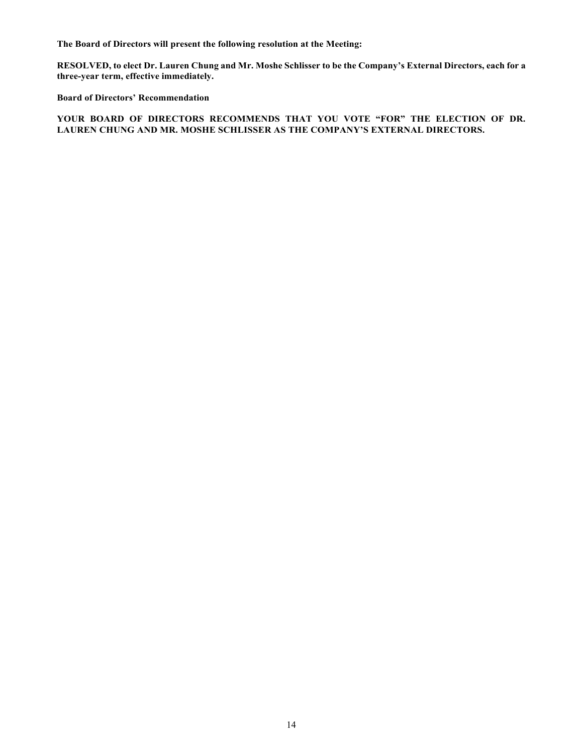**The Board of Directors will present the following resolution at the Meeting:**

**RESOLVED, to elect Dr. Lauren Chung and Mr. Moshe Schlisser to be the Company's External Directors, each for a three-year term, effective immediately.**

**Board of Directors' Recommendation**

**YOUR BOARD OF DIRECTORS RECOMMENDS THAT YOU VOTE "FOR" THE ELECTION OF DR. LAUREN CHUNG AND MR. MOSHE SCHLISSER AS THE COMPANY'S EXTERNAL DIRECTORS.**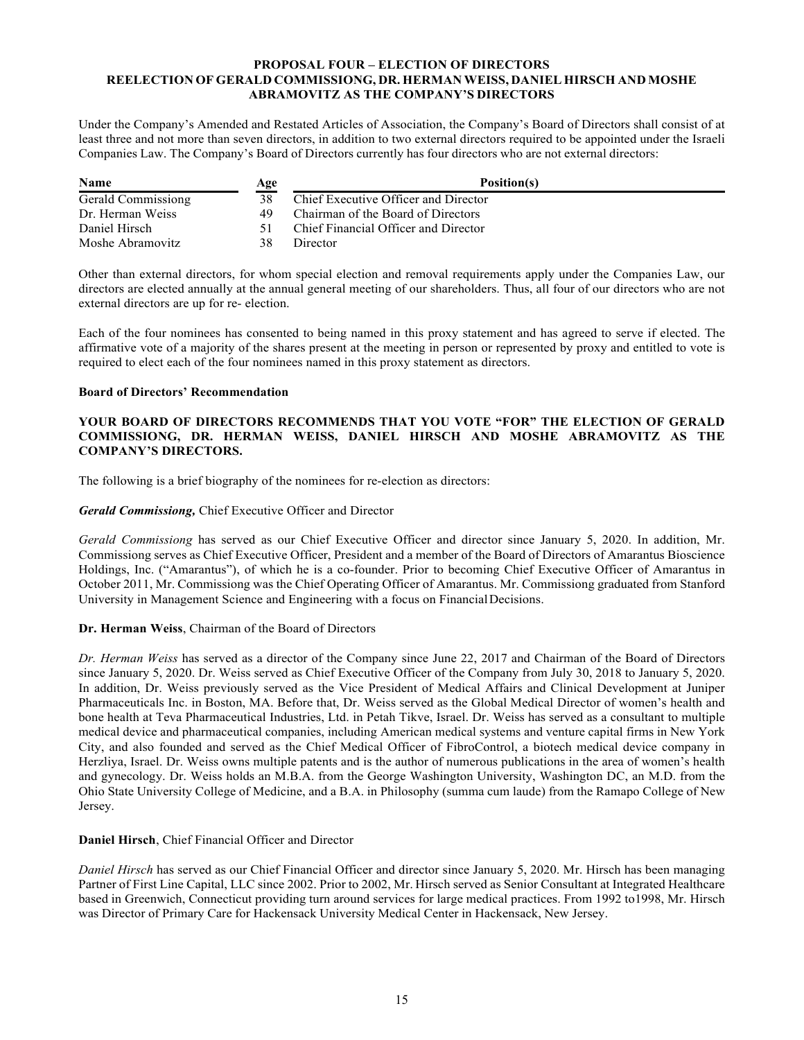**PROPOSAL FOUR – ELECTION OF DIRECTORS**
**REELECTION OF GERALD COMMISSIONG, DR. HERMAN WEISS, DANIEL HIRSCH AND MOSHE ABRAMOVITZ AS THE COMPANY'S DIRECTORS**

Under the Company's Amended and Restated Articles of Association, the Company's Board of Directors shall consist of at least three and not more than seven directors, in addition to two external directors required to be appointed under the Israeli Companies Law. The Company's Board of Directors currently has four directors who are not external directors:

| Name | Age | Position(s) |
|---|---|---|
| Gerald Commissiong | 38 | Chief Executive Officer and Director |
| Dr. Herman Weiss | 49 | Chairman of the Board of Directors |
| Daniel Hirsch | 51 | Chief Financial Officer and Director |
| Moshe Abramovitz | 38 | Director |

Other than external directors, for whom special election and removal requirements apply under the Companies Law, our directors are elected annually at the annual general meeting of our shareholders. Thus, all four of our directors who are not external directors are up for re- election.

Each of the four nominees has consented to being named in this proxy statement and has agreed to serve if elected. The affirmative vote of a majority of the shares present at the meeting in person or represented by proxy and entitled to vote is required to elect each of the four nominees named in this proxy statement as directors.

**Board of Directors' Recommendation**

**YOUR BOARD OF DIRECTORS RECOMMENDS THAT YOU VOTE "FOR" THE ELECTION OF GERALD COMMISSIONG, DR. HERMAN WEISS, DANIEL HIRSCH AND MOSHE ABRAMOVITZ AS THE COMPANY'S DIRECTORS.**

The following is a brief biography of the nominees for re-election as directors:

***Gerald Commissiong,*** Chief Executive Officer and Director

*Gerald Commissiong* has served as our Chief Executive Officer and director since January 5, 2020. In addition, Mr. Commissiong serves as Chief Executive Officer, President and a member of the Board of Directors of Amarantus Bioscience Holdings, Inc. ("Amarantus"), of which he is a co-founder. Prior to becoming Chief Executive Officer of Amarantus in October 2011, Mr. Commissiong was the Chief Operating Officer of Amarantus. Mr. Commissiong graduated from Stanford University in Management Science and Engineering with a focus on Financial Decisions.

**Dr. Herman Weiss**, Chairman of the Board of Directors

*Dr. Herman Weiss* has served as a director of the Company since June 22, 2017 and Chairman of the Board of Directors since January 5, 2020. Dr. Weiss served as Chief Executive Officer of the Company from July 30, 2018 to January 5, 2020. In addition, Dr. Weiss previously served as the Vice President of Medical Affairs and Clinical Development at Juniper Pharmaceuticals Inc. in Boston, MA. Before that, Dr. Weiss served as the Global Medical Director of women's health and bone health at Teva Pharmaceutical Industries, Ltd. in Petah Tikve, Israel. Dr. Weiss has served as a consultant to multiple medical device and pharmaceutical companies, including American medical systems and venture capital firms in New York City, and also founded and served as the Chief Medical Officer of FibroControl, a biotech medical device company in Herzliya, Israel. Dr. Weiss owns multiple patents and is the author of numerous publications in the area of women's health and gynecology. Dr. Weiss holds an M.B.A. from the George Washington University, Washington DC, an M.D. from the Ohio State University College of Medicine, and a B.A. in Philosophy (summa cum laude) from the Ramapo College of New Jersey.

**Daniel Hirsch**, Chief Financial Officer and Director

*Daniel Hirsch* has served as our Chief Financial Officer and director since January 5, 2020. Mr. Hirsch has been managing Partner of First Line Capital, LLC since 2002. Prior to 2002, Mr. Hirsch served as Senior Consultant at Integrated Healthcare based in Greenwich, Connecticut providing turn around services for large medical practices. From 1992 to1998, Mr. Hirsch was Director of Primary Care for Hackensack University Medical Center in Hackensack, New Jersey.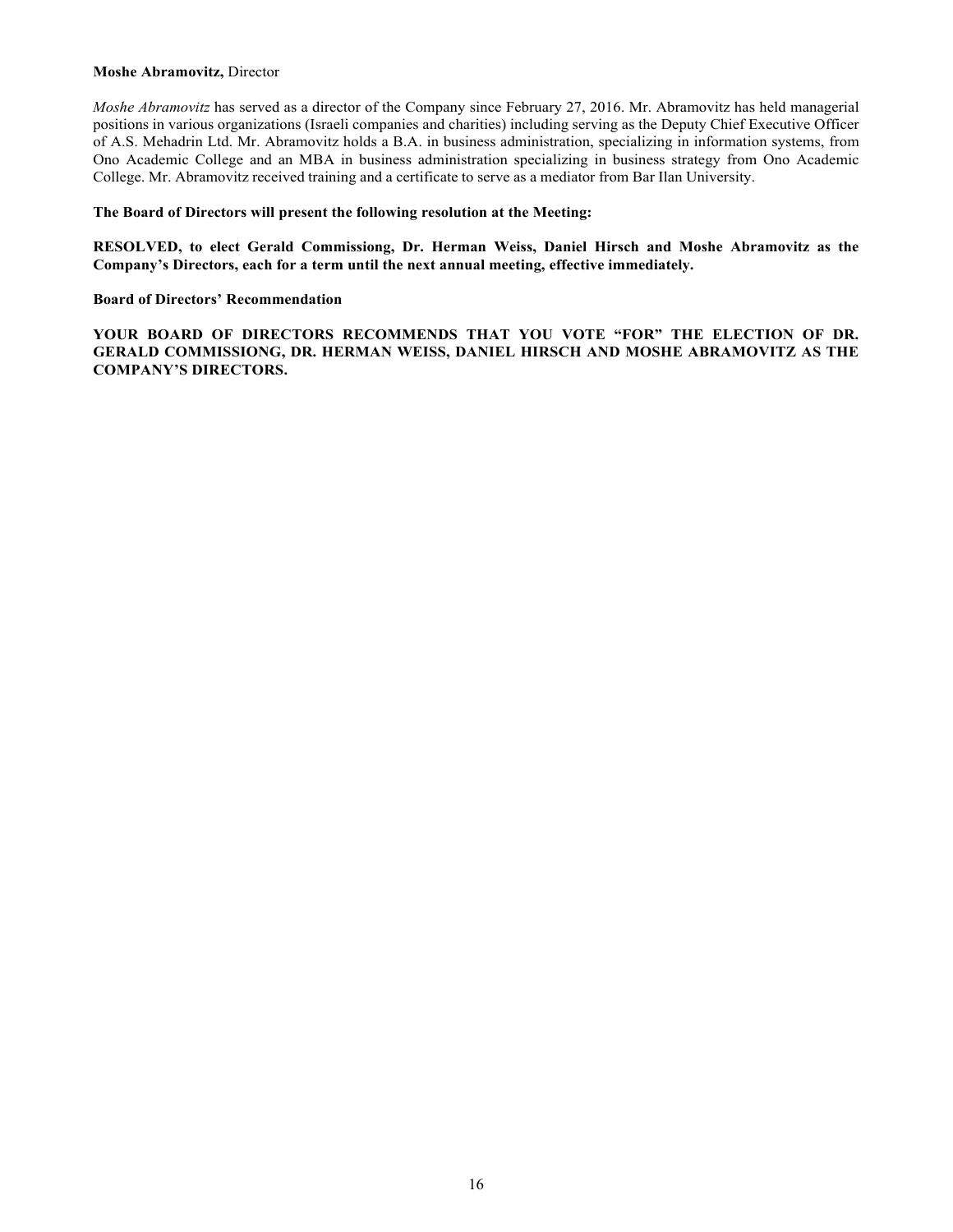**Moshe Abramovitz,** Director

*Moshe Abramovitz* has served as a director of the Company since February 27, 2016. Mr. Abramovitz has held managerial positions in various organizations (Israeli companies and charities) including serving as the Deputy Chief Executive Officer of A.S. Mehadrin Ltd. Mr. Abramovitz holds a B.A. in business administration, specializing in information systems, from Ono Academic College and an MBA in business administration specializing in business strategy from Ono Academic College. Mr. Abramovitz received training and a certificate to serve as a mediator from Bar Ilan University.

**The Board of Directors will present the following resolution at the Meeting:**

**RESOLVED, to elect Gerald Commissiong, Dr. Herman Weiss, Daniel Hirsch and Moshe Abramovitz as the Company's Directors, each for a term until the next annual meeting, effective immediately.**

**Board of Directors' Recommendation**

**YOUR BOARD OF DIRECTORS RECOMMENDS THAT YOU VOTE "FOR" THE ELECTION OF DR. GERALD COMMISSIONG, DR. HERMAN WEISS, DANIEL HIRSCH AND MOSHE ABRAMOVITZ AS THE COMPANY'S DIRECTORS.**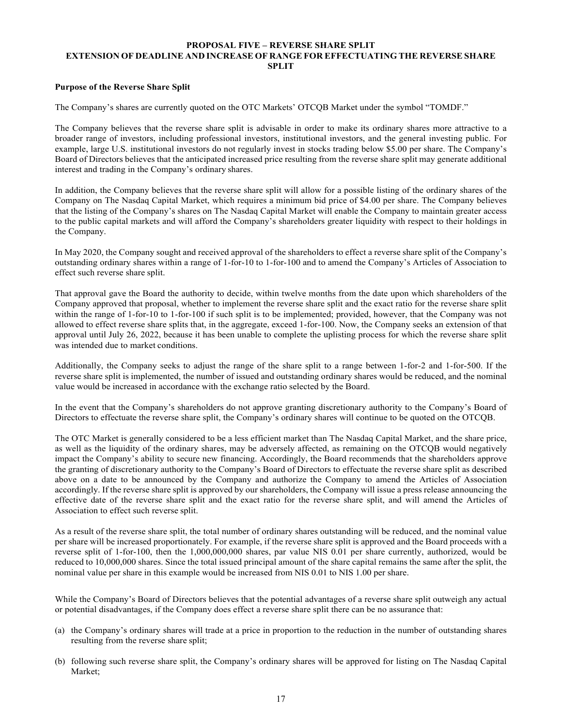## PROPOSAL FIVE – REVERSE SHARE SPLIT
## EXTENSION OF DEADLINE AND INCREASE OF RANGE FOR EFFECTUATING THE REVERSE SHARE SPLIT

**Purpose of the Reverse Share Split**

The Company's shares are currently quoted on the OTC Markets' OTCQB Market under the symbol "TOMDF."

The Company believes that the reverse share split is advisable in order to make its ordinary shares more attractive to a broader range of investors, including professional investors, institutional investors, and the general investing public. For example, large U.S. institutional investors do not regularly invest in stocks trading below $5.00 per share. The Company's Board of Directors believes that the anticipated increased price resulting from the reverse share split may generate additional interest and trading in the Company's ordinary shares.

In addition, the Company believes that the reverse share split will allow for a possible listing of the ordinary shares of the Company on The Nasdaq Capital Market, which requires a minimum bid price of $4.00 per share. The Company believes that the listing of the Company's shares on The Nasdaq Capital Market will enable the Company to maintain greater access to the public capital markets and will afford the Company's shareholders greater liquidity with respect to their holdings in the Company.

In May 2020, the Company sought and received approval of the shareholders to effect a reverse share split of the Company's outstanding ordinary shares within a range of 1-for-10 to 1-for-100 and to amend the Company's Articles of Association to effect such reverse share split.

That approval gave the Board the authority to decide, within twelve months from the date upon which shareholders of the Company approved that proposal, whether to implement the reverse share split and the exact ratio for the reverse share split within the range of 1-for-10 to 1-for-100 if such split is to be implemented; provided, however, that the Company was not allowed to effect reverse share splits that, in the aggregate, exceed 1-for-100. Now, the Company seeks an extension of that approval until July 26, 2022, because it has been unable to complete the uplisting process for which the reverse share split was intended due to market conditions.

Additionally, the Company seeks to adjust the range of the share split to a range between 1-for-2 and 1-for-500. If the reverse share split is implemented, the number of issued and outstanding ordinary shares would be reduced, and the nominal value would be increased in accordance with the exchange ratio selected by the Board.

In the event that the Company's shareholders do not approve granting discretionary authority to the Company's Board of Directors to effectuate the reverse share split, the Company's ordinary shares will continue to be quoted on the OTCQB.

The OTC Market is generally considered to be a less efficient market than The Nasdaq Capital Market, and the share price, as well as the liquidity of the ordinary shares, may be adversely affected, as remaining on the OTCQB would negatively impact the Company's ability to secure new financing. Accordingly, the Board recommends that the shareholders approve the granting of discretionary authority to the Company's Board of Directors to effectuate the reverse share split as described above on a date to be announced by the Company and authorize the Company to amend the Articles of Association accordingly. If the reverse share split is approved by our shareholders, the Company will issue a press release announcing the effective date of the reverse share split and the exact ratio for the reverse share split, and will amend the Articles of Association to effect such reverse split.

As a result of the reverse share split, the total number of ordinary shares outstanding will be reduced, and the nominal value per share will be increased proportionately. For example, if the reverse share split is approved and the Board proceeds with a reverse split of 1-for-100, then the 1,000,000,000 shares, par value NIS 0.01 per share currently, authorized, would be reduced to 10,000,000 shares. Since the total issued principal amount of the share capital remains the same after the split, the nominal value per share in this example would be increased from NIS 0.01 to NIS 1.00 per share.

While the Company's Board of Directors believes that the potential advantages of a reverse share split outweigh any actual or potential disadvantages, if the Company does effect a reverse share split there can be no assurance that:

(a) the Company's ordinary shares will trade at a price in proportion to the reduction in the number of outstanding shares resulting from the reverse share split;

(b) following such reverse share split, the Company's ordinary shares will be approved for listing on The Nasdaq Capital Market;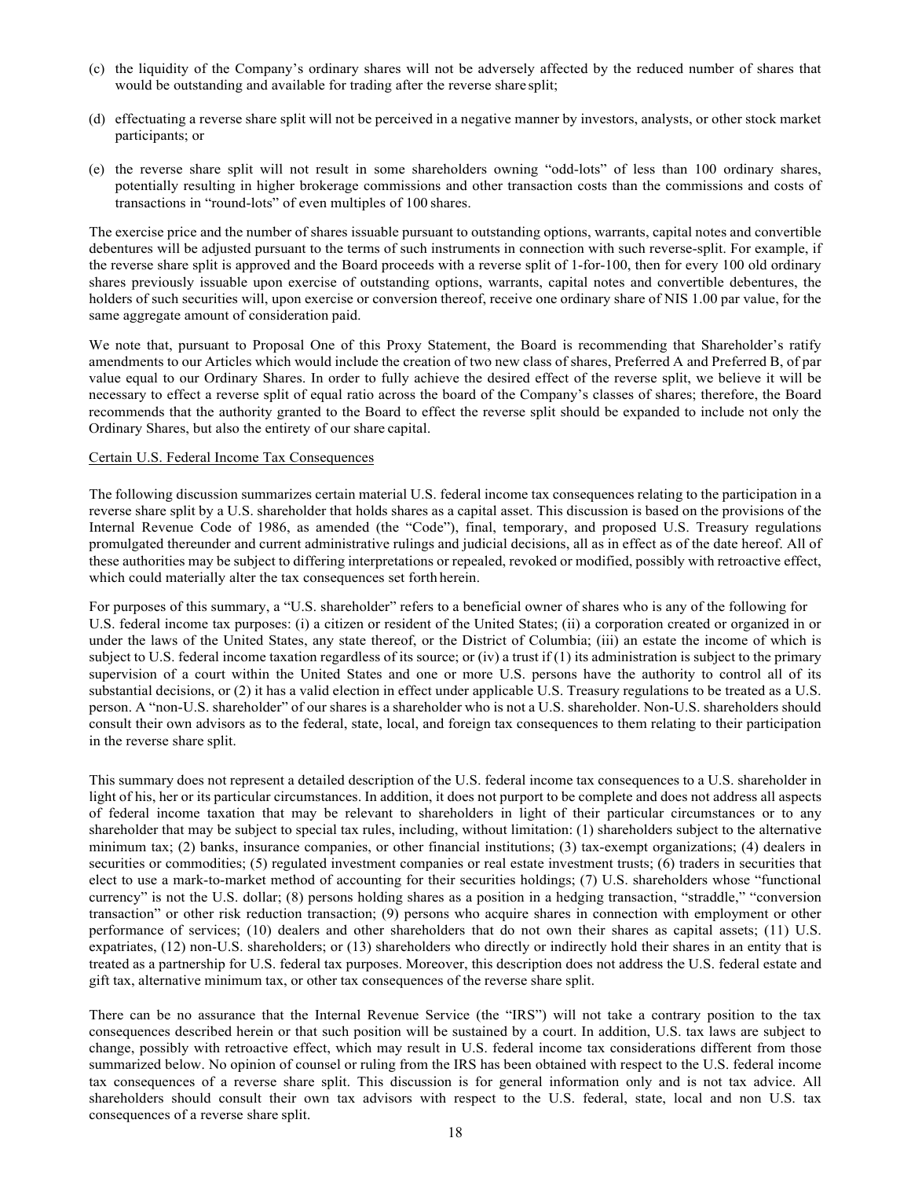(c) the liquidity of the Company's ordinary shares will not be adversely affected by the reduced number of shares that would be outstanding and available for trading after the reverse share split;

(d) effectuating a reverse share split will not be perceived in a negative manner by investors, analysts, or other stock market participants; or

(e) the reverse share split will not result in some shareholders owning "odd-lots" of less than 100 ordinary shares, potentially resulting in higher brokerage commissions and other transaction costs than the commissions and costs of transactions in "round-lots" of even multiples of 100 shares.

The exercise price and the number of shares issuable pursuant to outstanding options, warrants, capital notes and convertible debentures will be adjusted pursuant to the terms of such instruments in connection with such reverse-split. For example, if the reverse share split is approved and the Board proceeds with a reverse split of 1-for-100, then for every 100 old ordinary shares previously issuable upon exercise of outstanding options, warrants, capital notes and convertible debentures, the holders of such securities will, upon exercise or conversion thereof, receive one ordinary share of NIS 1.00 par value, for the same aggregate amount of consideration paid.

We note that, pursuant to Proposal One of this Proxy Statement, the Board is recommending that Shareholder's ratify amendments to our Articles which would include the creation of two new class of shares, Preferred A and Preferred B, of par value equal to our Ordinary Shares. In order to fully achieve the desired effect of the reverse split, we believe it will be necessary to effect a reverse split of equal ratio across the board of the Company's classes of shares; therefore, the Board recommends that the authority granted to the Board to effect the reverse split should be expanded to include not only the Ordinary Shares, but also the entirety of our share capital.

Certain U.S. Federal Income Tax Consequences

The following discussion summarizes certain material U.S. federal income tax consequences relating to the participation in a reverse share split by a U.S. shareholder that holds shares as a capital asset. This discussion is based on the provisions of the Internal Revenue Code of 1986, as amended (the "Code"), final, temporary, and proposed U.S. Treasury regulations promulgated thereunder and current administrative rulings and judicial decisions, all as in effect as of the date hereof. All of these authorities may be subject to differing interpretations or repealed, revoked or modified, possibly with retroactive effect, which could materially alter the tax consequences set forth herein.

For purposes of this summary, a "U.S. shareholder" refers to a beneficial owner of shares who is any of the following for U.S. federal income tax purposes: (i) a citizen or resident of the United States; (ii) a corporation created or organized in or under the laws of the United States, any state thereof, or the District of Columbia; (iii) an estate the income of which is subject to U.S. federal income taxation regardless of its source; or (iv) a trust if (1) its administration is subject to the primary supervision of a court within the United States and one or more U.S. persons have the authority to control all of its substantial decisions, or (2) it has a valid election in effect under applicable U.S. Treasury regulations to be treated as a U.S. person. A "non-U.S. shareholder" of our shares is a shareholder who is not a U.S. shareholder. Non-U.S. shareholders should consult their own advisors as to the federal, state, local, and foreign tax consequences to them relating to their participation in the reverse share split.

This summary does not represent a detailed description of the U.S. federal income tax consequences to a U.S. shareholder in light of his, her or its particular circumstances. In addition, it does not purport to be complete and does not address all aspects of federal income taxation that may be relevant to shareholders in light of their particular circumstances or to any shareholder that may be subject to special tax rules, including, without limitation: (1) shareholders subject to the alternative minimum tax; (2) banks, insurance companies, or other financial institutions; (3) tax-exempt organizations; (4) dealers in securities or commodities; (5) regulated investment companies or real estate investment trusts; (6) traders in securities that elect to use a mark-to-market method of accounting for their securities holdings; (7) U.S. shareholders whose "functional currency" is not the U.S. dollar; (8) persons holding shares as a position in a hedging transaction, "straddle," "conversion transaction" or other risk reduction transaction; (9) persons who acquire shares in connection with employment or other performance of services; (10) dealers and other shareholders that do not own their shares as capital assets; (11) U.S. expatriates, (12) non-U.S. shareholders; or (13) shareholders who directly or indirectly hold their shares in an entity that is treated as a partnership for U.S. federal tax purposes. Moreover, this description does not address the U.S. federal estate and gift tax, alternative minimum tax, or other tax consequences of the reverse share split.

There can be no assurance that the Internal Revenue Service (the "IRS") will not take a contrary position to the tax consequences described herein or that such position will be sustained by a court. In addition, U.S. tax laws are subject to change, possibly with retroactive effect, which may result in U.S. federal income tax considerations different from those summarized below. No opinion of counsel or ruling from the IRS has been obtained with respect to the U.S. federal income tax consequences of a reverse share split. This discussion is for general information only and is not tax advice. All shareholders should consult their own tax advisors with respect to the U.S. federal, state, local and non U.S. tax consequences of a reverse share split.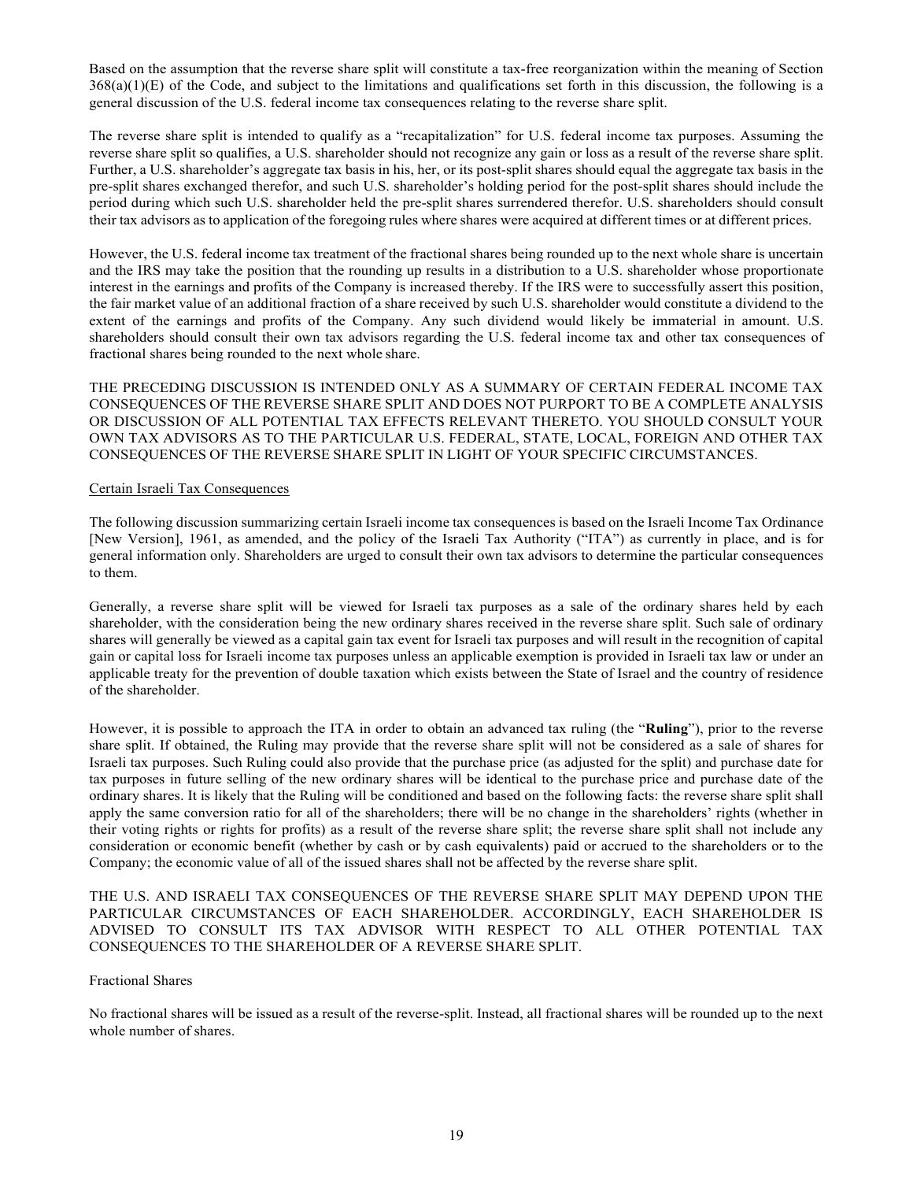Based on the assumption that the reverse share split will constitute a tax-free reorganization within the meaning of Section 368(a)(1)(E) of the Code, and subject to the limitations and qualifications set forth in this discussion, the following is a general discussion of the U.S. federal income tax consequences relating to the reverse share split.

The reverse share split is intended to qualify as a "recapitalization" for U.S. federal income tax purposes. Assuming the reverse share split so qualifies, a U.S. shareholder should not recognize any gain or loss as a result of the reverse share split. Further, a U.S. shareholder's aggregate tax basis in his, her, or its post-split shares should equal the aggregate tax basis in the pre-split shares exchanged therefor, and such U.S. shareholder's holding period for the post-split shares should include the period during which such U.S. shareholder held the pre-split shares surrendered therefor. U.S. shareholders should consult their tax advisors as to application of the foregoing rules where shares were acquired at different times or at different prices.

However, the U.S. federal income tax treatment of the fractional shares being rounded up to the next whole share is uncertain and the IRS may take the position that the rounding up results in a distribution to a U.S. shareholder whose proportionate interest in the earnings and profits of the Company is increased thereby. If the IRS were to successfully assert this position, the fair market value of an additional fraction of a share received by such U.S. shareholder would constitute a dividend to the extent of the earnings and profits of the Company. Any such dividend would likely be immaterial in amount. U.S. shareholders should consult their own tax advisors regarding the U.S. federal income tax and other tax consequences of fractional shares being rounded to the next whole share.

THE PRECEDING DISCUSSION IS INTENDED ONLY AS A SUMMARY OF CERTAIN FEDERAL INCOME TAX CONSEQUENCES OF THE REVERSE SHARE SPLIT AND DOES NOT PURPORT TO BE A COMPLETE ANALYSIS OR DISCUSSION OF ALL POTENTIAL TAX EFFECTS RELEVANT THERETO. YOU SHOULD CONSULT YOUR OWN TAX ADVISORS AS TO THE PARTICULAR U.S. FEDERAL, STATE, LOCAL, FOREIGN AND OTHER TAX CONSEQUENCES OF THE REVERSE SHARE SPLIT IN LIGHT OF YOUR SPECIFIC CIRCUMSTANCES.

Certain Israeli Tax Consequences

The following discussion summarizing certain Israeli income tax consequences is based on the Israeli Income Tax Ordinance [New Version], 1961, as amended, and the policy of the Israeli Tax Authority ("ITA") as currently in place, and is for general information only. Shareholders are urged to consult their own tax advisors to determine the particular consequences to them.

Generally, a reverse share split will be viewed for Israeli tax purposes as a sale of the ordinary shares held by each shareholder, with the consideration being the new ordinary shares received in the reverse share split. Such sale of ordinary shares will generally be viewed as a capital gain tax event for Israeli tax purposes and will result in the recognition of capital gain or capital loss for Israeli income tax purposes unless an applicable exemption is provided in Israeli tax law or under an applicable treaty for the prevention of double taxation which exists between the State of Israel and the country of residence of the shareholder.

However, it is possible to approach the ITA in order to obtain an advanced tax ruling (the "**Ruling**"), prior to the reverse share split. If obtained, the Ruling may provide that the reverse share split will not be considered as a sale of shares for Israeli tax purposes. Such Ruling could also provide that the purchase price (as adjusted for the split) and purchase date for tax purposes in future selling of the new ordinary shares will be identical to the purchase price and purchase date of the ordinary shares. It is likely that the Ruling will be conditioned and based on the following facts: the reverse share split shall apply the same conversion ratio for all of the shareholders; there will be no change in the shareholders' rights (whether in their voting rights or rights for profits) as a result of the reverse share split; the reverse share split shall not include any consideration or economic benefit (whether by cash or by cash equivalents) paid or accrued to the shareholders or to the Company; the economic value of all of the issued shares shall not be affected by the reverse share split.

THE U.S. AND ISRAELI TAX CONSEQUENCES OF THE REVERSE SHARE SPLIT MAY DEPEND UPON THE PARTICULAR CIRCUMSTANCES OF EACH SHAREHOLDER. ACCORDINGLY, EACH SHAREHOLDER IS ADVISED TO CONSULT ITS TAX ADVISOR WITH RESPECT TO ALL OTHER POTENTIAL TAX CONSEQUENCES TO THE SHAREHOLDER OF A REVERSE SHARE SPLIT.

Fractional Shares

No fractional shares will be issued as a result of the reverse-split. Instead, all fractional shares will be rounded up to the next whole number of shares.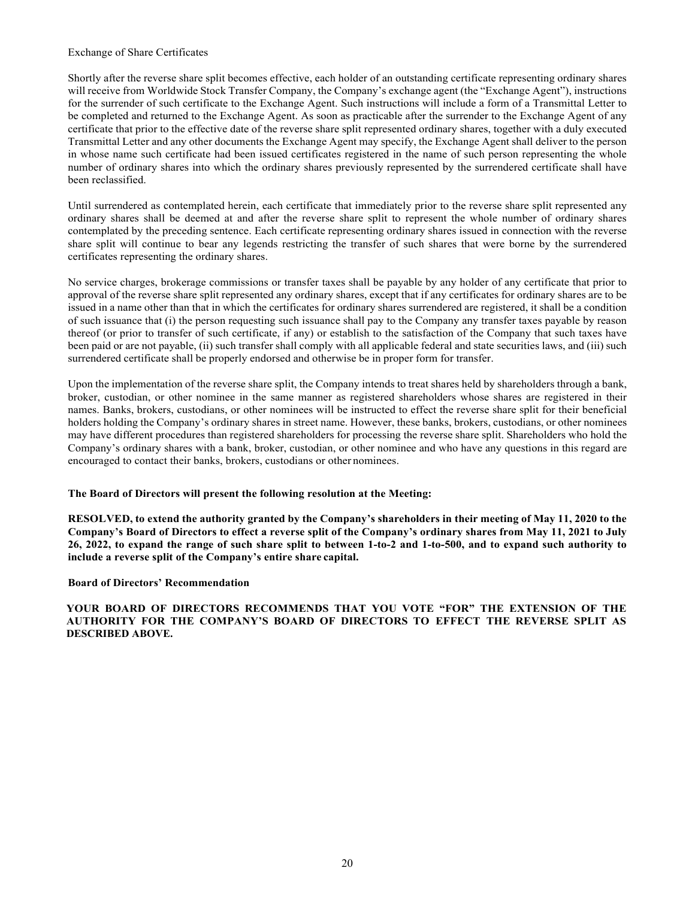Exchange of Share Certificates

Shortly after the reverse share split becomes effective, each holder of an outstanding certificate representing ordinary shares will receive from Worldwide Stock Transfer Company, the Company's exchange agent (the "Exchange Agent"), instructions for the surrender of such certificate to the Exchange Agent. Such instructions will include a form of a Transmittal Letter to be completed and returned to the Exchange Agent. As soon as practicable after the surrender to the Exchange Agent of any certificate that prior to the effective date of the reverse share split represented ordinary shares, together with a duly executed Transmittal Letter and any other documents the Exchange Agent may specify, the Exchange Agent shall deliver to the person in whose name such certificate had been issued certificates registered in the name of such person representing the whole number of ordinary shares into which the ordinary shares previously represented by the surrendered certificate shall have been reclassified.

Until surrendered as contemplated herein, each certificate that immediately prior to the reverse share split represented any ordinary shares shall be deemed at and after the reverse share split to represent the whole number of ordinary shares contemplated by the preceding sentence. Each certificate representing ordinary shares issued in connection with the reverse share split will continue to bear any legends restricting the transfer of such shares that were borne by the surrendered certificates representing the ordinary shares.

No service charges, brokerage commissions or transfer taxes shall be payable by any holder of any certificate that prior to approval of the reverse share split represented any ordinary shares, except that if any certificates for ordinary shares are to be issued in a name other than that in which the certificates for ordinary shares surrendered are registered, it shall be a condition of such issuance that (i) the person requesting such issuance shall pay to the Company any transfer taxes payable by reason thereof (or prior to transfer of such certificate, if any) or establish to the satisfaction of the Company that such taxes have been paid or are not payable, (ii) such transfer shall comply with all applicable federal and state securities laws, and (iii) such surrendered certificate shall be properly endorsed and otherwise be in proper form for transfer.

Upon the implementation of the reverse share split, the Company intends to treat shares held by shareholders through a bank, broker, custodian, or other nominee in the same manner as registered shareholders whose shares are registered in their names. Banks, brokers, custodians, or other nominees will be instructed to effect the reverse share split for their beneficial holders holding the Company's ordinary shares in street name. However, these banks, brokers, custodians, or other nominees may have different procedures than registered shareholders for processing the reverse share split. Shareholders who hold the Company's ordinary shares with a bank, broker, custodian, or other nominee and who have any questions in this regard are encouraged to contact their banks, brokers, custodians or other nominees.

**The Board of Directors will present the following resolution at the Meeting:**

**RESOLVED, to extend the authority granted by the Company's shareholders in their meeting of May 11, 2020 to the Company's Board of Directors to effect a reverse split of the Company's ordinary shares from May 11, 2021 to July 26, 2022, to expand the range of such share split to between 1-to-2 and 1-to-500, and to expand such authority to include a reverse split of the Company's entire share capital.**

**Board of Directors' Recommendation**

**YOUR BOARD OF DIRECTORS RECOMMENDS THAT YOU VOTE "FOR" THE EXTENSION OF THE AUTHORITY FOR THE COMPANY'S BOARD OF DIRECTORS TO EFFECT THE REVERSE SPLIT AS DESCRIBED ABOVE.**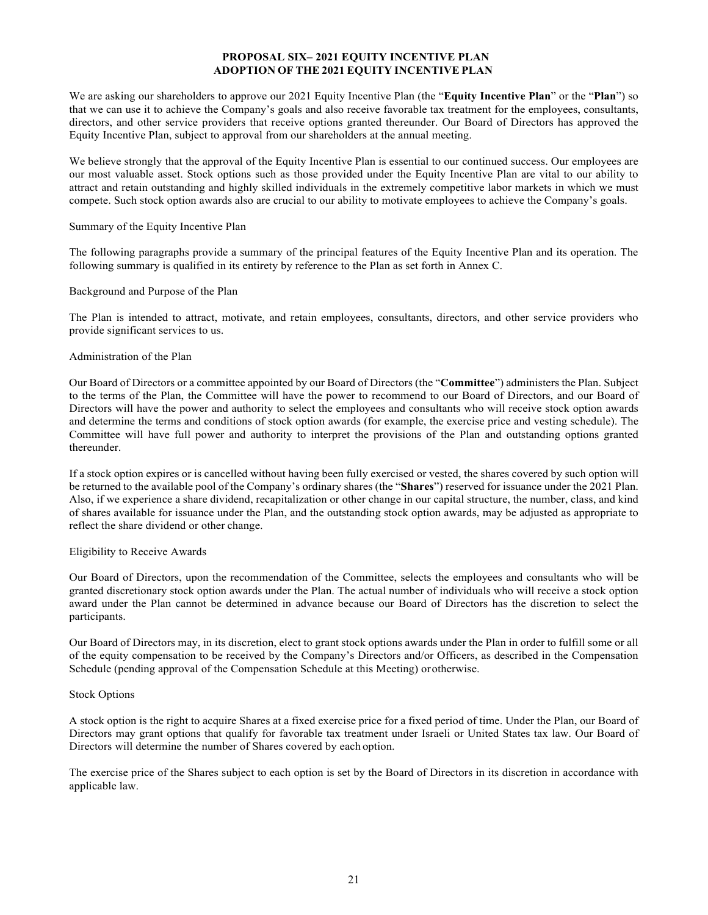## PROPOSAL SIX– 2021 EQUITY INCENTIVE PLAN
## ADOPTION OF THE 2021 EQUITY INCENTIVE PLAN

We are asking our shareholders to approve our 2021 Equity Incentive Plan (the "**Equity Incentive Plan**" or the "**Plan**") so that we can use it to achieve the Company's goals and also receive favorable tax treatment for the employees, consultants, directors, and other service providers that receive options granted thereunder. Our Board of Directors has approved the Equity Incentive Plan, subject to approval from our shareholders at the annual meeting.

We believe strongly that the approval of the Equity Incentive Plan is essential to our continued success. Our employees are our most valuable asset. Stock options such as those provided under the Equity Incentive Plan are vital to our ability to attract and retain outstanding and highly skilled individuals in the extremely competitive labor markets in which we must compete. Such stock option awards also are crucial to our ability to motivate employees to achieve the Company's goals.

Summary of the Equity Incentive Plan

The following paragraphs provide a summary of the principal features of the Equity Incentive Plan and its operation. The following summary is qualified in its entirety by reference to the Plan as set forth in Annex C.

Background and Purpose of the Plan

The Plan is intended to attract, motivate, and retain employees, consultants, directors, and other service providers who provide significant services to us.

Administration of the Plan

Our Board of Directors or a committee appointed by our Board of Directors (the "**Committee**") administers the Plan. Subject to the terms of the Plan, the Committee will have the power to recommend to our Board of Directors, and our Board of Directors will have the power and authority to select the employees and consultants who will receive stock option awards and determine the terms and conditions of stock option awards (for example, the exercise price and vesting schedule). The Committee will have full power and authority to interpret the provisions of the Plan and outstanding options granted thereunder.

If a stock option expires or is cancelled without having been fully exercised or vested, the shares covered by such option will be returned to the available pool of the Company's ordinary shares (the "**Shares**") reserved for issuance under the 2021 Plan. Also, if we experience a share dividend, recapitalization or other change in our capital structure, the number, class, and kind of shares available for issuance under the Plan, and the outstanding stock option awards, may be adjusted as appropriate to reflect the share dividend or other change.

Eligibility to Receive Awards

Our Board of Directors, upon the recommendation of the Committee, selects the employees and consultants who will be granted discretionary stock option awards under the Plan. The actual number of individuals who will receive a stock option award under the Plan cannot be determined in advance because our Board of Directors has the discretion to select the participants.

Our Board of Directors may, in its discretion, elect to grant stock options awards under the Plan in order to fulfill some or all of the equity compensation to be received by the Company's Directors and/or Officers, as described in the Compensation Schedule (pending approval of the Compensation Schedule at this Meeting) or otherwise.

Stock Options

A stock option is the right to acquire Shares at a fixed exercise price for a fixed period of time. Under the Plan, our Board of Directors may grant options that qualify for favorable tax treatment under Israeli or United States tax law. Our Board of Directors will determine the number of Shares covered by each option.

The exercise price of the Shares subject to each option is set by the Board of Directors in its discretion in accordance with applicable law.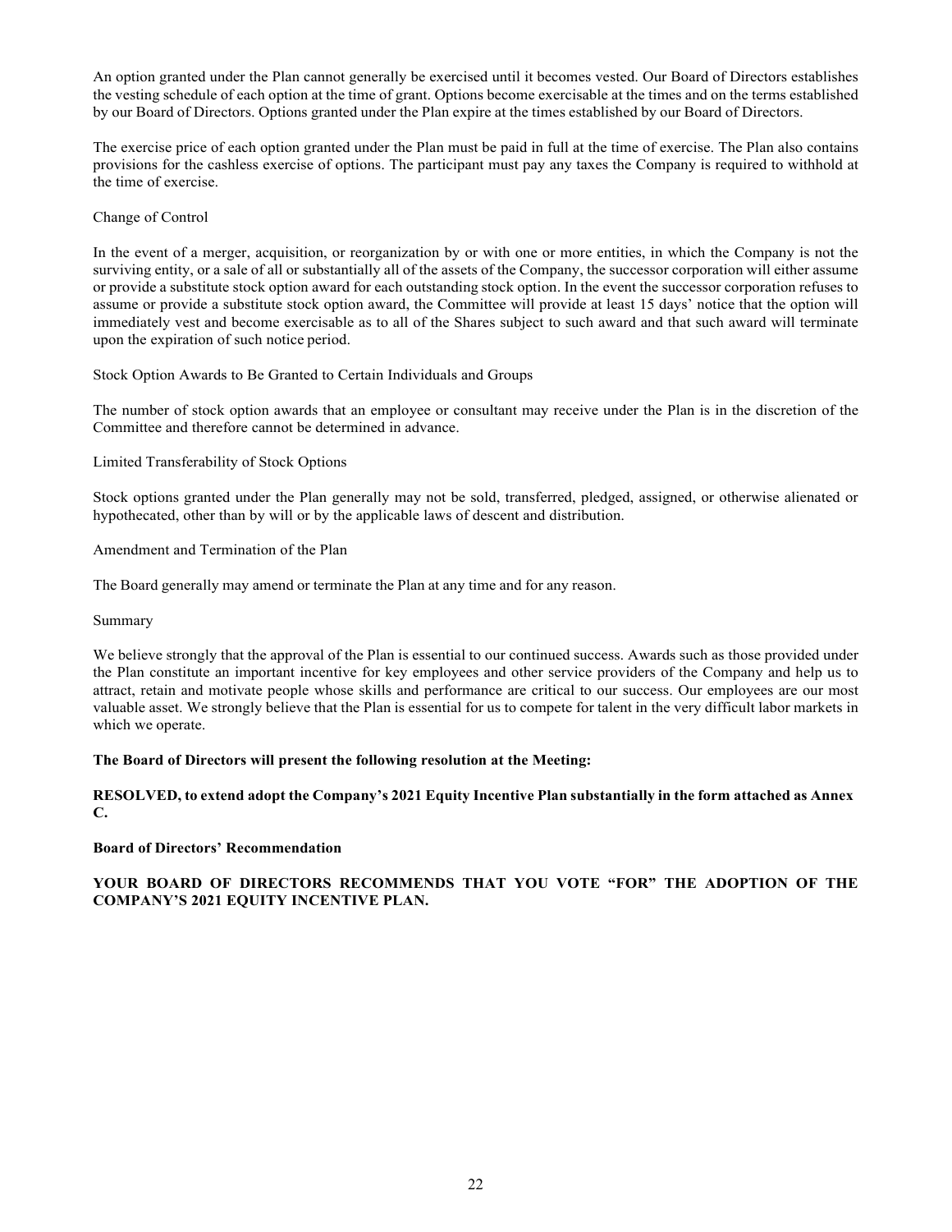An option granted under the Plan cannot generally be exercised until it becomes vested. Our Board of Directors establishes the vesting schedule of each option at the time of grant. Options become exercisable at the times and on the terms established by our Board of Directors. Options granted under the Plan expire at the times established by our Board of Directors.

The exercise price of each option granted under the Plan must be paid in full at the time of exercise. The Plan also contains provisions for the cashless exercise of options. The participant must pay any taxes the Company is required to withhold at the time of exercise.

Change of Control

In the event of a merger, acquisition, or reorganization by or with one or more entities, in which the Company is not the surviving entity, or a sale of all or substantially all of the assets of the Company, the successor corporation will either assume or provide a substitute stock option award for each outstanding stock option. In the event the successor corporation refuses to assume or provide a substitute stock option award, the Committee will provide at least 15 days' notice that the option will immediately vest and become exercisable as to all of the Shares subject to such award and that such award will terminate upon the expiration of such notice period.

Stock Option Awards to Be Granted to Certain Individuals and Groups

The number of stock option awards that an employee or consultant may receive under the Plan is in the discretion of the Committee and therefore cannot be determined in advance.

Limited Transferability of Stock Options

Stock options granted under the Plan generally may not be sold, transferred, pledged, assigned, or otherwise alienated or hypothecated, other than by will or by the applicable laws of descent and distribution.

Amendment and Termination of the Plan

The Board generally may amend or terminate the Plan at any time and for any reason.

Summary

We believe strongly that the approval of the Plan is essential to our continued success. Awards such as those provided under the Plan constitute an important incentive for key employees and other service providers of the Company and help us to attract, retain and motivate people whose skills and performance are critical to our success. Our employees are our most valuable asset. We strongly believe that the Plan is essential for us to compete for talent in the very difficult labor markets in which we operate.

**The Board of Directors will present the following resolution at the Meeting:**

**RESOLVED, to extend adopt the Company's 2021 Equity Incentive Plan substantially in the form attached as Annex C.**

**Board of Directors' Recommendation**

**YOUR BOARD OF DIRECTORS RECOMMENDS THAT YOU VOTE "FOR" THE ADOPTION OF THE COMPANY'S 2021 EQUITY INCENTIVE PLAN.**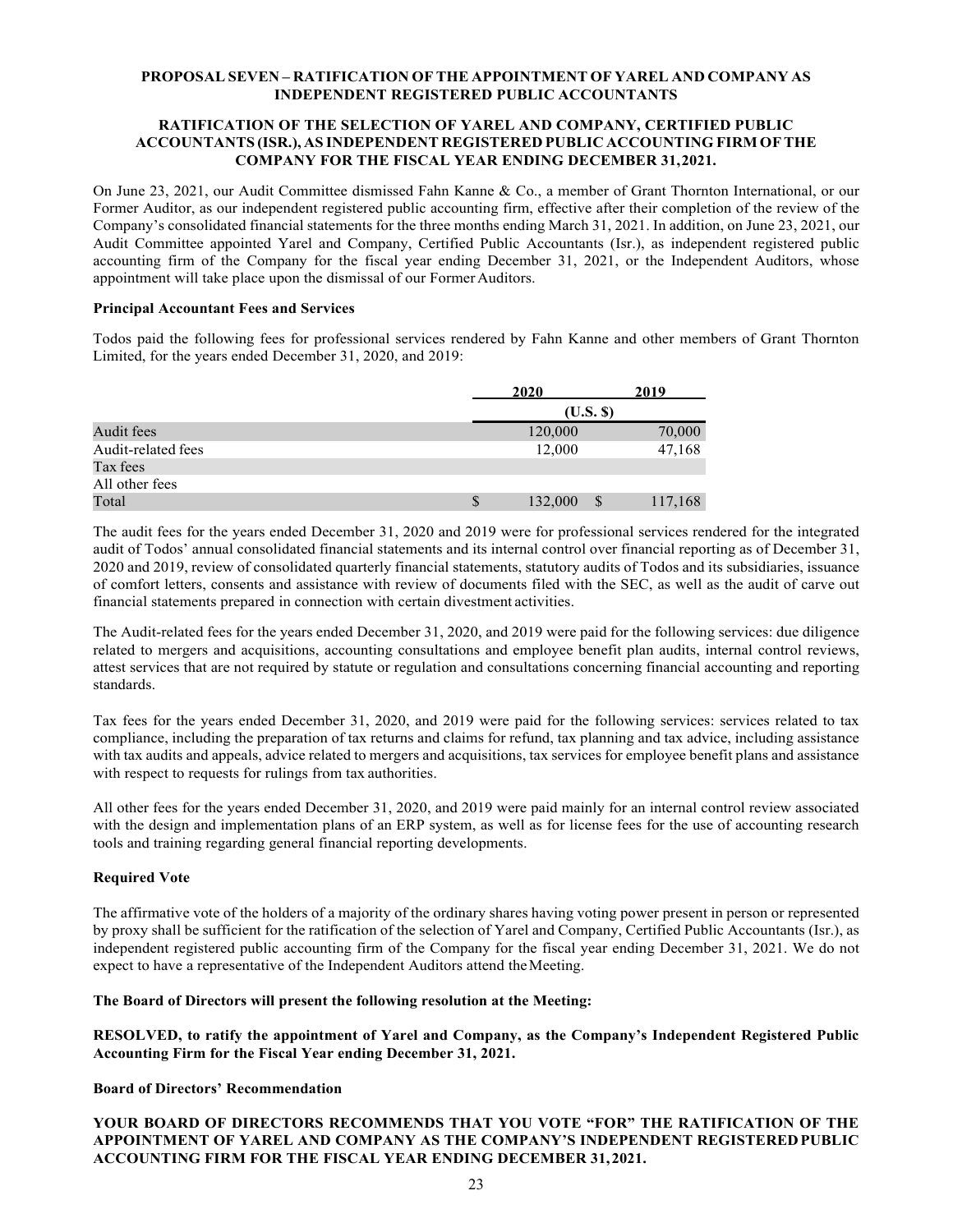**PROPOSAL SEVEN – RATIFICATION OF THE APPOINTMENT OF YAREL AND COMPANY AS INDEPENDENT REGISTERED PUBLIC ACCOUNTANTS**

**RATIFICATION OF THE SELECTION OF YAREL AND COMPANY, CERTIFIED PUBLIC ACCOUNTANTS (ISR.), AS INDEPENDENT REGISTERED PUBLIC ACCOUNTING FIRM OF THE COMPANY FOR THE FISCAL YEAR ENDING DECEMBER 31, 2021.**

On June 23, 2021, our Audit Committee dismissed Fahn Kanne & Co., a member of Grant Thornton International, or our Former Auditor, as our independent registered public accounting firm, effective after their completion of the review of the Company's consolidated financial statements for the three months ending March 31, 2021. In addition, on June 23, 2021, our Audit Committee appointed Yarel and Company, Certified Public Accountants (Isr.), as independent registered public accounting firm of the Company for the fiscal year ending December 31, 2021, or the Independent Auditors, whose appointment will take place upon the dismissal of our Former Auditors.

**Principal Accountant Fees and Services**

Todos paid the following fees for professional services rendered by Fahn Kanne and other members of Grant Thornton Limited, for the years ended December 31, 2020, and 2019:

| | 2020 | 2019 |
|---|---|---|
| | (U.S. $) | |
| Audit fees | 120,000 | 70,000 |
| Audit-related fees | 12,000 | 47,168 |
| Tax fees | | |
| All other fees | | |
| Total | $ 132,000 | $ 117,168 |

The audit fees for the years ended December 31, 2020 and 2019 were for professional services rendered for the integrated audit of Todos' annual consolidated financial statements and its internal control over financial reporting as of December 31, 2020 and 2019, review of consolidated quarterly financial statements, statutory audits of Todos and its subsidiaries, issuance of comfort letters, consents and assistance with review of documents filed with the SEC, as well as the audit of carve out financial statements prepared in connection with certain divestment activities.

The Audit-related fees for the years ended December 31, 2020, and 2019 were paid for the following services: due diligence related to mergers and acquisitions, accounting consultations and employee benefit plan audits, internal control reviews, attest services that are not required by statute or regulation and consultations concerning financial accounting and reporting standards.

Tax fees for the years ended December 31, 2020, and 2019 were paid for the following services: services related to tax compliance, including the preparation of tax returns and claims for refund, tax planning and tax advice, including assistance with tax audits and appeals, advice related to mergers and acquisitions, tax services for employee benefit plans and assistance with respect to requests for rulings from tax authorities.

All other fees for the years ended December 31, 2020, and 2019 were paid mainly for an internal control review associated with the design and implementation plans of an ERP system, as well as for license fees for the use of accounting research tools and training regarding general financial reporting developments.

**Required Vote**

The affirmative vote of the holders of a majority of the ordinary shares having voting power present in person or represented by proxy shall be sufficient for the ratification of the selection of Yarel and Company, Certified Public Accountants (Isr.), as independent registered public accounting firm of the Company for the fiscal year ending December 31, 2021. We do not expect to have a representative of the Independent Auditors attend the Meeting.

**The Board of Directors will present the following resolution at the Meeting:**

**RESOLVED, to ratify the appointment of Yarel and Company, as the Company's Independent Registered Public Accounting Firm for the Fiscal Year ending December 31, 2021.**

**Board of Directors' Recommendation**

**YOUR BOARD OF DIRECTORS RECOMMENDS THAT YOU VOTE "FOR" THE RATIFICATION OF THE APPOINTMENT OF YAREL AND COMPANY AS THE COMPANY'S INDEPENDENT REGISTERED PUBLIC ACCOUNTING FIRM FOR THE FISCAL YEAR ENDING DECEMBER 31, 2021.**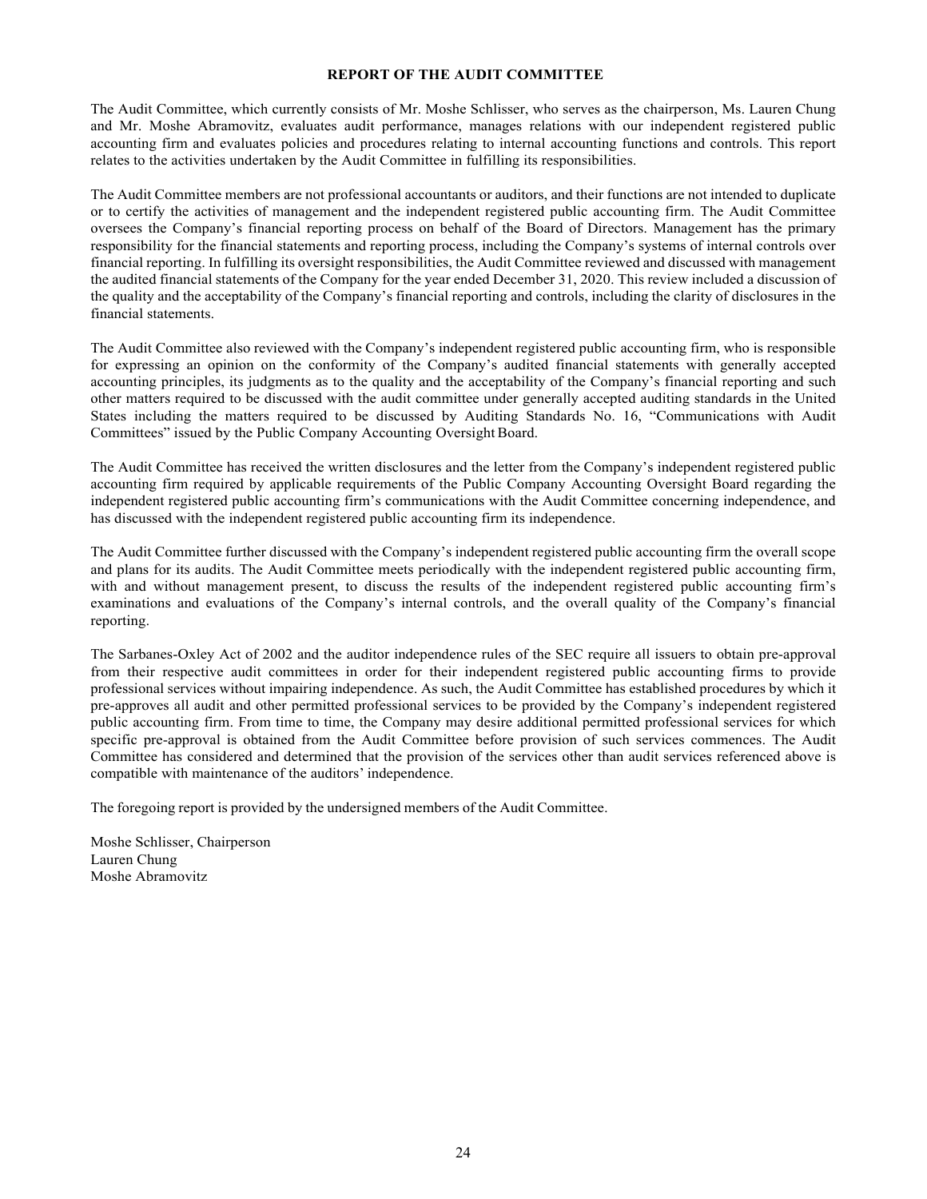## REPORT OF THE AUDIT COMMITTEE

The Audit Committee, which currently consists of Mr. Moshe Schlisser, who serves as the chairperson, Ms. Lauren Chung and Mr. Moshe Abramovitz, evaluates audit performance, manages relations with our independent registered public accounting firm and evaluates policies and procedures relating to internal accounting functions and controls. This report relates to the activities undertaken by the Audit Committee in fulfilling its responsibilities.

The Audit Committee members are not professional accountants or auditors, and their functions are not intended to duplicate or to certify the activities of management and the independent registered public accounting firm. The Audit Committee oversees the Company's financial reporting process on behalf of the Board of Directors. Management has the primary responsibility for the financial statements and reporting process, including the Company's systems of internal controls over financial reporting. In fulfilling its oversight responsibilities, the Audit Committee reviewed and discussed with management the audited financial statements of the Company for the year ended December 31, 2020. This review included a discussion of the quality and the acceptability of the Company's financial reporting and controls, including the clarity of disclosures in the financial statements.

The Audit Committee also reviewed with the Company's independent registered public accounting firm, who is responsible for expressing an opinion on the conformity of the Company's audited financial statements with generally accepted accounting principles, its judgments as to the quality and the acceptability of the Company's financial reporting and such other matters required to be discussed with the audit committee under generally accepted auditing standards in the United States including the matters required to be discussed by Auditing Standards No. 16, "Communications with Audit Committees" issued by the Public Company Accounting Oversight Board.

The Audit Committee has received the written disclosures and the letter from the Company's independent registered public accounting firm required by applicable requirements of the Public Company Accounting Oversight Board regarding the independent registered public accounting firm's communications with the Audit Committee concerning independence, and has discussed with the independent registered public accounting firm its independence.

The Audit Committee further discussed with the Company's independent registered public accounting firm the overall scope and plans for its audits. The Audit Committee meets periodically with the independent registered public accounting firm, with and without management present, to discuss the results of the independent registered public accounting firm's examinations and evaluations of the Company's internal controls, and the overall quality of the Company's financial reporting.

The Sarbanes-Oxley Act of 2002 and the auditor independence rules of the SEC require all issuers to obtain pre-approval from their respective audit committees in order for their independent registered public accounting firms to provide professional services without impairing independence. As such, the Audit Committee has established procedures by which it pre-approves all audit and other permitted professional services to be provided by the Company's independent registered public accounting firm. From time to time, the Company may desire additional permitted professional services for which specific pre-approval is obtained from the Audit Committee before provision of such services commences. The Audit Committee has considered and determined that the provision of the services other than audit services referenced above is compatible with maintenance of the auditors' independence.

The foregoing report is provided by the undersigned members of the Audit Committee.

Moshe Schlisser, Chairperson
Lauren Chung
Moshe Abramovitz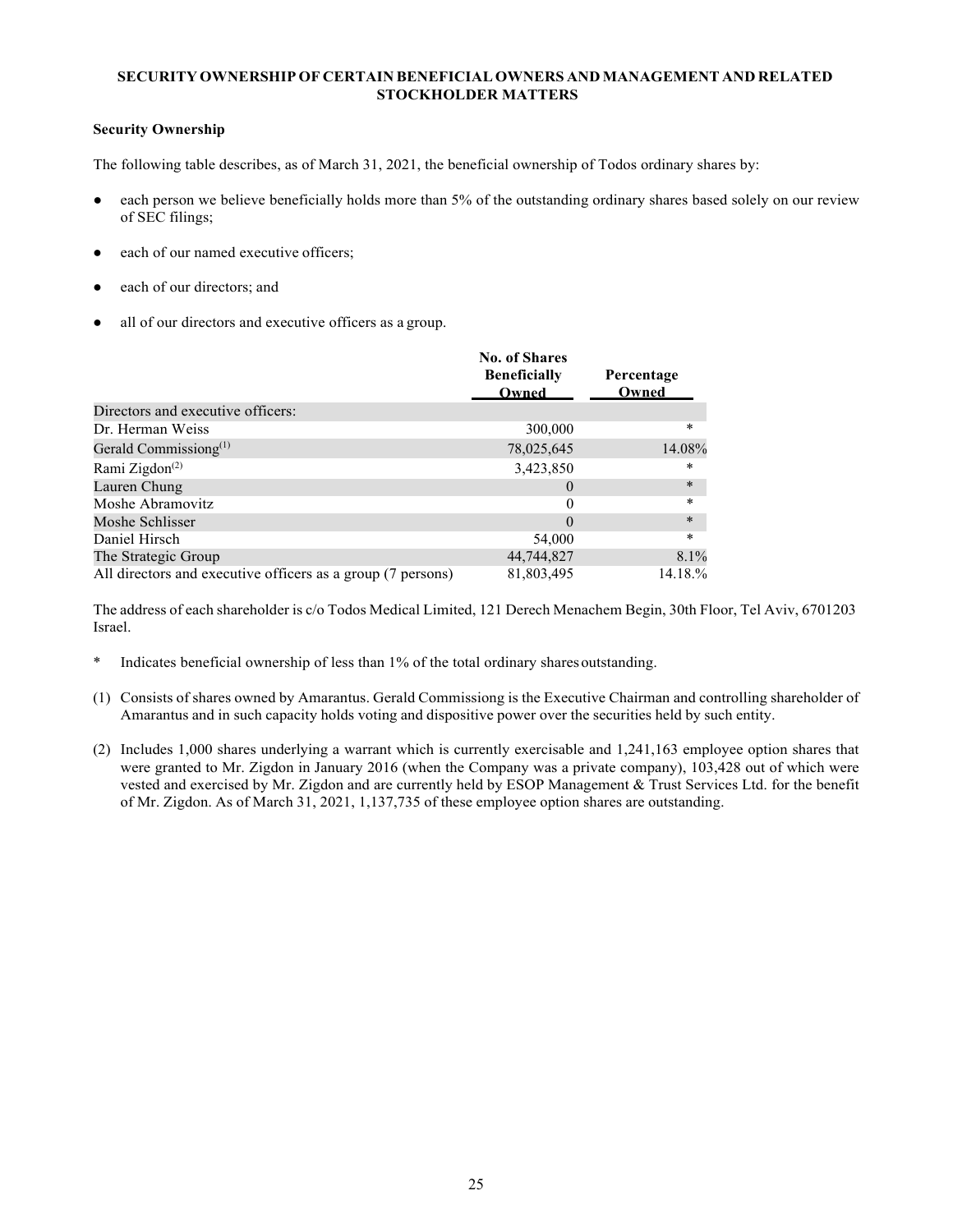## SECURITY OWNERSHIP OF CERTAIN BENEFICIAL OWNERS AND MANAGEMENT AND RELATED STOCKHOLDER MATTERS

### Security Ownership

The following table describes, as of March 31, 2021, the beneficial ownership of Todos ordinary shares by:

- each person we believe beneficially holds more than 5% of the outstanding ordinary shares based solely on our review of SEC filings;
- each of our named executive officers;
- each of our directors; and
- all of our directors and executive officers as a group.

| | No. of Shares Beneficially Owned | Percentage Owned |
|---|---|---|
| Directors and executive officers: | | |
| Dr. Herman Weiss | 300,000 | * |
| Gerald Commissiong[(1)] | 78,025,645 | 14.08% |
| Rami Zigdon[(2)] | 3,423,850 | * |
| Lauren Chung | 0 | * |
| Moshe Abramovitz | 0 | * |
| Moshe Schlisser | 0 | * |
| Daniel Hirsch | 54,000 | * |
| The Strategic Group | 44,744,827 | 8.1% |
| All directors and executive officers as a group (7 persons) | 81,803,495 | 14.18.% |

The address of each shareholder is c/o Todos Medical Limited, 121 Derech Menachem Begin, 30th Floor, Tel Aviv, 6701203 Israel.

\* Indicates beneficial ownership of less than 1% of the total ordinary shares outstanding.

(1) Consists of shares owned by Amarantus. Gerald Commissiong is the Executive Chairman and controlling shareholder of Amarantus and in such capacity holds voting and dispositive power over the securities held by such entity.

(2) Includes 1,000 shares underlying a warrant which is currently exercisable and 1,241,163 employee option shares that were granted to Mr. Zigdon in January 2016 (when the Company was a private company), 103,428 out of which were vested and exercised by Mr. Zigdon and are currently held by ESOP Management & Trust Services Ltd. for the benefit of Mr. Zigdon. As of March 31, 2021, 1,137,735 of these employee option shares are outstanding.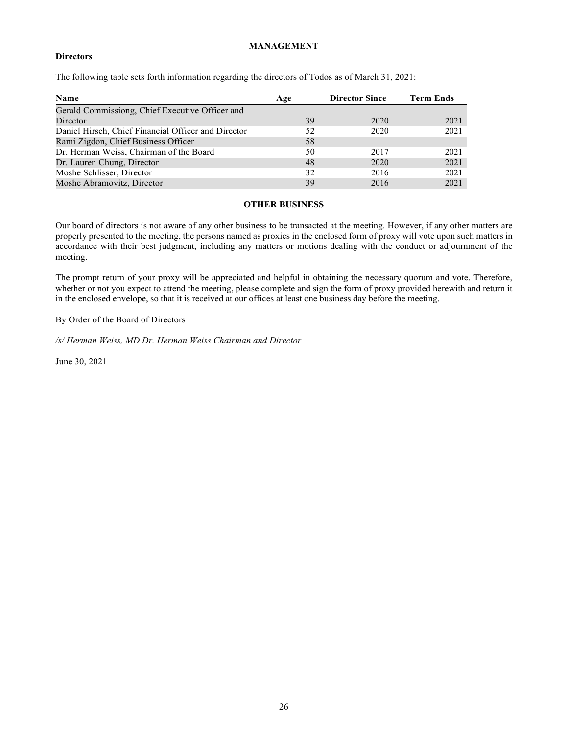## MANAGEMENT

### Directors

The following table sets forth information regarding the directors of Todos as of March 31, 2021:

| Name | Age | Director Since | Term Ends |
|---|---|---|---|
| Gerald Commissiong, Chief Executive Officer and Director | 39 | 2020 | 2021 |
| Daniel Hirsch, Chief Financial Officer and Director | 52 | 2020 | 2021 |
| Rami Zigdon, Chief Business Officer | 58 | | |
| Dr. Herman Weiss, Chairman of the Board | 50 | 2017 | 2021 |
| Dr. Lauren Chung, Director | 48 | 2020 | 2021 |
| Moshe Schlisser, Director | 32 | 2016 | 2021 |
| Moshe Abramovitz, Director | 39 | 2016 | 2021 |

## OTHER BUSINESS

Our board of directors is not aware of any other business to be transacted at the meeting. However, if any other matters are properly presented to the meeting, the persons named as proxies in the enclosed form of proxy will vote upon such matters in accordance with their best judgment, including any matters or motions dealing with the conduct or adjournment of the meeting.

The prompt return of your proxy will be appreciated and helpful in obtaining the necessary quorum and vote. Therefore, whether or not you expect to attend the meeting, please complete and sign the form of proxy provided herewith and return it in the enclosed envelope, so that it is received at our offices at least one business day before the meeting.

By Order of the Board of Directors

*/s/ Herman Weiss, MD Dr. Herman Weiss Chairman and Director*

June 30, 2021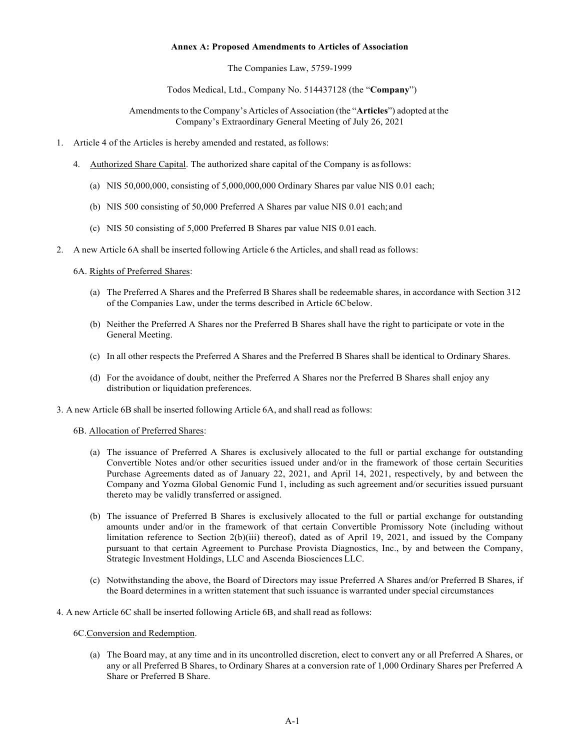**Annex A: Proposed Amendments to Articles of Association**

The Companies Law, 5759-1999

Todos Medical, Ltd., Company No. 514437128 (the "**Company**")

Amendments to the Company's Articles of Association (the "**Articles**") adopted at the Company's Extraordinary General Meeting of July 26, 2021

1. Article 4 of the Articles is hereby amended and restated, as follows:

   4. Authorized Share Capital. The authorized share capital of the Company is as follows:

      (a) NIS 50,000,000, consisting of 5,000,000,000 Ordinary Shares par value NIS 0.01 each;

      (b) NIS 500 consisting of 50,000 Preferred A Shares par value NIS 0.01 each; and

      (c) NIS 50 consisting of 5,000 Preferred B Shares par value NIS 0.01 each.

2. A new Article 6A shall be inserted following Article 6 the Articles, and shall read as follows:

   6A. Rights of Preferred Shares:

      (a) The Preferred A Shares and the Preferred B Shares shall be redeemable shares, in accordance with Section 312 of the Companies Law, under the terms described in Article 6C below.

      (b) Neither the Preferred A Shares nor the Preferred B Shares shall have the right to participate or vote in the General Meeting.

      (c) In all other respects the Preferred A Shares and the Preferred B Shares shall be identical to Ordinary Shares.

      (d) For the avoidance of doubt, neither the Preferred A Shares nor the Preferred B Shares shall enjoy any distribution or liquidation preferences.

3. A new Article 6B shall be inserted following Article 6A, and shall read as follows:

   6B. Allocation of Preferred Shares:

      (a) The issuance of Preferred A Shares is exclusively allocated to the full or partial exchange for outstanding Convertible Notes and/or other securities issued under and/or in the framework of those certain Securities Purchase Agreements dated as of January 22, 2021, and April 14, 2021, respectively, by and between the Company and Yozma Global Genomic Fund 1, including as such agreement and/or securities issued pursuant thereto may be validly transferred or assigned.

      (b) The issuance of Preferred B Shares is exclusively allocated to the full or partial exchange for outstanding amounts under and/or in the framework of that certain Convertible Promissory Note (including without limitation reference to Section 2(b)(iii) thereof), dated as of April 19, 2021, and issued by the Company pursuant to that certain Agreement to Purchase Provista Diagnostics, Inc., by and between the Company, Strategic Investment Holdings, LLC and Ascenda Biosciences LLC.

      (c) Notwithstanding the above, the Board of Directors may issue Preferred A Shares and/or Preferred B Shares, if the Board determines in a written statement that such issuance is warranted under special circumstances

4. A new Article 6C shall be inserted following Article 6B, and shall read as follows:

   6C. Conversion and Redemption.

      (a) The Board may, at any time and in its uncontrolled discretion, elect to convert any or all Preferred A Shares, or any or all Preferred B Shares, to Ordinary Shares at a conversion rate of 1,000 Ordinary Shares per Preferred A Share or Preferred B Share.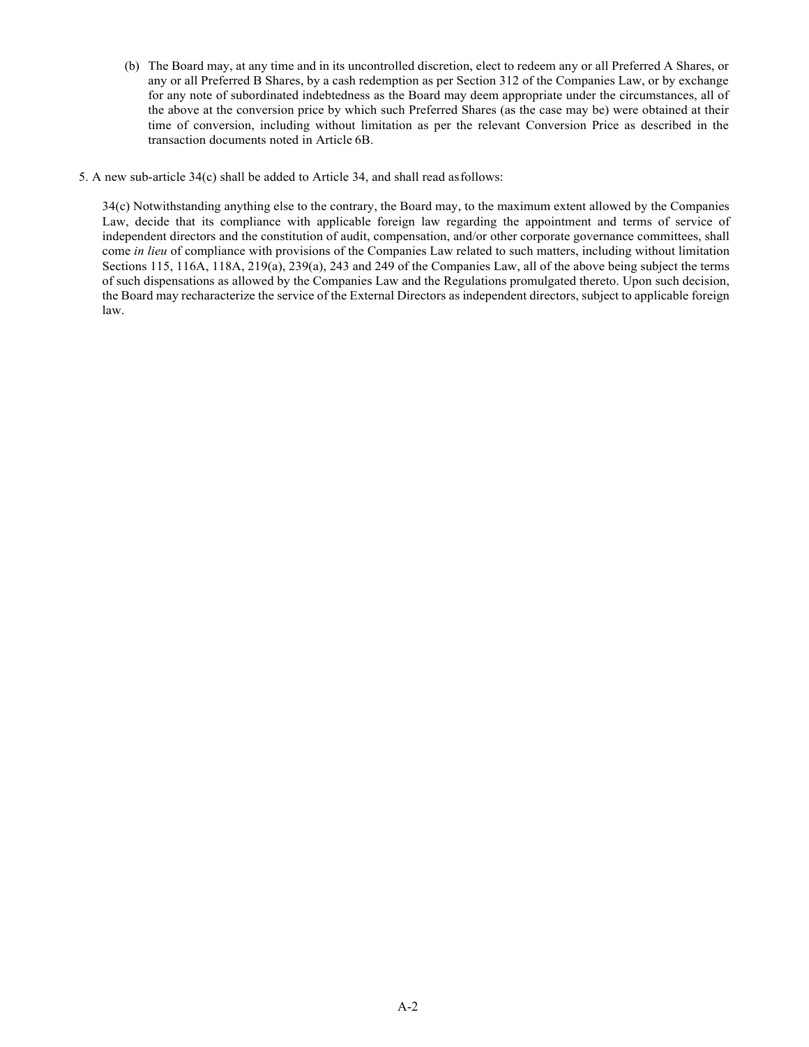(b) The Board may, at any time and in its uncontrolled discretion, elect to redeem any or all Preferred A Shares, or any or all Preferred B Shares, by a cash redemption as per Section 312 of the Companies Law, or by exchange for any note of subordinated indebtedness as the Board may deem appropriate under the circumstances, all of the above at the conversion price by which such Preferred Shares (as the case may be) were obtained at their time of conversion, including without limitation as per the relevant Conversion Price as described in the transaction documents noted in Article 6B.

5. A new sub-article 34(c) shall be added to Article 34, and shall read as follows:

34(c) Notwithstanding anything else to the contrary, the Board may, to the maximum extent allowed by the Companies Law, decide that its compliance with applicable foreign law regarding the appointment and terms of service of independent directors and the constitution of audit, compensation, and/or other corporate governance committees, shall come *in lieu* of compliance with provisions of the Companies Law related to such matters, including without limitation Sections 115, 116A, 118A, 219(a), 239(a), 243 and 249 of the Companies Law, all of the above being subject the terms of such dispensations as allowed by the Companies Law and the Regulations promulgated thereto. Upon such decision, the Board may recharacterize the service of the External Directors as independent directors, subject to applicable foreign law.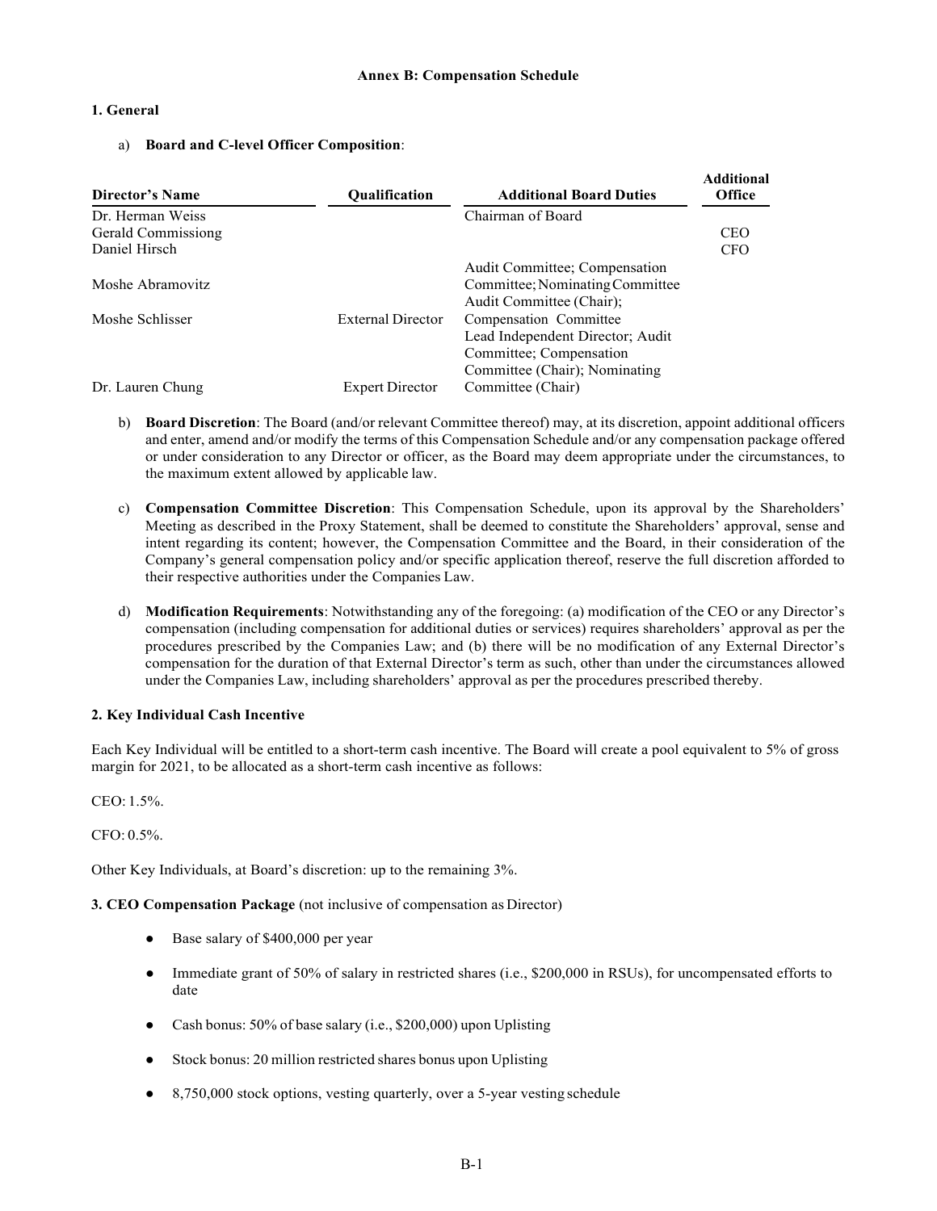**Annex B: Compensation Schedule**

**1. General**

a) **Board and C-level Officer Composition**:

| Director's Name | Qualification | Additional Board Duties | Additional Office |
|---|---|---|---|
| Dr. Herman Weiss | | Chairman of Board | |
| Gerald Commissiong | | | CEO |
| Daniel Hirsch | | | CFO |
| Moshe Abramovitz | | Audit Committee; Compensation Committee; Nominating Committee | |
| Moshe Schlisser | External Director | Audit Committee (Chair); Compensation Committee | |
| Dr. Lauren Chung | Expert Director | Lead Independent Director; Audit Committee; Compensation Committee (Chair); Nominating Committee (Chair) | |

b) **Board Discretion**: The Board (and/or relevant Committee thereof) may, at its discretion, appoint additional officers and enter, amend and/or modify the terms of this Compensation Schedule and/or any compensation package offered or under consideration to any Director or officer, as the Board may deem appropriate under the circumstances, to the maximum extent allowed by applicable law.

c) **Compensation Committee Discretion**: This Compensation Schedule, upon its approval by the Shareholders' Meeting as described in the Proxy Statement, shall be deemed to constitute the Shareholders' approval, sense and intent regarding its content; however, the Compensation Committee and the Board, in their consideration of the Company's general compensation policy and/or specific application thereof, reserve the full discretion afforded to their respective authorities under the Companies Law.

d) **Modification Requirements**: Notwithstanding any of the foregoing: (a) modification of the CEO or any Director's compensation (including compensation for additional duties or services) requires shareholders' approval as per the procedures prescribed by the Companies Law; and (b) there will be no modification of any External Director's compensation for the duration of that External Director's term as such, other than under the circumstances allowed under the Companies Law, including shareholders' approval as per the procedures prescribed thereby.

**2. Key Individual Cash Incentive**

Each Key Individual will be entitled to a short-term cash incentive. The Board will create a pool equivalent to 5% of gross margin for 2021, to be allocated as a short-term cash incentive as follows:

CEO: 1.5%.

CFO: 0.5%.

Other Key Individuals, at Board's discretion: up to the remaining 3%.

**3. CEO Compensation Package** (not inclusive of compensation as Director)

- Base salary of $400,000 per year
- Immediate grant of 50% of salary in restricted shares (i.e., $200,000 in RSUs), for uncompensated efforts to date
- Cash bonus: 50% of base salary (i.e., $200,000) upon Uplisting
- Stock bonus: 20 million restricted shares bonus upon Uplisting
- 8,750,000 stock options, vesting quarterly, over a 5-year vesting schedule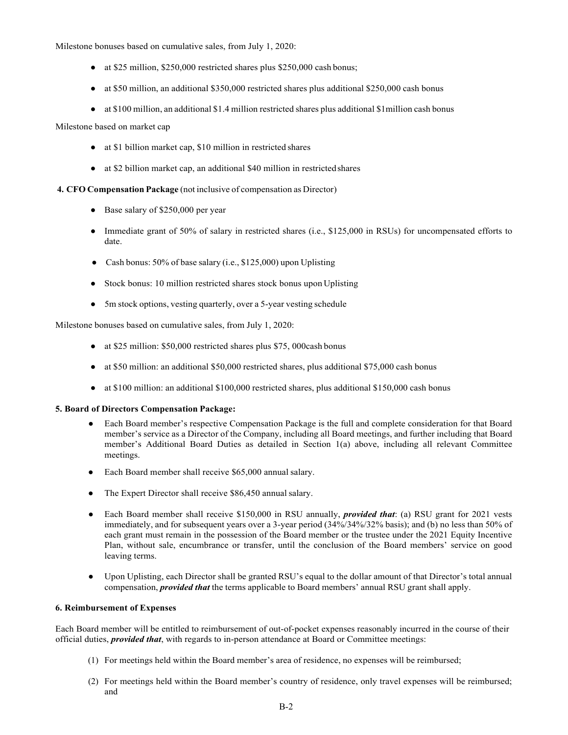Milestone bonuses based on cumulative sales, from July 1, 2020:

- at $25 million, $250,000 restricted shares plus $250,000 cash bonus;
- at $50 million, an additional $350,000 restricted shares plus additional $250,000 cash bonus
- at $100 million, an additional $1.4 million restricted shares plus additional $1million cash bonus

Milestone based on market cap

- at $1 billion market cap, $10 million in restricted shares
- at $2 billion market cap, an additional $40 million in restricted shares

**4. CFO Compensation Package** (not inclusive of compensation as Director)

- Base salary of $250,000 per year
- Immediate grant of 50% of salary in restricted shares (i.e., $125,000 in RSUs) for uncompensated efforts to date.
- Cash bonus: 50% of base salary (i.e., $125,000) upon Uplisting
- Stock bonus: 10 million restricted shares stock bonus upon Uplisting
- 5m stock options, vesting quarterly, over a 5-year vesting schedule

Milestone bonuses based on cumulative sales, from July 1, 2020:

- at $25 million: $50,000 restricted shares plus $75, 000cash bonus
- at $50 million: an additional $50,000 restricted shares, plus additional $75,000 cash bonus
- at $100 million: an additional $100,000 restricted shares, plus additional $150,000 cash bonus

**5. Board of Directors Compensation Package:**

- Each Board member's respective Compensation Package is the full and complete consideration for that Board member's service as a Director of the Company, including all Board meetings, and further including that Board member's Additional Board Duties as detailed in Section 1(a) above, including all relevant Committee meetings.
- Each Board member shall receive $65,000 annual salary.
- The Expert Director shall receive $86,450 annual salary.
- Each Board member shall receive $150,000 in RSU annually, ***provided that***: (a) RSU grant for 2021 vests immediately, and for subsequent years over a 3-year period (34%/34%/32% basis); and (b) no less than 50% of each grant must remain in the possession of the Board member or the trustee under the 2021 Equity Incentive Plan, without sale, encumbrance or transfer, until the conclusion of the Board members' service on good leaving terms.
- Upon Uplisting, each Director shall be granted RSU's equal to the dollar amount of that Director's total annual compensation, ***provided that*** the terms applicable to Board members' annual RSU grant shall apply.

**6. Reimbursement of Expenses**

Each Board member will be entitled to reimbursement of out-of-pocket expenses reasonably incurred in the course of their official duties, ***provided that***, with regards to in-person attendance at Board or Committee meetings:

(1) For meetings held within the Board member's area of residence, no expenses will be reimbursed;

(2) For meetings held within the Board member's country of residence, only travel expenses will be reimbursed; and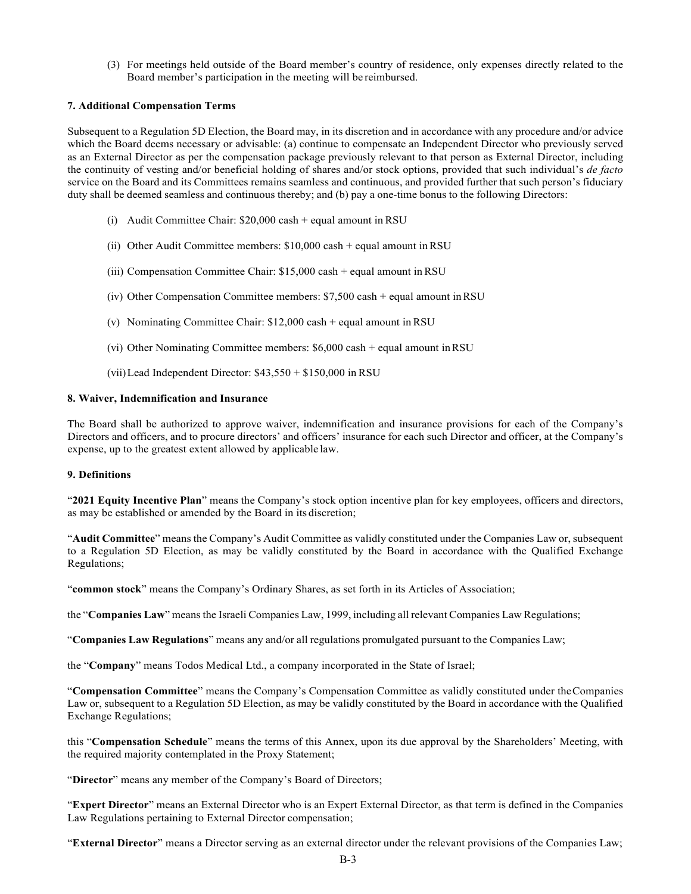(3) For meetings held outside of the Board member's country of residence, only expenses directly related to the Board member's participation in the meeting will be reimbursed.

**7. Additional Compensation Terms**

Subsequent to a Regulation 5D Election, the Board may, in its discretion and in accordance with any procedure and/or advice which the Board deems necessary or advisable: (a) continue to compensate an Independent Director who previously served as an External Director as per the compensation package previously relevant to that person as External Director, including the continuity of vesting and/or beneficial holding of shares and/or stock options, provided that such individual's *de facto* service on the Board and its Committees remains seamless and continuous, and provided further that such person's fiduciary duty shall be deemed seamless and continuous thereby; and (b) pay a one-time bonus to the following Directors:

(i) Audit Committee Chair: $20,000 cash + equal amount in RSU

(ii) Other Audit Committee members: $10,000 cash + equal amount in RSU

(iii) Compensation Committee Chair: $15,000 cash + equal amount in RSU

(iv) Other Compensation Committee members: $7,500 cash + equal amount in RSU

(v) Nominating Committee Chair: $12,000 cash + equal amount in RSU

(vi) Other Nominating Committee members: $6,000 cash + equal amount in RSU

(vii) Lead Independent Director: $43,550 + $150,000 in RSU

**8. Waiver, Indemnification and Insurance**

The Board shall be authorized to approve waiver, indemnification and insurance provisions for each of the Company's Directors and officers, and to procure directors' and officers' insurance for each such Director and officer, at the Company's expense, up to the greatest extent allowed by applicable law.

**9. Definitions**

"**2021 Equity Incentive Plan**" means the Company's stock option incentive plan for key employees, officers and directors, as may be established or amended by the Board in its discretion;

"**Audit Committee**" means the Company's Audit Committee as validly constituted under the Companies Law or, subsequent to a Regulation 5D Election, as may be validly constituted by the Board in accordance with the Qualified Exchange Regulations;

"**common stock**" means the Company's Ordinary Shares, as set forth in its Articles of Association;

the "**Companies Law**" means the Israeli Companies Law, 1999, including all relevant Companies Law Regulations;

"**Companies Law Regulations**" means any and/or all regulations promulgated pursuant to the Companies Law;

the "**Company**" means Todos Medical Ltd., a company incorporated in the State of Israel;

"**Compensation Committee**" means the Company's Compensation Committee as validly constituted under the Companies Law or, subsequent to a Regulation 5D Election, as may be validly constituted by the Board in accordance with the Qualified Exchange Regulations;

this "**Compensation Schedule**" means the terms of this Annex, upon its due approval by the Shareholders' Meeting, with the required majority contemplated in the Proxy Statement;

"**Director**" means any member of the Company's Board of Directors;

"**Expert Director**" means an External Director who is an Expert External Director, as that term is defined in the Companies Law Regulations pertaining to External Director compensation;

"**External Director**" means a Director serving as an external director under the relevant provisions of the Companies Law;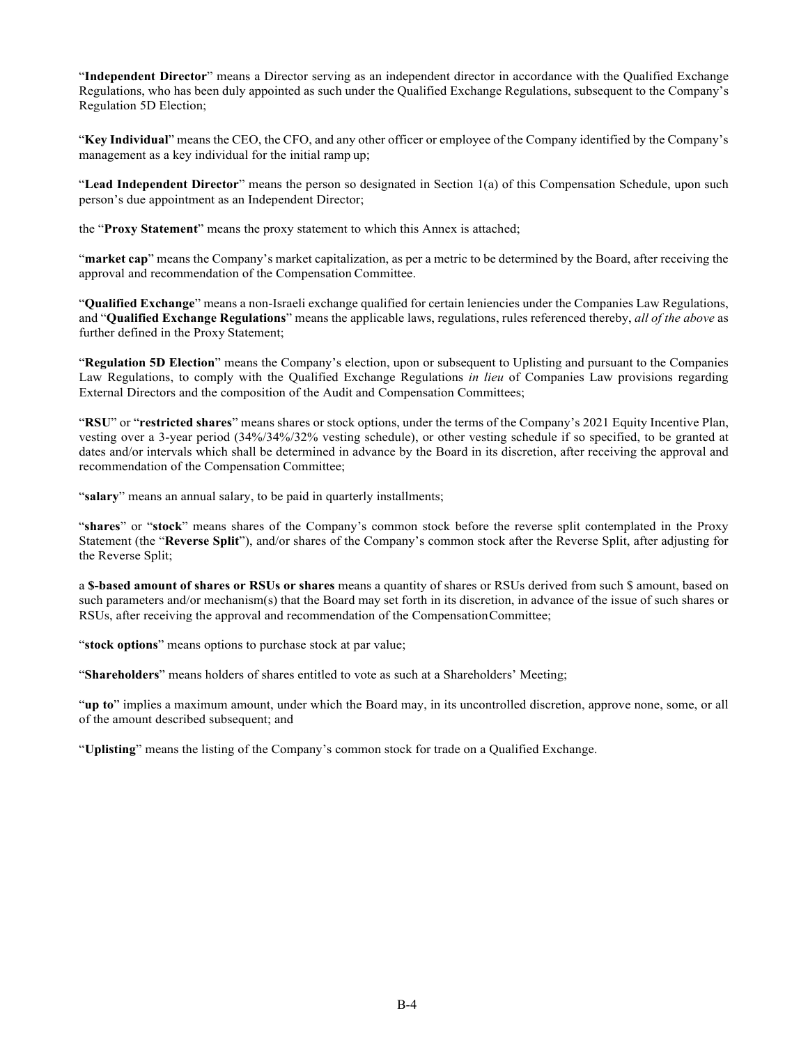"**Independent Director**" means a Director serving as an independent director in accordance with the Qualified Exchange Regulations, who has been duly appointed as such under the Qualified Exchange Regulations, subsequent to the Company's Regulation 5D Election;

"**Key Individual**" means the CEO, the CFO, and any other officer or employee of the Company identified by the Company's management as a key individual for the initial ramp up;

"**Lead Independent Director**" means the person so designated in Section 1(a) of this Compensation Schedule, upon such person's due appointment as an Independent Director;

the "**Proxy Statement**" means the proxy statement to which this Annex is attached;

"**market cap**" means the Company's market capitalization, as per a metric to be determined by the Board, after receiving the approval and recommendation of the Compensation Committee.

"**Qualified Exchange**" means a non-Israeli exchange qualified for certain leniencies under the Companies Law Regulations, and "**Qualified Exchange Regulations**" means the applicable laws, regulations, rules referenced thereby, *all of the above* as further defined in the Proxy Statement;

"**Regulation 5D Election**" means the Company's election, upon or subsequent to Uplisting and pursuant to the Companies Law Regulations, to comply with the Qualified Exchange Regulations *in lieu* of Companies Law provisions regarding External Directors and the composition of the Audit and Compensation Committees;

"**RSU**" or "**restricted shares**" means shares or stock options, under the terms of the Company's 2021 Equity Incentive Plan, vesting over a 3-year period (34%/34%/32% vesting schedule), or other vesting schedule if so specified, to be granted at dates and/or intervals which shall be determined in advance by the Board in its discretion, after receiving the approval and recommendation of the Compensation Committee;

"**salary**" means an annual salary, to be paid in quarterly installments;

"**shares**" or "**stock**" means shares of the Company's common stock before the reverse split contemplated in the Proxy Statement (the "**Reverse Split**"), and/or shares of the Company's common stock after the Reverse Split, after adjusting for the Reverse Split;

a **$-based amount of shares or RSUs or shares** means a quantity of shares or RSUs derived from such $ amount, based on such parameters and/or mechanism(s) that the Board may set forth in its discretion, in advance of the issue of such shares or RSUs, after receiving the approval and recommendation of the Compensation Committee;

"**stock options**" means options to purchase stock at par value;

"**Shareholders**" means holders of shares entitled to vote as such at a Shareholders' Meeting;

"**up to**" implies a maximum amount, under which the Board may, in its uncontrolled discretion, approve none, some, or all of the amount described subsequent; and

"**Uplisting**" means the listing of the Company's common stock for trade on a Qualified Exchange.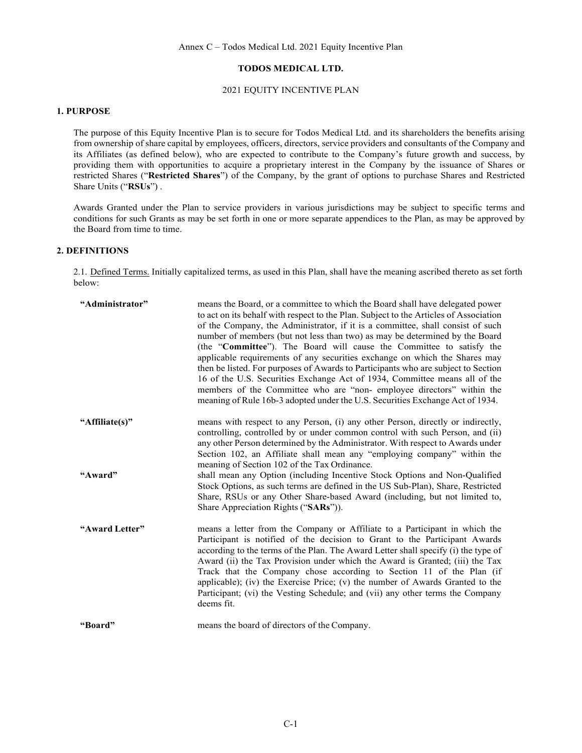Annex C – Todos Medical Ltd. 2021 Equity Incentive Plan

**TODOS MEDICAL LTD.**

2021 EQUITY INCENTIVE PLAN

## 1. PURPOSE

The purpose of this Equity Incentive Plan is to secure for Todos Medical Ltd. and its shareholders the benefits arising from ownership of share capital by employees, officers, directors, service providers and consultants of the Company and its Affiliates (as defined below), who are expected to contribute to the Company's future growth and success, by providing them with opportunities to acquire a proprietary interest in the Company by the issuance of Shares or restricted Shares ("**Restricted Shares**") of the Company, by the grant of options to purchase Shares and Restricted Share Units ("**RSUs**") .

Awards Granted under the Plan to service providers in various jurisdictions may be subject to specific terms and conditions for such Grants as may be set forth in one or more separate appendices to the Plan, as may be approved by the Board from time to time.

## 2. DEFINITIONS

2.1. Defined Terms. Initially capitalized terms, as used in this Plan, shall have the meaning ascribed thereto as set forth below:

**"Administrator"** means the Board, or a committee to which the Board shall have delegated power to act on its behalf with respect to the Plan. Subject to the Articles of Association of the Company, the Administrator, if it is a committee, shall consist of such number of members (but not less than two) as may be determined by the Board (the "**Committee**"). The Board will cause the Committee to satisfy the applicable requirements of any securities exchange on which the Shares may then be listed. For purposes of Awards to Participants who are subject to Section 16 of the U.S. Securities Exchange Act of 1934, Committee means all of the members of the Committee who are "non- employee directors" within the meaning of Rule 16b-3 adopted under the U.S. Securities Exchange Act of 1934.

**"Affiliate(s)"** means with respect to any Person, (i) any other Person, directly or indirectly, controlling, controlled by or under common control with such Person, and (ii) any other Person determined by the Administrator. With respect to Awards under Section 102, an Affiliate shall mean any "employing company" within the meaning of Section 102 of the Tax Ordinance.

**"Award"** shall mean any Option (including Incentive Stock Options and Non-Qualified Stock Options, as such terms are defined in the US Sub-Plan), Share, Restricted Share, RSUs or any Other Share-based Award (including, but not limited to, Share Appreciation Rights ("**SARs**")).

**"Award Letter"** means a letter from the Company or Affiliate to a Participant in which the Participant is notified of the decision to Grant to the Participant Awards according to the terms of the Plan. The Award Letter shall specify (i) the type of Award (ii) the Tax Provision under which the Award is Granted; (iii) the Tax Track that the Company chose according to Section 11 of the Plan (if applicable); (iv) the Exercise Price; (v) the number of Awards Granted to the Participant; (vi) the Vesting Schedule; and (vii) any other terms the Company deems fit.

**"Board"** means the board of directors of the Company.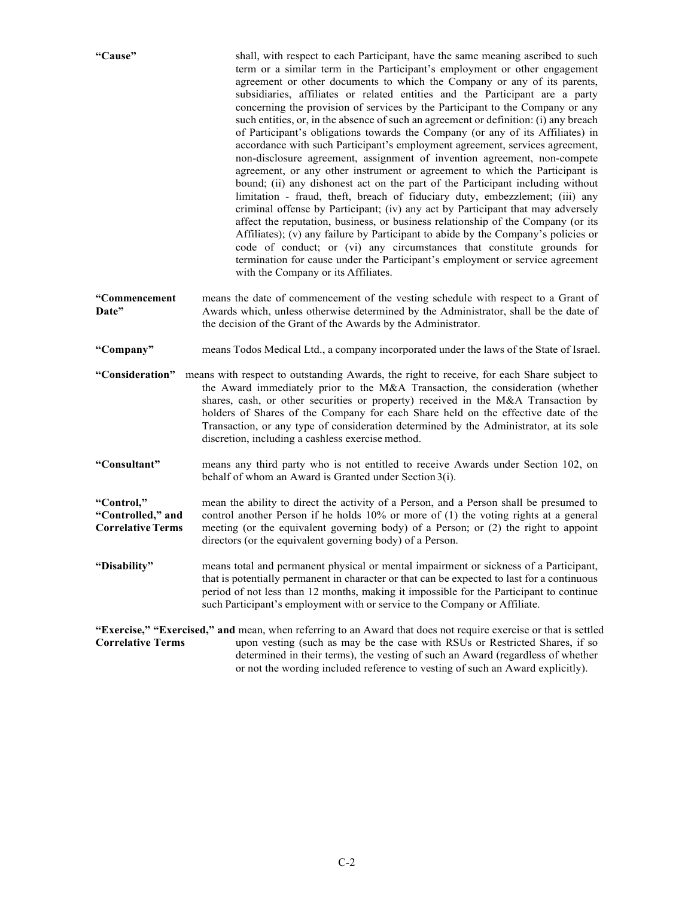**"Cause"** shall, with respect to each Participant, have the same meaning ascribed to such term or a similar term in the Participant's employment or other engagement agreement or other documents to which the Company or any of its parents, subsidiaries, affiliates or related entities and the Participant are a party concerning the provision of services by the Participant to the Company or any such entities, or, in the absence of such an agreement or definition: (i) any breach of Participant's obligations towards the Company (or any of its Affiliates) in accordance with such Participant's employment agreement, services agreement, non-disclosure agreement, assignment of invention agreement, non-compete agreement, or any other instrument or agreement to which the Participant is bound; (ii) any dishonest act on the part of the Participant including without limitation - fraud, theft, breach of fiduciary duty, embezzlement; (iii) any criminal offense by Participant; (iv) any act by Participant that may adversely affect the reputation, business, or business relationship of the Company (or its Affiliates); (v) any failure by Participant to abide by the Company's policies or code of conduct; or (vi) any circumstances that constitute grounds for termination for cause under the Participant's employment or service agreement with the Company or its Affiliates.

**"Commencement Date"** means the date of commencement of the vesting schedule with respect to a Grant of Awards which, unless otherwise determined by the Administrator, shall be the date of the decision of the Grant of the Awards by the Administrator.

**"Company"** means Todos Medical Ltd., a company incorporated under the laws of the State of Israel.

**"Consideration"** means with respect to outstanding Awards, the right to receive, for each Share subject to the Award immediately prior to the M&A Transaction, the consideration (whether shares, cash, or other securities or property) received in the M&A Transaction by holders of Shares of the Company for each Share held on the effective date of the Transaction, or any type of consideration determined by the Administrator, at its sole discretion, including a cashless exercise method.

**"Consultant"** means any third party who is not entitled to receive Awards under Section 102, on behalf of whom an Award is Granted under Section 3(i).

**"Control," "Controlled," and Correlative Terms** mean the ability to direct the activity of a Person, and a Person shall be presumed to control another Person if he holds 10% or more of (1) the voting rights at a general meeting (or the equivalent governing body) of a Person; or (2) the right to appoint directors (or the equivalent governing body) of a Person.

**"Disability"** means total and permanent physical or mental impairment or sickness of a Participant, that is potentially permanent in character or that can be expected to last for a continuous period of not less than 12 months, making it impossible for the Participant to continue such Participant's employment with or service to the Company or Affiliate.

**"Exercise," "Exercised," and Correlative Terms** mean, when referring to an Award that does not require exercise or that is settled upon vesting (such as may be the case with RSUs or Restricted Shares, if so determined in their terms), the vesting of such an Award (regardless of whether or not the wording included reference to vesting of such an Award explicitly).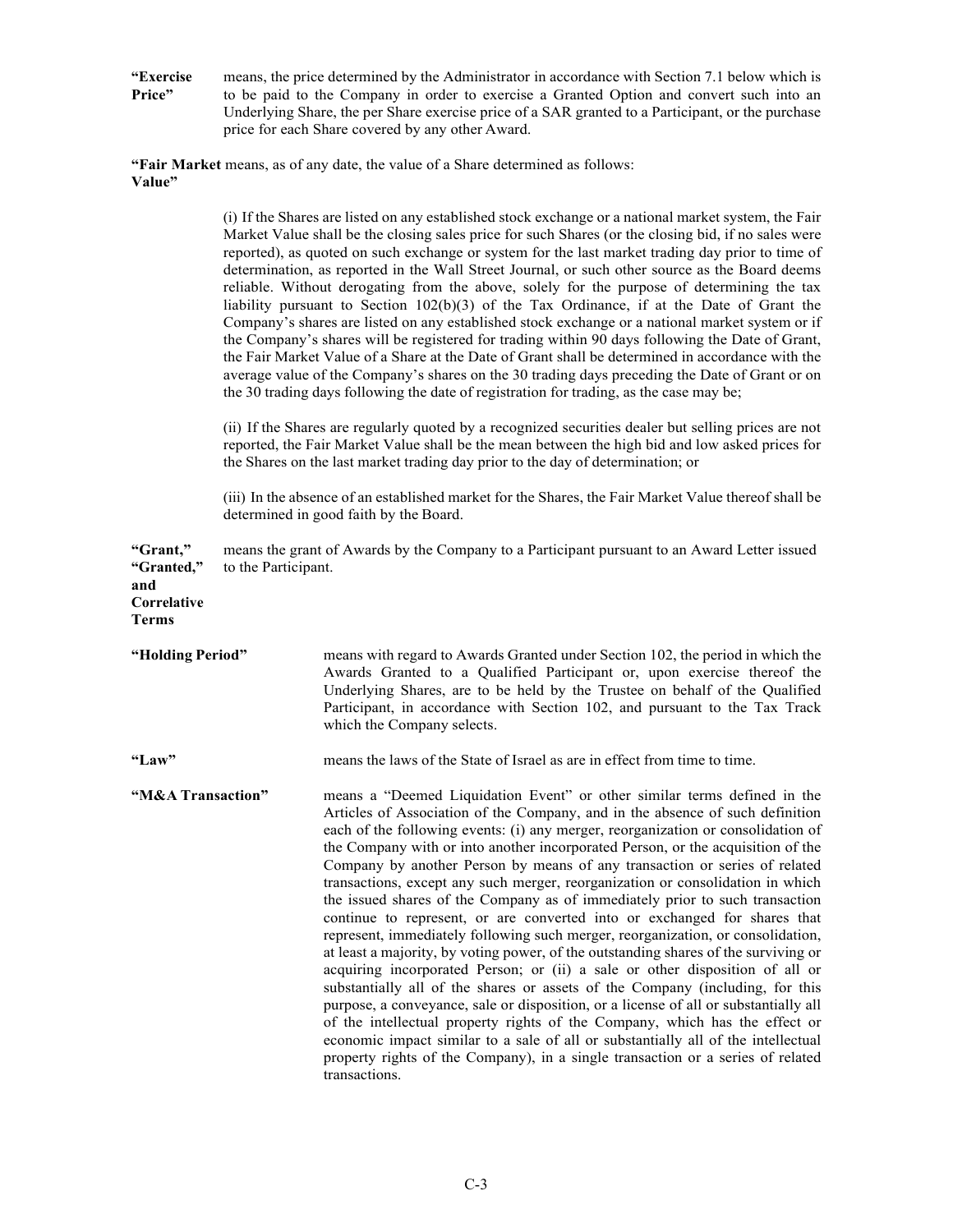**"Exercise Price"** means, the price determined by the Administrator in accordance with Section 7.1 below which is to be paid to the Company in order to exercise a Granted Option and convert such into an Underlying Share, the per Share exercise price of a SAR granted to a Participant, or the purchase price for each Share covered by any other Award.

**"Fair Market Value"** means, as of any date, the value of a Share determined as follows:

(i) If the Shares are listed on any established stock exchange or a national market system, the Fair Market Value shall be the closing sales price for such Shares (or the closing bid, if no sales were reported), as quoted on such exchange or system for the last market trading day prior to time of determination, as reported in the Wall Street Journal, or such other source as the Board deems reliable. Without derogating from the above, solely for the purpose of determining the tax liability pursuant to Section 102(b)(3) of the Tax Ordinance, if at the Date of Grant the Company's shares are listed on any established stock exchange or a national market system or if the Company's shares will be registered for trading within 90 days following the Date of Grant, the Fair Market Value of a Share at the Date of Grant shall be determined in accordance with the average value of the Company's shares on the 30 trading days preceding the Date of Grant or on the 30 trading days following the date of registration for trading, as the case may be;

(ii) If the Shares are regularly quoted by a recognized securities dealer but selling prices are not reported, the Fair Market Value shall be the mean between the high bid and low asked prices for the Shares on the last market trading day prior to the day of determination; or

(iii) In the absence of an established market for the Shares, the Fair Market Value thereof shall be determined in good faith by the Board.

**"Grant," "Granted," and Correlative Terms** means the grant of Awards by the Company to a Participant pursuant to an Award Letter issued to the Participant.

**"Holding Period"** means with regard to Awards Granted under Section 102, the period in which the Awards Granted to a Qualified Participant or, upon exercise thereof the Underlying Shares, are to be held by the Trustee on behalf of the Qualified Participant, in accordance with Section 102, and pursuant to the Tax Track which the Company selects.

**"Law"** means the laws of the State of Israel as are in effect from time to time.

**"M&A Transaction"** means a "Deemed Liquidation Event" or other similar terms defined in the Articles of Association of the Company, and in the absence of such definition each of the following events: (i) any merger, reorganization or consolidation of the Company with or into another incorporated Person, or the acquisition of the Company by another Person by means of any transaction or series of related transactions, except any such merger, reorganization or consolidation in which the issued shares of the Company as of immediately prior to such transaction continue to represent, or are converted into or exchanged for shares that represent, immediately following such merger, reorganization, or consolidation, at least a majority, by voting power, of the outstanding shares of the surviving or acquiring incorporated Person; or (ii) a sale or other disposition of all or substantially all of the shares or assets of the Company (including, for this purpose, a conveyance, sale or disposition, or a license of all or substantially all of the intellectual property rights of the Company, which has the effect or economic impact similar to a sale of all or substantially all of the intellectual property rights of the Company), in a single transaction or a series of related transactions.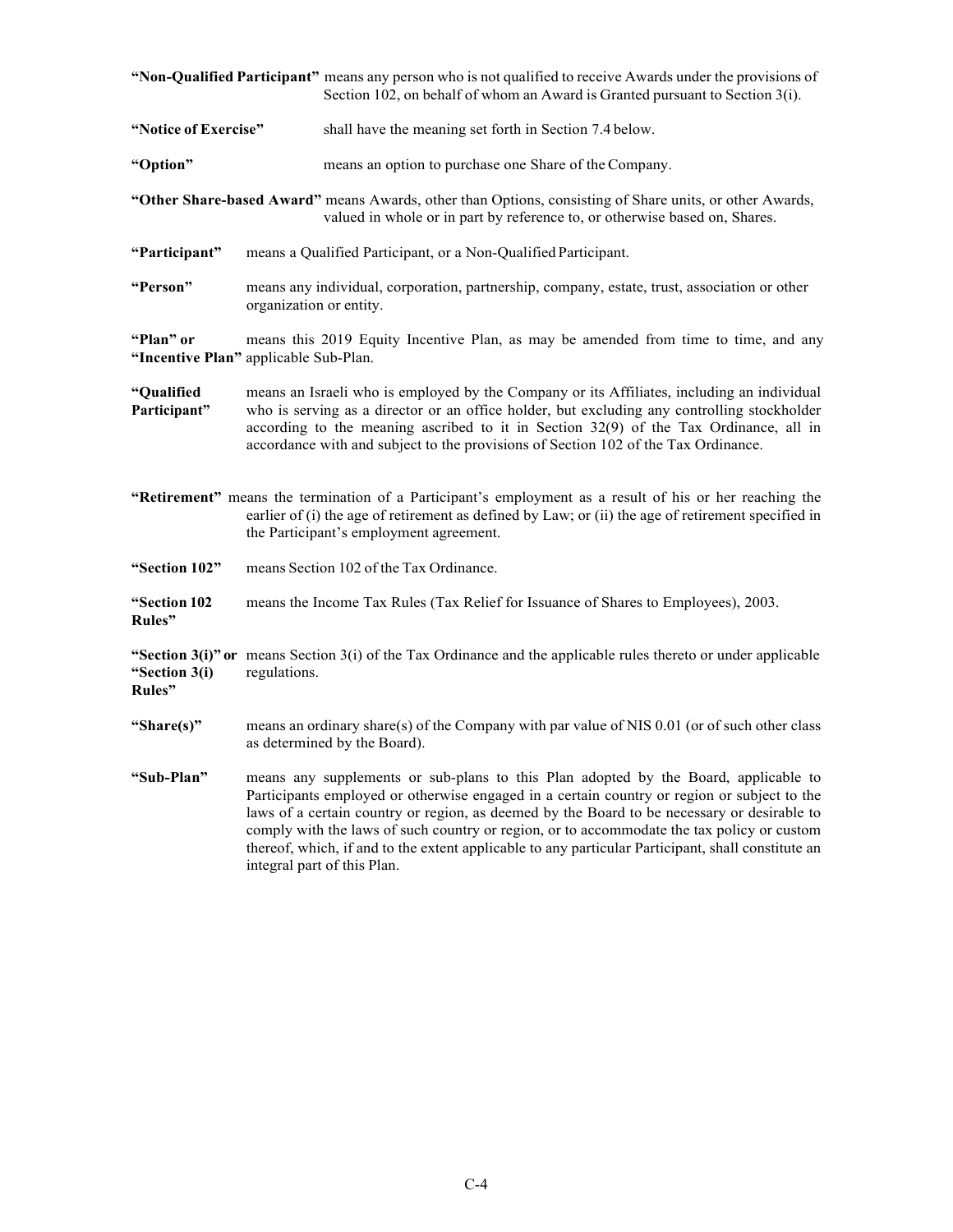**"Non-Qualified Participant"** means any person who is not qualified to receive Awards under the provisions of Section 102, on behalf of whom an Award is Granted pursuant to Section 3(i).

**"Notice of Exercise"** shall have the meaning set forth in Section 7.4 below.

**"Option"** means an option to purchase one Share of the Company.

**"Other Share-based Award"** means Awards, other than Options, consisting of Share units, or other Awards, valued in whole or in part by reference to, or otherwise based on, Shares.

**"Participant"** means a Qualified Participant, or a Non-Qualified Participant.

**"Person"** means any individual, corporation, partnership, company, estate, trust, association or other organization or entity.

**"Plan" or "Incentive Plan"** means this 2019 Equity Incentive Plan, as may be amended from time to time, and any applicable Sub-Plan.

**"Qualified Participant"** means an Israeli who is employed by the Company or its Affiliates, including an individual who is serving as a director or an office holder, but excluding any controlling stockholder according to the meaning ascribed to it in Section 32(9) of the Tax Ordinance, all in accordance with and subject to the provisions of Section 102 of the Tax Ordinance.

**"Retirement"** means the termination of a Participant's employment as a result of his or her reaching the earlier of (i) the age of retirement as defined by Law; or (ii) the age of retirement specified in the Participant's employment agreement.

**"Section 102"** means Section 102 of the Tax Ordinance.

**"Section 102 Rules"** means the Income Tax Rules (Tax Relief for Issuance of Shares to Employees), 2003.

**"Section 3(i)" or "Section 3(i) Rules"** means Section 3(i) of the Tax Ordinance and the applicable rules thereto or under applicable regulations.

**"Share(s)"** means an ordinary share(s) of the Company with par value of NIS 0.01 (or of such other class as determined by the Board).

**"Sub-Plan"** means any supplements or sub-plans to this Plan adopted by the Board, applicable to Participants employed or otherwise engaged in a certain country or region or subject to the laws of a certain country or region, as deemed by the Board to be necessary or desirable to comply with the laws of such country or region, or to accommodate the tax policy or custom thereof, which, if and to the extent applicable to any particular Participant, shall constitute an integral part of this Plan.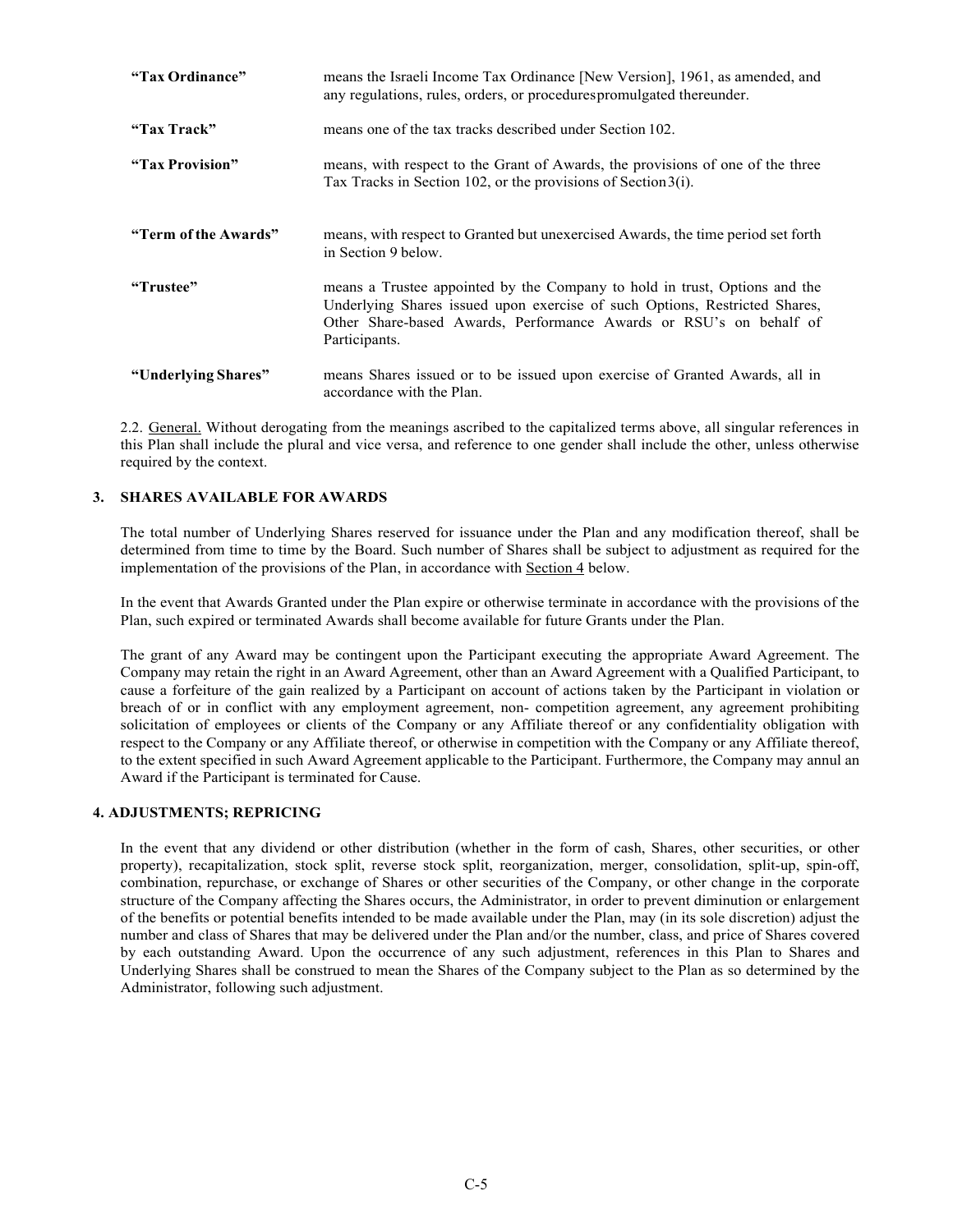| | |
|---|---|
| **"Tax Ordinance"** | means the Israeli Income Tax Ordinance [New Version], 1961, as amended, and any regulations, rules, orders, or procedures promulgated thereunder. |
| **"Tax Track"** | means one of the tax tracks described under Section 102. |
| **"Tax Provision"** | means, with respect to the Grant of Awards, the provisions of one of the three Tax Tracks in Section 102, or the provisions of Section 3(i). |
| **"Term of the Awards"** | means, with respect to Granted but unexercised Awards, the time period set forth in Section 9 below. |
| **"Trustee"** | means a Trustee appointed by the Company to hold in trust, Options and the Underlying Shares issued upon exercise of such Options, Restricted Shares, Other Share-based Awards, Performance Awards or RSU's on behalf of Participants. |
| **"Underlying Shares"** | means Shares issued or to be issued upon exercise of Granted Awards, all in accordance with the Plan. |

2.2. General. Without derogating from the meanings ascribed to the capitalized terms above, all singular references in this Plan shall include the plural and vice versa, and reference to one gender shall include the other, unless otherwise required by the context.

## 3. SHARES AVAILABLE FOR AWARDS

The total number of Underlying Shares reserved for issuance under the Plan and any modification thereof, shall be determined from time to time by the Board. Such number of Shares shall be subject to adjustment as required for the implementation of the provisions of the Plan, in accordance with Section 4 below.

In the event that Awards Granted under the Plan expire or otherwise terminate in accordance with the provisions of the Plan, such expired or terminated Awards shall become available for future Grants under the Plan.

The grant of any Award may be contingent upon the Participant executing the appropriate Award Agreement. The Company may retain the right in an Award Agreement, other than an Award Agreement with a Qualified Participant, to cause a forfeiture of the gain realized by a Participant on account of actions taken by the Participant in violation or breach of or in conflict with any employment agreement, non- competition agreement, any agreement prohibiting solicitation of employees or clients of the Company or any Affiliate thereof or any confidentiality obligation with respect to the Company or any Affiliate thereof, or otherwise in competition with the Company or any Affiliate thereof, to the extent specified in such Award Agreement applicable to the Participant. Furthermore, the Company may annul an Award if the Participant is terminated for Cause.

## 4. ADJUSTMENTS; REPRICING

In the event that any dividend or other distribution (whether in the form of cash, Shares, other securities, or other property), recapitalization, stock split, reverse stock split, reorganization, merger, consolidation, split-up, spin-off, combination, repurchase, or exchange of Shares or other securities of the Company, or other change in the corporate structure of the Company affecting the Shares occurs, the Administrator, in order to prevent diminution or enlargement of the benefits or potential benefits intended to be made available under the Plan, may (in its sole discretion) adjust the number and class of Shares that may be delivered under the Plan and/or the number, class, and price of Shares covered by each outstanding Award. Upon the occurrence of any such adjustment, references in this Plan to Shares and Underlying Shares shall be construed to mean the Shares of the Company subject to the Plan as so determined by the Administrator, following such adjustment.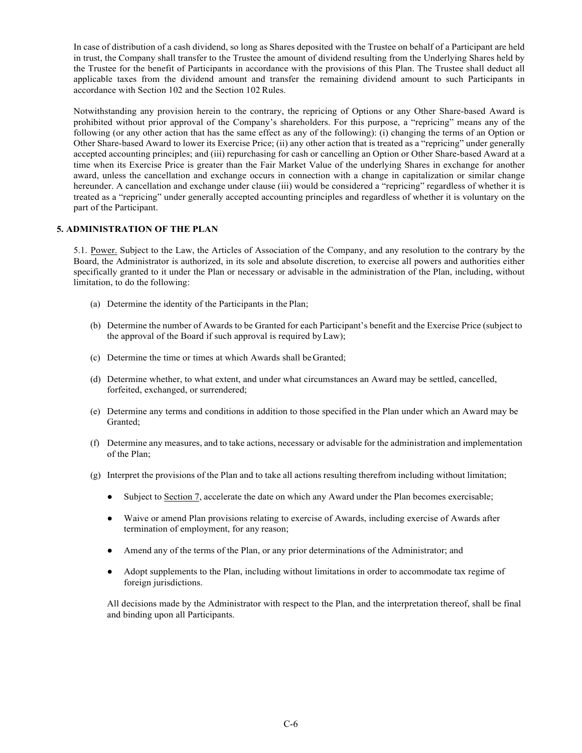In case of distribution of a cash dividend, so long as Shares deposited with the Trustee on behalf of a Participant are held in trust, the Company shall transfer to the Trustee the amount of dividend resulting from the Underlying Shares held by the Trustee for the benefit of Participants in accordance with the provisions of this Plan. The Trustee shall deduct all applicable taxes from the dividend amount and transfer the remaining dividend amount to such Participants in accordance with Section 102 and the Section 102 Rules.

Notwithstanding any provision herein to the contrary, the repricing of Options or any Other Share-based Award is prohibited without prior approval of the Company's shareholders. For this purpose, a "repricing" means any of the following (or any other action that has the same effect as any of the following): (i) changing the terms of an Option or Other Share-based Award to lower its Exercise Price; (ii) any other action that is treated as a "repricing" under generally accepted accounting principles; and (iii) repurchasing for cash or cancelling an Option or Other Share-based Award at a time when its Exercise Price is greater than the Fair Market Value of the underlying Shares in exchange for another award, unless the cancellation and exchange occurs in connection with a change in capitalization or similar change hereunder. A cancellation and exchange under clause (iii) would be considered a "repricing" regardless of whether it is treated as a "repricing" under generally accepted accounting principles and regardless of whether it is voluntary on the part of the Participant.

## 5. ADMINISTRATION OF THE PLAN

5.1. Power. Subject to the Law, the Articles of Association of the Company, and any resolution to the contrary by the Board, the Administrator is authorized, in its sole and absolute discretion, to exercise all powers and authorities either specifically granted to it under the Plan or necessary or advisable in the administration of the Plan, including, without limitation, to do the following:

(a) Determine the identity of the Participants in the Plan;

(b) Determine the number of Awards to be Granted for each Participant's benefit and the Exercise Price (subject to the approval of the Board if such approval is required by Law);

(c) Determine the time or times at which Awards shall be Granted;

(d) Determine whether, to what extent, and under what circumstances an Award may be settled, cancelled, forfeited, exchanged, or surrendered;

(e) Determine any terms and conditions in addition to those specified in the Plan under which an Award may be Granted;

(f) Determine any measures, and to take actions, necessary or advisable for the administration and implementation of the Plan;

(g) Interpret the provisions of the Plan and to take all actions resulting therefrom including without limitation;

- Subject to Section 7, accelerate the date on which any Award under the Plan becomes exercisable;
- Waive or amend Plan provisions relating to exercise of Awards, including exercise of Awards after termination of employment, for any reason;
- Amend any of the terms of the Plan, or any prior determinations of the Administrator; and
- Adopt supplements to the Plan, including without limitations in order to accommodate tax regime of foreign jurisdictions.

All decisions made by the Administrator with respect to the Plan, and the interpretation thereof, shall be final and binding upon all Participants.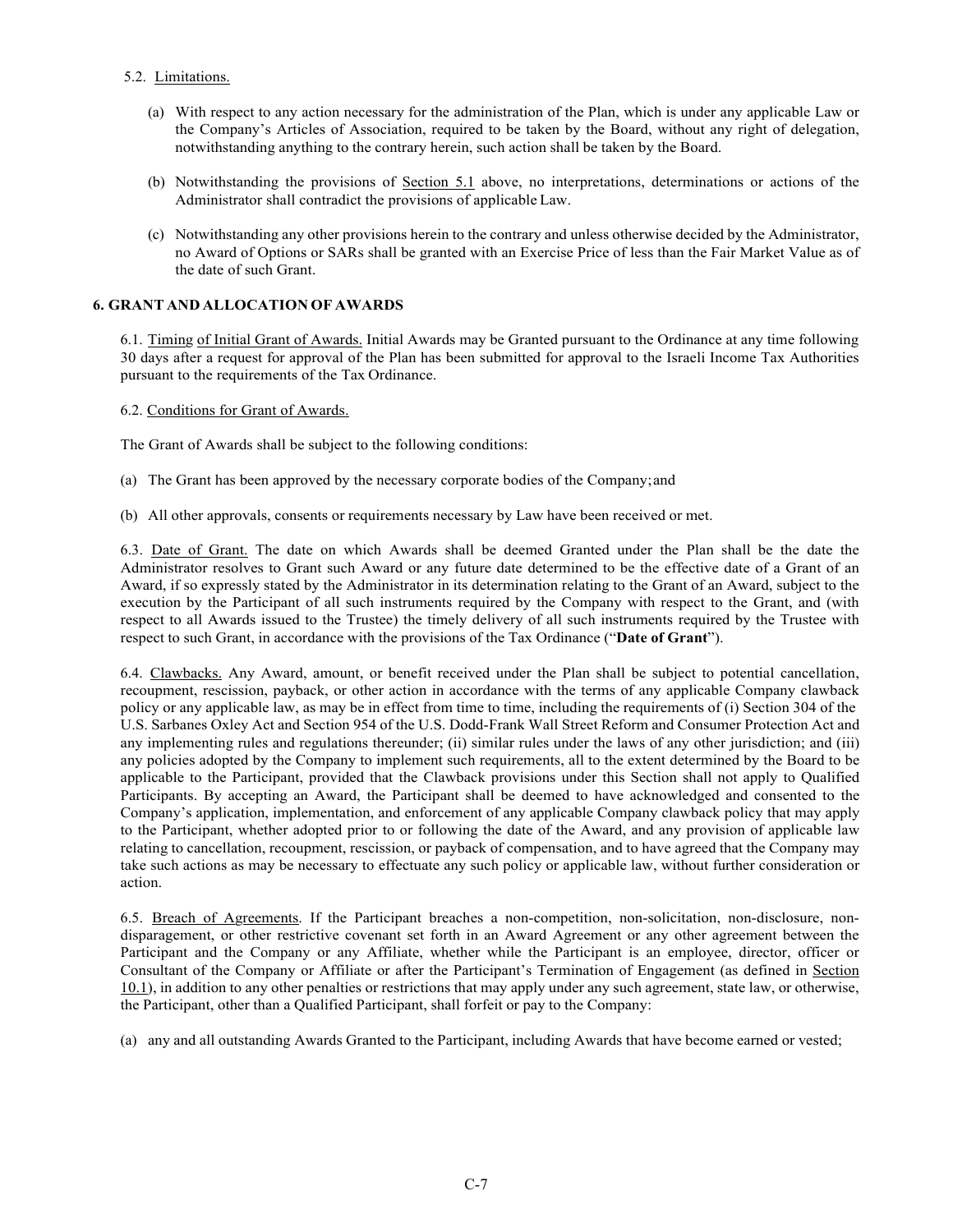5.2. Limitations.

(a) With respect to any action necessary for the administration of the Plan, which is under any applicable Law or the Company's Articles of Association, required to be taken by the Board, without any right of delegation, notwithstanding anything to the contrary herein, such action shall be taken by the Board.

(b) Notwithstanding the provisions of Section 5.1 above, no interpretations, determinations or actions of the Administrator shall contradict the provisions of applicable Law.

(c) Notwithstanding any other provisions herein to the contrary and unless otherwise decided by the Administrator, no Award of Options or SARs shall be granted with an Exercise Price of less than the Fair Market Value as of the date of such Grant.

## 6. GRANT AND ALLOCATION OF AWARDS

6.1. Timing of Initial Grant of Awards. Initial Awards may be Granted pursuant to the Ordinance at any time following 30 days after a request for approval of the Plan has been submitted for approval to the Israeli Income Tax Authorities pursuant to the requirements of the Tax Ordinance.

6.2. Conditions for Grant of Awards.

The Grant of Awards shall be subject to the following conditions:

(a) The Grant has been approved by the necessary corporate bodies of the Company; and

(b) All other approvals, consents or requirements necessary by Law have been received or met.

6.3. Date of Grant. The date on which Awards shall be deemed Granted under the Plan shall be the date the Administrator resolves to Grant such Award or any future date determined to be the effective date of a Grant of an Award, if so expressly stated by the Administrator in its determination relating to the Grant of an Award, subject to the execution by the Participant of all such instruments required by the Company with respect to the Grant, and (with respect to all Awards issued to the Trustee) the timely delivery of all such instruments required by the Trustee with respect to such Grant, in accordance with the provisions of the Tax Ordinance ("**Date of Grant**").

6.4. Clawbacks. Any Award, amount, or benefit received under the Plan shall be subject to potential cancellation, recoupment, rescission, payback, or other action in accordance with the terms of any applicable Company clawback policy or any applicable law, as may be in effect from time to time, including the requirements of (i) Section 304 of the U.S. Sarbanes Oxley Act and Section 954 of the U.S. Dodd-Frank Wall Street Reform and Consumer Protection Act and any implementing rules and regulations thereunder; (ii) similar rules under the laws of any other jurisdiction; and (iii) any policies adopted by the Company to implement such requirements, all to the extent determined by the Board to be applicable to the Participant, provided that the Clawback provisions under this Section shall not apply to Qualified Participants. By accepting an Award, the Participant shall be deemed to have acknowledged and consented to the Company's application, implementation, and enforcement of any applicable Company clawback policy that may apply to the Participant, whether adopted prior to or following the date of the Award, and any provision of applicable law relating to cancellation, recoupment, rescission, or payback of compensation, and to have agreed that the Company may take such actions as may be necessary to effectuate any such policy or applicable law, without further consideration or action.

6.5. Breach of Agreements. If the Participant breaches a non-competition, non-solicitation, non-disclosure, non-disparagement, or other restrictive covenant set forth in an Award Agreement or any other agreement between the Participant and the Company or any Affiliate, whether while the Participant is an employee, director, officer or Consultant of the Company or Affiliate or after the Participant's Termination of Engagement (as defined in Section 10.1), in addition to any other penalties or restrictions that may apply under any such agreement, state law, or otherwise, the Participant, other than a Qualified Participant, shall forfeit or pay to the Company:

(a) any and all outstanding Awards Granted to the Participant, including Awards that have become earned or vested;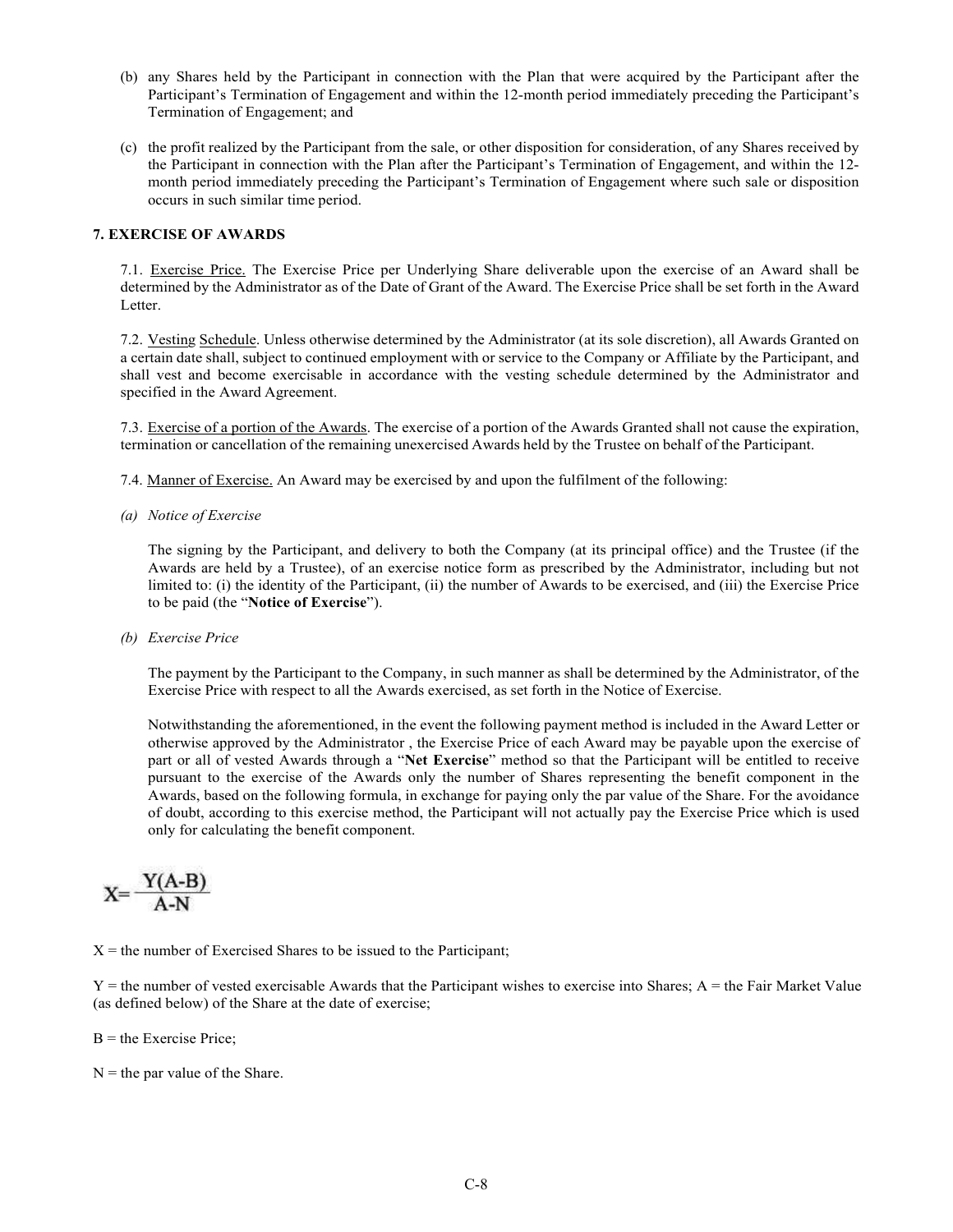(b) any Shares held by the Participant in connection with the Plan that were acquired by the Participant after the Participant's Termination of Engagement and within the 12-month period immediately preceding the Participant's Termination of Engagement; and

(c) the profit realized by the Participant from the sale, or other disposition for consideration, of any Shares received by the Participant in connection with the Plan after the Participant's Termination of Engagement, and within the 12-month period immediately preceding the Participant's Termination of Engagement where such sale or disposition occurs in such similar time period.

**7. EXERCISE OF AWARDS**

7.1. Exercise Price. The Exercise Price per Underlying Share deliverable upon the exercise of an Award shall be determined by the Administrator as of the Date of Grant of the Award. The Exercise Price shall be set forth in the Award Letter.

7.2. Vesting Schedule. Unless otherwise determined by the Administrator (at its sole discretion), all Awards Granted on a certain date shall, subject to continued employment with or service to the Company or Affiliate by the Participant, and shall vest and become exercisable in accordance with the vesting schedule determined by the Administrator and specified in the Award Agreement.

7.3. Exercise of a portion of the Awards. The exercise of a portion of the Awards Granted shall not cause the expiration, termination or cancellation of the remaining unexercised Awards held by the Trustee on behalf of the Participant.

7.4. Manner of Exercise. An Award may be exercised by and upon the fulfilment of the following:

*(a) Notice of Exercise*

The signing by the Participant, and delivery to both the Company (at its principal office) and the Trustee (if the Awards are held by a Trustee), of an exercise notice form as prescribed by the Administrator, including but not limited to: (i) the identity of the Participant, (ii) the number of Awards to be exercised, and (iii) the Exercise Price to be paid (the "**Notice of Exercise**").

*(b) Exercise Price*

The payment by the Participant to the Company, in such manner as shall be determined by the Administrator, of the Exercise Price with respect to all the Awards exercised, as set forth in the Notice of Exercise.

Notwithstanding the aforementioned, in the event the following payment method is included in the Award Letter or otherwise approved by the Administrator , the Exercise Price of each Award may be payable upon the exercise of part or all of vested Awards through a "**Net Exercise**" method so that the Participant will be entitled to receive pursuant to the exercise of the Awards only the number of Shares representing the benefit component in the Awards, based on the following formula, in exchange for paying only the par value of the Share. For the avoidance of doubt, according to this exercise method, the Participant will not actually pay the Exercise Price which is used only for calculating the benefit component.

$$X = \frac{Y(A-B)}{A-N}$$

X = the number of Exercised Shares to be issued to the Participant;

Y = the number of vested exercisable Awards that the Participant wishes to exercise into Shares; A = the Fair Market Value (as defined below) of the Share at the date of exercise;

B = the Exercise Price;

N = the par value of the Share.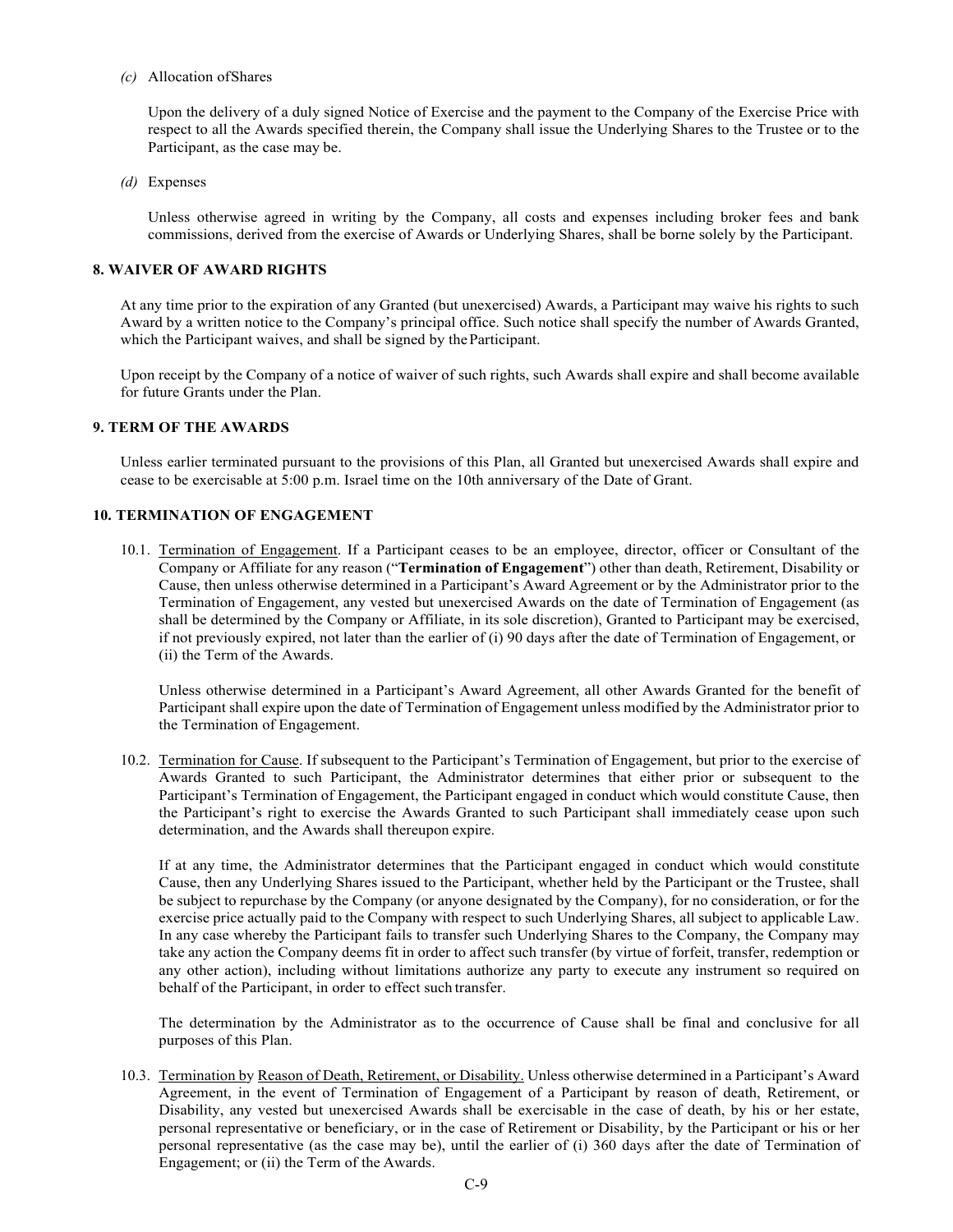*(c)* Allocation ofShares

Upon the delivery of a duly signed Notice of Exercise and the payment to the Company of the Exercise Price with respect to all the Awards specified therein, the Company shall issue the Underlying Shares to the Trustee or to the Participant, as the case may be.

*(d)* Expenses

Unless otherwise agreed in writing by the Company, all costs and expenses including broker fees and bank commissions, derived from the exercise of Awards or Underlying Shares, shall be borne solely by the Participant.

**8. WAIVER OF AWARD RIGHTS**

At any time prior to the expiration of any Granted (but unexercised) Awards, a Participant may waive his rights to such Award by a written notice to the Company's principal office. Such notice shall specify the number of Awards Granted, which the Participant waives, and shall be signed by the Participant.

Upon receipt by the Company of a notice of waiver of such rights, such Awards shall expire and shall become available for future Grants under the Plan.

**9. TERM OF THE AWARDS**

Unless earlier terminated pursuant to the provisions of this Plan, all Granted but unexercised Awards shall expire and cease to be exercisable at 5:00 p.m. Israel time on the 10th anniversary of the Date of Grant.

**10. TERMINATION OF ENGAGEMENT**

10.1. Termination of Engagement. If a Participant ceases to be an employee, director, officer or Consultant of the Company or Affiliate for any reason ("**Termination of Engagement**") other than death, Retirement, Disability or Cause, then unless otherwise determined in a Participant's Award Agreement or by the Administrator prior to the Termination of Engagement, any vested but unexercised Awards on the date of Termination of Engagement (as shall be determined by the Company or Affiliate, in its sole discretion), Granted to Participant may be exercised, if not previously expired, not later than the earlier of (i) 90 days after the date of Termination of Engagement, or (ii) the Term of the Awards.

Unless otherwise determined in a Participant's Award Agreement, all other Awards Granted for the benefit of Participant shall expire upon the date of Termination of Engagement unless modified by the Administrator prior to the Termination of Engagement.

10.2. Termination for Cause. If subsequent to the Participant's Termination of Engagement, but prior to the exercise of Awards Granted to such Participant, the Administrator determines that either prior or subsequent to the Participant's Termination of Engagement, the Participant engaged in conduct which would constitute Cause, then the Participant's right to exercise the Awards Granted to such Participant shall immediately cease upon such determination, and the Awards shall thereupon expire.

If at any time, the Administrator determines that the Participant engaged in conduct which would constitute Cause, then any Underlying Shares issued to the Participant, whether held by the Participant or the Trustee, shall be subject to repurchase by the Company (or anyone designated by the Company), for no consideration, or for the exercise price actually paid to the Company with respect to such Underlying Shares, all subject to applicable Law. In any case whereby the Participant fails to transfer such Underlying Shares to the Company, the Company may take any action the Company deems fit in order to affect such transfer (by virtue of forfeit, transfer, redemption or any other action), including without limitations authorize any party to execute any instrument so required on behalf of the Participant, in order to effect such transfer.

The determination by the Administrator as to the occurrence of Cause shall be final and conclusive for all purposes of this Plan.

10.3. Termination by Reason of Death, Retirement, or Disability. Unless otherwise determined in a Participant's Award Agreement, in the event of Termination of Engagement of a Participant by reason of death, Retirement, or Disability, any vested but unexercised Awards shall be exercisable in the case of death, by his or her estate, personal representative or beneficiary, or in the case of Retirement or Disability, by the Participant or his or her personal representative (as the case may be), until the earlier of (i) 360 days after the date of Termination of Engagement; or (ii) the Term of the Awards.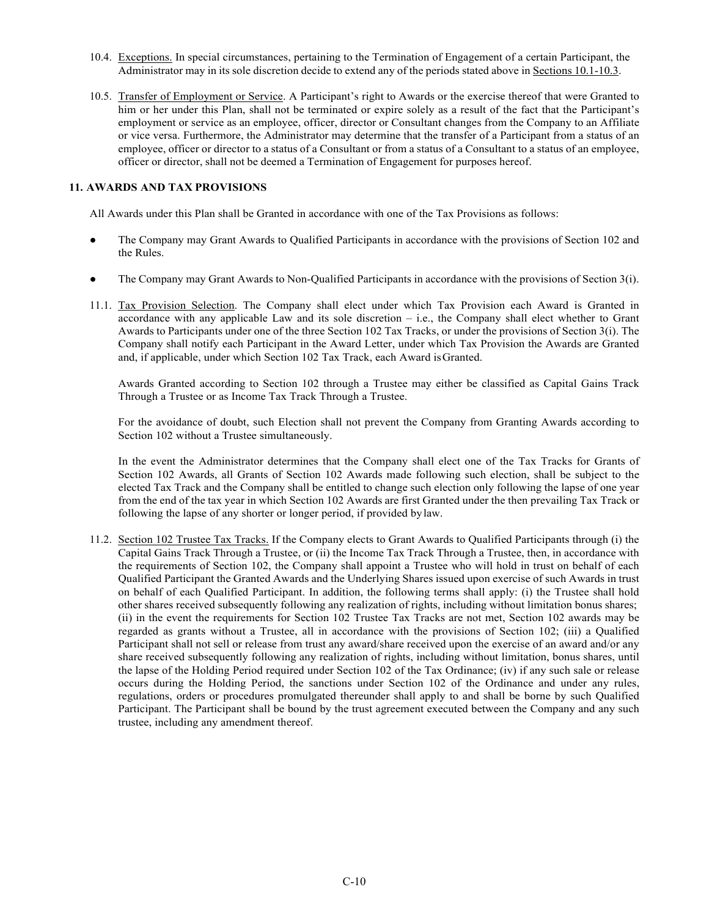10.4. Exceptions. In special circumstances, pertaining to the Termination of Engagement of a certain Participant, the Administrator may in its sole discretion decide to extend any of the periods stated above in Sections 10.1-10.3.

10.5. Transfer of Employment or Service. A Participant's right to Awards or the exercise thereof that were Granted to him or her under this Plan, shall not be terminated or expire solely as a result of the fact that the Participant's employment or service as an employee, officer, director or Consultant changes from the Company to an Affiliate or vice versa. Furthermore, the Administrator may determine that the transfer of a Participant from a status of an employee, officer or director to a status of a Consultant or from a status of a Consultant to a status of an employee, officer or director, shall not be deemed a Termination of Engagement for purposes hereof.

**11. AWARDS AND TAX PROVISIONS**

All Awards under this Plan shall be Granted in accordance with one of the Tax Provisions as follows:

- The Company may Grant Awards to Qualified Participants in accordance with the provisions of Section 102 and the Rules.
- The Company may Grant Awards to Non-Qualified Participants in accordance with the provisions of Section 3(i).

11.1. Tax Provision Selection. The Company shall elect under which Tax Provision each Award is Granted in accordance with any applicable Law and its sole discretion – i.e., the Company shall elect whether to Grant Awards to Participants under one of the three Section 102 Tax Tracks, or under the provisions of Section 3(i). The Company shall notify each Participant in the Award Letter, under which Tax Provision the Awards are Granted and, if applicable, under which Section 102 Tax Track, each Award is Granted.

Awards Granted according to Section 102 through a Trustee may either be classified as Capital Gains Track Through a Trustee or as Income Tax Track Through a Trustee.

For the avoidance of doubt, such Election shall not prevent the Company from Granting Awards according to Section 102 without a Trustee simultaneously.

In the event the Administrator determines that the Company shall elect one of the Tax Tracks for Grants of Section 102 Awards, all Grants of Section 102 Awards made following such election, shall be subject to the elected Tax Track and the Company shall be entitled to change such election only following the lapse of one year from the end of the tax year in which Section 102 Awards are first Granted under the then prevailing Tax Track or following the lapse of any shorter or longer period, if provided by law.

11.2. Section 102 Trustee Tax Tracks. If the Company elects to Grant Awards to Qualified Participants through (i) the Capital Gains Track Through a Trustee, or (ii) the Income Tax Track Through a Trustee, then, in accordance with the requirements of Section 102, the Company shall appoint a Trustee who will hold in trust on behalf of each Qualified Participant the Granted Awards and the Underlying Shares issued upon exercise of such Awards in trust on behalf of each Qualified Participant. In addition, the following terms shall apply: (i) the Trustee shall hold other shares received subsequently following any realization of rights, including without limitation bonus shares; (ii) in the event the requirements for Section 102 Trustee Tax Tracks are not met, Section 102 awards may be regarded as grants without a Trustee, all in accordance with the provisions of Section 102; (iii) a Qualified Participant shall not sell or release from trust any award/share received upon the exercise of an award and/or any share received subsequently following any realization of rights, including without limitation, bonus shares, until the lapse of the Holding Period required under Section 102 of the Tax Ordinance; (iv) if any such sale or release occurs during the Holding Period, the sanctions under Section 102 of the Ordinance and under any rules, regulations, orders or procedures promulgated thereunder shall apply to and shall be borne by such Qualified Participant. The Participant shall be bound by the trust agreement executed between the Company and any such trustee, including any amendment thereof.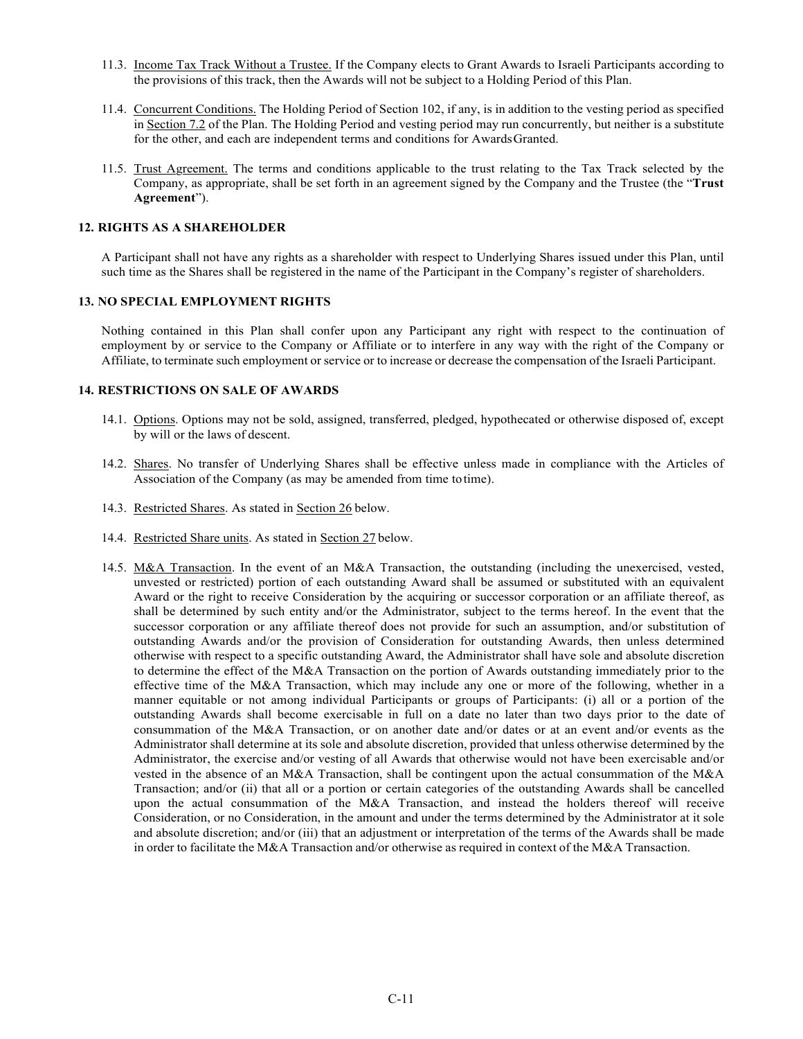11.3. Income Tax Track Without a Trustee. If the Company elects to Grant Awards to Israeli Participants according to the provisions of this track, then the Awards will not be subject to a Holding Period of this Plan.

11.4. Concurrent Conditions. The Holding Period of Section 102, if any, is in addition to the vesting period as specified in Section 7.2 of the Plan. The Holding Period and vesting period may run concurrently, but neither is a substitute for the other, and each are independent terms and conditions for Awards Granted.

11.5. Trust Agreement. The terms and conditions applicable to the trust relating to the Tax Track selected by the Company, as appropriate, shall be set forth in an agreement signed by the Company and the Trustee (the "**Trust Agreement**").

**12. RIGHTS AS A SHAREHOLDER**

A Participant shall not have any rights as a shareholder with respect to Underlying Shares issued under this Plan, until such time as the Shares shall be registered in the name of the Participant in the Company's register of shareholders.

**13. NO SPECIAL EMPLOYMENT RIGHTS**

Nothing contained in this Plan shall confer upon any Participant any right with respect to the continuation of employment by or service to the Company or Affiliate or to interfere in any way with the right of the Company or Affiliate, to terminate such employment or service or to increase or decrease the compensation of the Israeli Participant.

**14. RESTRICTIONS ON SALE OF AWARDS**

14.1. Options. Options may not be sold, assigned, transferred, pledged, hypothecated or otherwise disposed of, except by will or the laws of descent.

14.2. Shares. No transfer of Underlying Shares shall be effective unless made in compliance with the Articles of Association of the Company (as may be amended from time to time).

14.3. Restricted Shares. As stated in Section 26 below.

14.4. Restricted Share units. As stated in Section 27 below.

14.5. M&A Transaction. In the event of an M&A Transaction, the outstanding (including the unexercised, vested, unvested or restricted) portion of each outstanding Award shall be assumed or substituted with an equivalent Award or the right to receive Consideration by the acquiring or successor corporation or an affiliate thereof, as shall be determined by such entity and/or the Administrator, subject to the terms hereof. In the event that the successor corporation or any affiliate thereof does not provide for such an assumption, and/or substitution of outstanding Awards and/or the provision of Consideration for outstanding Awards, then unless determined otherwise with respect to a specific outstanding Award, the Administrator shall have sole and absolute discretion to determine the effect of the M&A Transaction on the portion of Awards outstanding immediately prior to the effective time of the M&A Transaction, which may include any one or more of the following, whether in a manner equitable or not among individual Participants or groups of Participants: (i) all or a portion of the outstanding Awards shall become exercisable in full on a date no later than two days prior to the date of consummation of the M&A Transaction, or on another date and/or dates or at an event and/or events as the Administrator shall determine at its sole and absolute discretion, provided that unless otherwise determined by the Administrator, the exercise and/or vesting of all Awards that otherwise would not have been exercisable and/or vested in the absence of an M&A Transaction, shall be contingent upon the actual consummation of the M&A Transaction; and/or (ii) that all or a portion or certain categories of the outstanding Awards shall be cancelled upon the actual consummation of the M&A Transaction, and instead the holders thereof will receive Consideration, or no Consideration, in the amount and under the terms determined by the Administrator at it sole and absolute discretion; and/or (iii) that an adjustment or interpretation of the terms of the Awards shall be made in order to facilitate the M&A Transaction and/or otherwise as required in context of the M&A Transaction.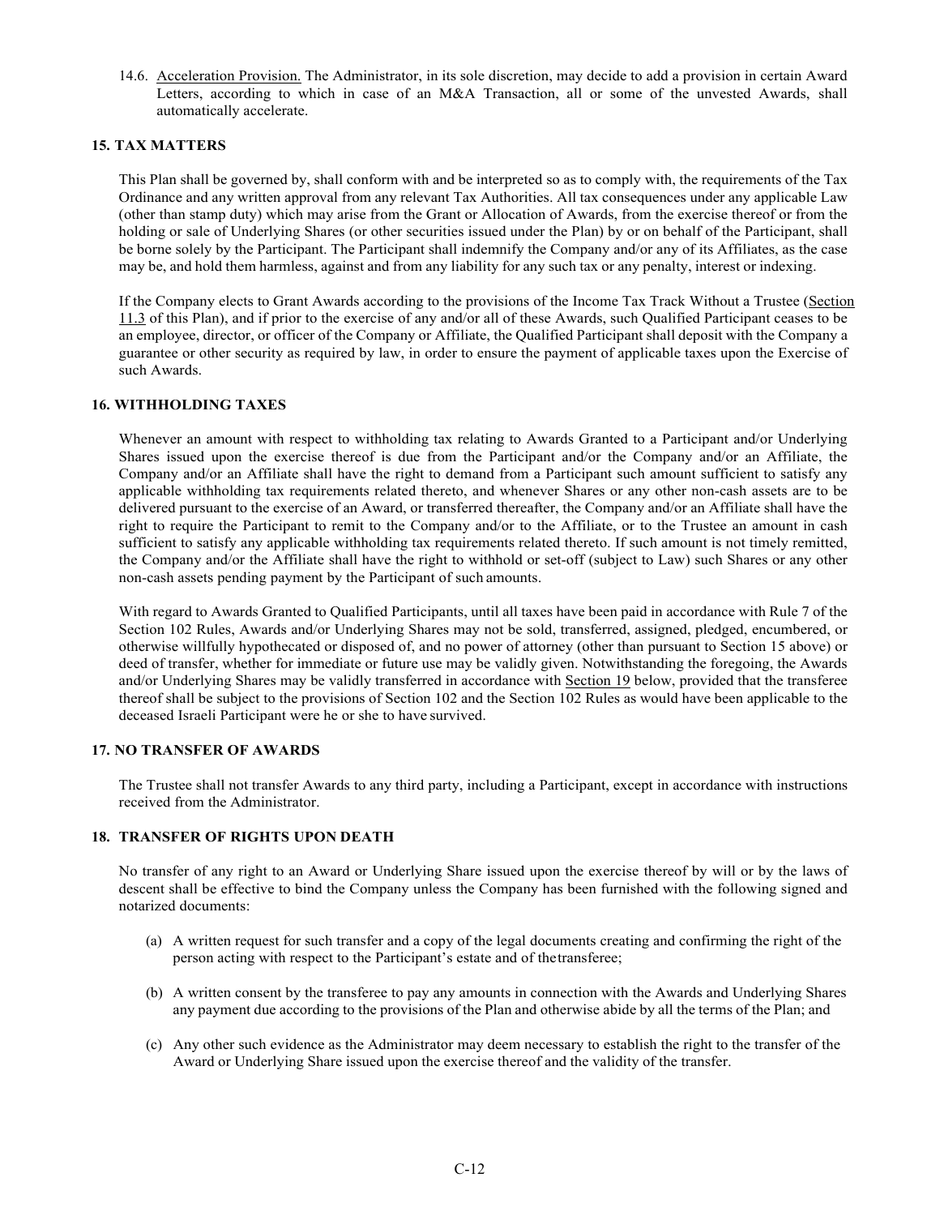14.6. Acceleration Provision. The Administrator, in its sole discretion, may decide to add a provision in certain Award Letters, according to which in case of an M&A Transaction, all or some of the unvested Awards, shall automatically accelerate.

## 15. TAX MATTERS

This Plan shall be governed by, shall conform with and be interpreted so as to comply with, the requirements of the Tax Ordinance and any written approval from any relevant Tax Authorities. All tax consequences under any applicable Law (other than stamp duty) which may arise from the Grant or Allocation of Awards, from the exercise thereof or from the holding or sale of Underlying Shares (or other securities issued under the Plan) by or on behalf of the Participant, shall be borne solely by the Participant. The Participant shall indemnify the Company and/or any of its Affiliates, as the case may be, and hold them harmless, against and from any liability for any such tax or any penalty, interest or indexing.

If the Company elects to Grant Awards according to the provisions of the Income Tax Track Without a Trustee (Section 11.3 of this Plan), and if prior to the exercise of any and/or all of these Awards, such Qualified Participant ceases to be an employee, director, or officer of the Company or Affiliate, the Qualified Participant shall deposit with the Company a guarantee or other security as required by law, in order to ensure the payment of applicable taxes upon the Exercise of such Awards.

## 16. WITHHOLDING TAXES

Whenever an amount with respect to withholding tax relating to Awards Granted to a Participant and/or Underlying Shares issued upon the exercise thereof is due from the Participant and/or the Company and/or an Affiliate, the Company and/or an Affiliate shall have the right to demand from a Participant such amount sufficient to satisfy any applicable withholding tax requirements related thereto, and whenever Shares or any other non-cash assets are to be delivered pursuant to the exercise of an Award, or transferred thereafter, the Company and/or an Affiliate shall have the right to require the Participant to remit to the Company and/or to the Affiliate, or to the Trustee an amount in cash sufficient to satisfy any applicable withholding tax requirements related thereto. If such amount is not timely remitted, the Company and/or the Affiliate shall have the right to withhold or set-off (subject to Law) such Shares or any other non-cash assets pending payment by the Participant of such amounts.

With regard to Awards Granted to Qualified Participants, until all taxes have been paid in accordance with Rule 7 of the Section 102 Rules, Awards and/or Underlying Shares may not be sold, transferred, assigned, pledged, encumbered, or otherwise willfully hypothecated or disposed of, and no power of attorney (other than pursuant to Section 15 above) or deed of transfer, whether for immediate or future use may be validly given. Notwithstanding the foregoing, the Awards and/or Underlying Shares may be validly transferred in accordance with Section 19 below, provided that the transferee thereof shall be subject to the provisions of Section 102 and the Section 102 Rules as would have been applicable to the deceased Israeli Participant were he or she to have survived.

## 17. NO TRANSFER OF AWARDS

The Trustee shall not transfer Awards to any third party, including a Participant, except in accordance with instructions received from the Administrator.

## 18. TRANSFER OF RIGHTS UPON DEATH

No transfer of any right to an Award or Underlying Share issued upon the exercise thereof by will or by the laws of descent shall be effective to bind the Company unless the Company has been furnished with the following signed and notarized documents:

(a) A written request for such transfer and a copy of the legal documents creating and confirming the right of the person acting with respect to the Participant's estate and of the transferee;

(b) A written consent by the transferee to pay any amounts in connection with the Awards and Underlying Shares any payment due according to the provisions of the Plan and otherwise abide by all the terms of the Plan; and

(c) Any other such evidence as the Administrator may deem necessary to establish the right to the transfer of the Award or Underlying Share issued upon the exercise thereof and the validity of the transfer.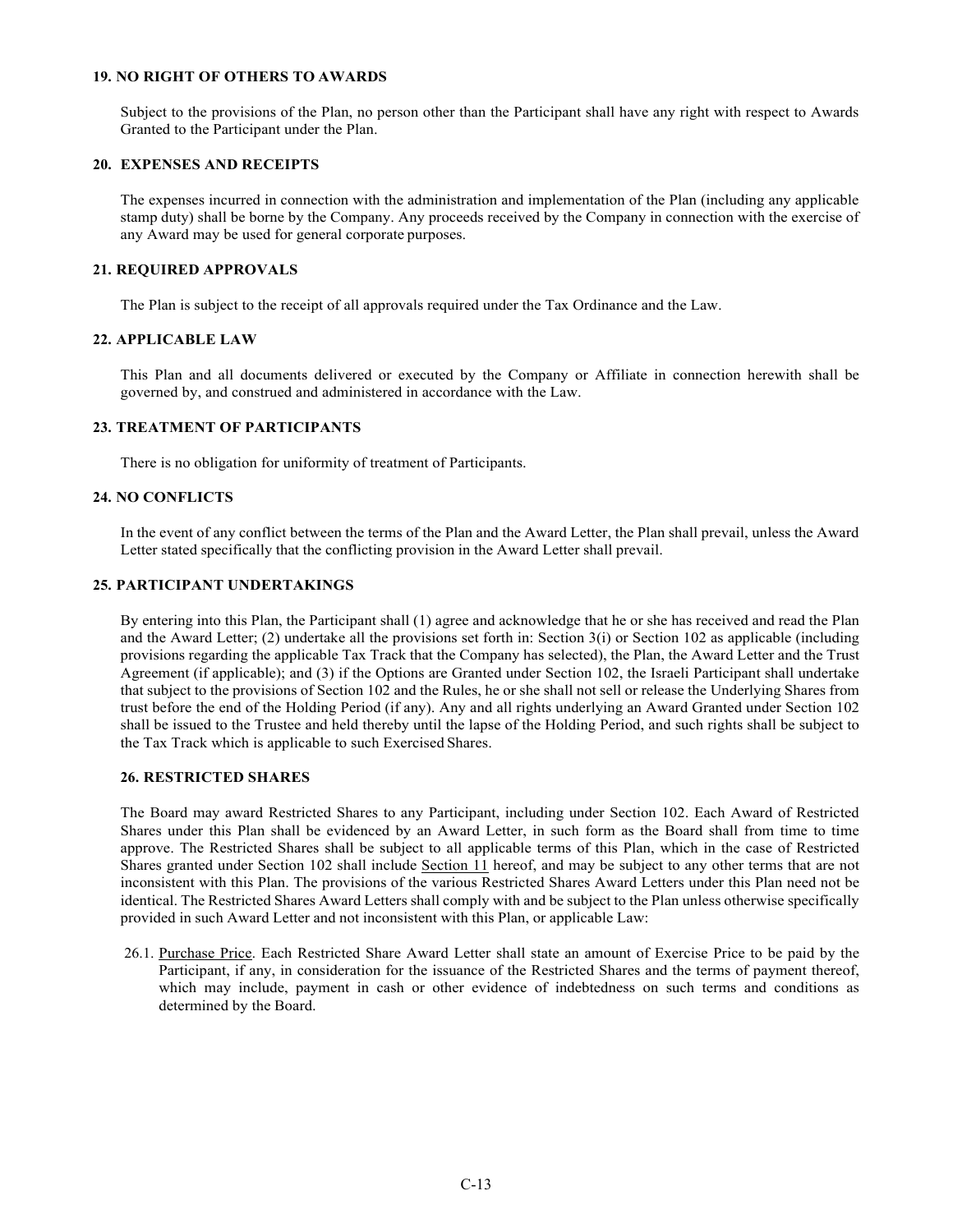## 19. NO RIGHT OF OTHERS TO AWARDS

Subject to the provisions of the Plan, no person other than the Participant shall have any right with respect to Awards Granted to the Participant under the Plan.

## 20. EXPENSES AND RECEIPTS

The expenses incurred in connection with the administration and implementation of the Plan (including any applicable stamp duty) shall be borne by the Company. Any proceeds received by the Company in connection with the exercise of any Award may be used for general corporate purposes.

## 21. REQUIRED APPROVALS

The Plan is subject to the receipt of all approvals required under the Tax Ordinance and the Law.

## 22. APPLICABLE LAW

This Plan and all documents delivered or executed by the Company or Affiliate in connection herewith shall be governed by, and construed and administered in accordance with the Law.

## 23. TREATMENT OF PARTICIPANTS

There is no obligation for uniformity of treatment of Participants.

## 24. NO CONFLICTS

In the event of any conflict between the terms of the Plan and the Award Letter, the Plan shall prevail, unless the Award Letter stated specifically that the conflicting provision in the Award Letter shall prevail.

## 25. PARTICIPANT UNDERTAKINGS

By entering into this Plan, the Participant shall (1) agree and acknowledge that he or she has received and read the Plan and the Award Letter; (2) undertake all the provisions set forth in: Section 3(i) or Section 102 as applicable (including provisions regarding the applicable Tax Track that the Company has selected), the Plan, the Award Letter and the Trust Agreement (if applicable); and (3) if the Options are Granted under Section 102, the Israeli Participant shall undertake that subject to the provisions of Section 102 and the Rules, he or she shall not sell or release the Underlying Shares from trust before the end of the Holding Period (if any). Any and all rights underlying an Award Granted under Section 102 shall be issued to the Trustee and held thereby until the lapse of the Holding Period, and such rights shall be subject to the Tax Track which is applicable to such Exercised Shares.

## 26. RESTRICTED SHARES

The Board may award Restricted Shares to any Participant, including under Section 102. Each Award of Restricted Shares under this Plan shall be evidenced by an Award Letter, in such form as the Board shall from time to time approve. The Restricted Shares shall be subject to all applicable terms of this Plan, which in the case of Restricted Shares granted under Section 102 shall include Section 11 hereof, and may be subject to any other terms that are not inconsistent with this Plan. The provisions of the various Restricted Shares Award Letters under this Plan need not be identical. The Restricted Shares Award Letters shall comply with and be subject to the Plan unless otherwise specifically provided in such Award Letter and not inconsistent with this Plan, or applicable Law:

26.1. Purchase Price. Each Restricted Share Award Letter shall state an amount of Exercise Price to be paid by the Participant, if any, in consideration for the issuance of the Restricted Shares and the terms of payment thereof, which may include, payment in cash or other evidence of indebtedness on such terms and conditions as determined by the Board.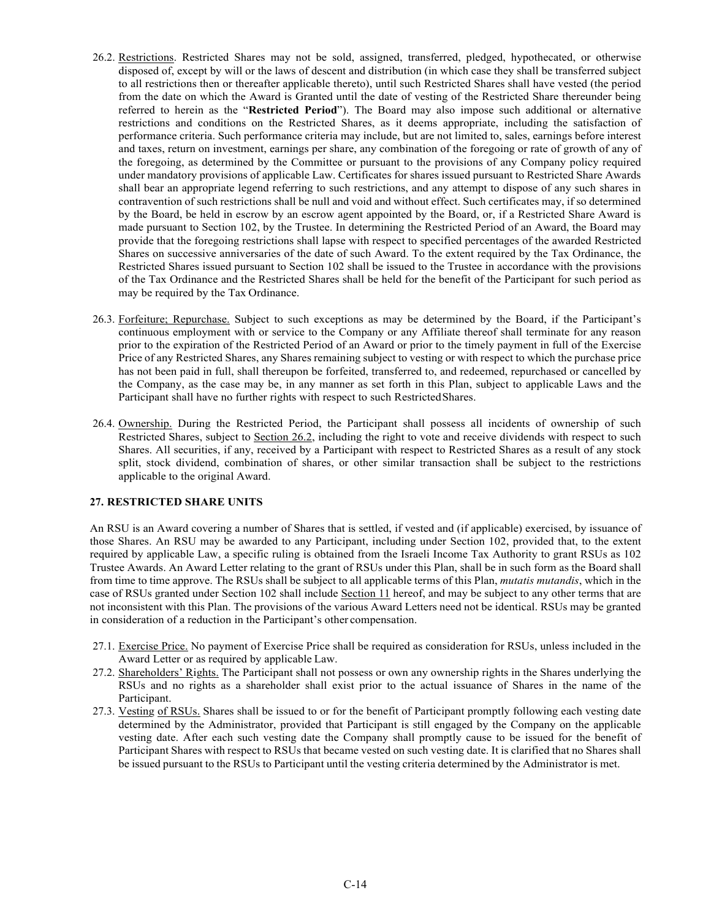26.2. Restrictions. Restricted Shares may not be sold, assigned, transferred, pledged, hypothecated, or otherwise disposed of, except by will or the laws of descent and distribution (in which case they shall be transferred subject to all restrictions then or thereafter applicable thereto), until such Restricted Shares shall have vested (the period from the date on which the Award is Granted until the date of vesting of the Restricted Share thereunder being referred to herein as the "**Restricted Period**"). The Board may also impose such additional or alternative restrictions and conditions on the Restricted Shares, as it deems appropriate, including the satisfaction of performance criteria. Such performance criteria may include, but are not limited to, sales, earnings before interest and taxes, return on investment, earnings per share, any combination of the foregoing or rate of growth of any of the foregoing, as determined by the Committee or pursuant to the provisions of any Company policy required under mandatory provisions of applicable Law. Certificates for shares issued pursuant to Restricted Share Awards shall bear an appropriate legend referring to such restrictions, and any attempt to dispose of any such shares in contravention of such restrictions shall be null and void and without effect. Such certificates may, if so determined by the Board, be held in escrow by an escrow agent appointed by the Board, or, if a Restricted Share Award is made pursuant to Section 102, by the Trustee. In determining the Restricted Period of an Award, the Board may provide that the foregoing restrictions shall lapse with respect to specified percentages of the awarded Restricted Shares on successive anniversaries of the date of such Award. To the extent required by the Tax Ordinance, the Restricted Shares issued pursuant to Section 102 shall be issued to the Trustee in accordance with the provisions of the Tax Ordinance and the Restricted Shares shall be held for the benefit of the Participant for such period as may be required by the Tax Ordinance.

26.3. Forfeiture; Repurchase. Subject to such exceptions as may be determined by the Board, if the Participant's continuous employment with or service to the Company or any Affiliate thereof shall terminate for any reason prior to the expiration of the Restricted Period of an Award or prior to the timely payment in full of the Exercise Price of any Restricted Shares, any Shares remaining subject to vesting or with respect to which the purchase price has not been paid in full, shall thereupon be forfeited, transferred to, and redeemed, repurchased or cancelled by the Company, as the case may be, in any manner as set forth in this Plan, subject to applicable Laws and the Participant shall have no further rights with respect to such Restricted Shares.

26.4. Ownership. During the Restricted Period, the Participant shall possess all incidents of ownership of such Restricted Shares, subject to Section 26.2, including the right to vote and receive dividends with respect to such Shares. All securities, if any, received by a Participant with respect to Restricted Shares as a result of any stock split, stock dividend, combination of shares, or other similar transaction shall be subject to the restrictions applicable to the original Award.

**27. RESTRICTED SHARE UNITS**

An RSU is an Award covering a number of Shares that is settled, if vested and (if applicable) exercised, by issuance of those Shares. An RSU may be awarded to any Participant, including under Section 102, provided that, to the extent required by applicable Law, a specific ruling is obtained from the Israeli Income Tax Authority to grant RSUs as 102 Trustee Awards. An Award Letter relating to the grant of RSUs under this Plan, shall be in such form as the Board shall from time to time approve. The RSUs shall be subject to all applicable terms of this Plan, *mutatis mutandis*, which in the case of RSUs granted under Section 102 shall include Section 11 hereof, and may be subject to any other terms that are not inconsistent with this Plan. The provisions of the various Award Letters need not be identical. RSUs may be granted in consideration of a reduction in the Participant's other compensation.

27.1. Exercise Price. No payment of Exercise Price shall be required as consideration for RSUs, unless included in the Award Letter or as required by applicable Law.

27.2. Shareholders' Rights. The Participant shall not possess or own any ownership rights in the Shares underlying the RSUs and no rights as a shareholder shall exist prior to the actual issuance of Shares in the name of the Participant.

27.3. Vesting of RSUs. Shares shall be issued to or for the benefit of Participant promptly following each vesting date determined by the Administrator, provided that Participant is still engaged by the Company on the applicable vesting date. After each such vesting date the Company shall promptly cause to be issued for the benefit of Participant Shares with respect to RSUs that became vested on such vesting date. It is clarified that no Shares shall be issued pursuant to the RSUs to Participant until the vesting criteria determined by the Administrator is met.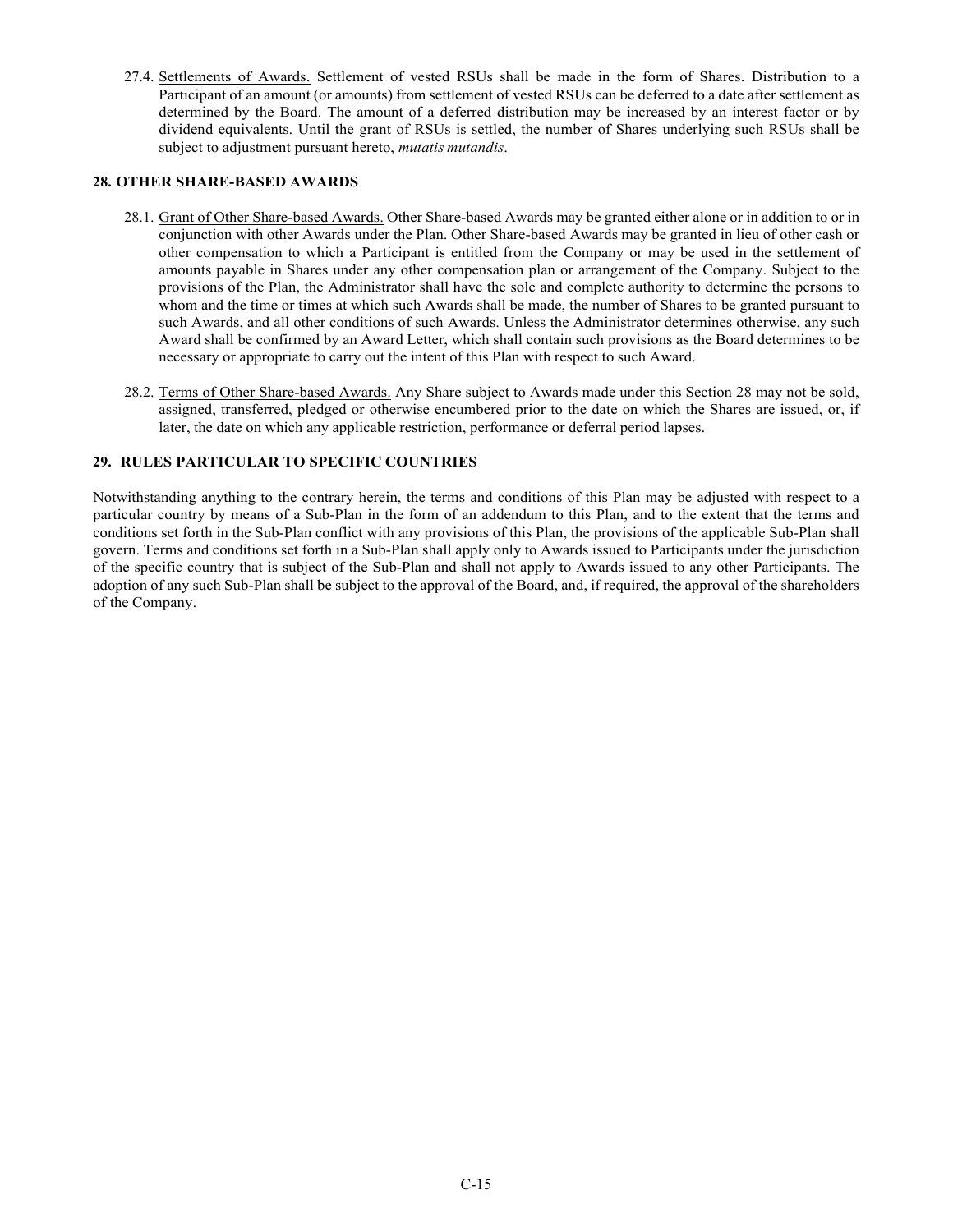27.4. Settlements of Awards. Settlement of vested RSUs shall be made in the form of Shares. Distribution to a Participant of an amount (or amounts) from settlement of vested RSUs can be deferred to a date after settlement as determined by the Board. The amount of a deferred distribution may be increased by an interest factor or by dividend equivalents. Until the grant of RSUs is settled, the number of Shares underlying such RSUs shall be subject to adjustment pursuant hereto, *mutatis mutandis*.

**28. OTHER SHARE-BASED AWARDS**

28.1. Grant of Other Share-based Awards. Other Share-based Awards may be granted either alone or in addition to or in conjunction with other Awards under the Plan. Other Share-based Awards may be granted in lieu of other cash or other compensation to which a Participant is entitled from the Company or may be used in the settlement of amounts payable in Shares under any other compensation plan or arrangement of the Company. Subject to the provisions of the Plan, the Administrator shall have the sole and complete authority to determine the persons to whom and the time or times at which such Awards shall be made, the number of Shares to be granted pursuant to such Awards, and all other conditions of such Awards. Unless the Administrator determines otherwise, any such Award shall be confirmed by an Award Letter, which shall contain such provisions as the Board determines to be necessary or appropriate to carry out the intent of this Plan with respect to such Award.

28.2. Terms of Other Share-based Awards. Any Share subject to Awards made under this Section 28 may not be sold, assigned, transferred, pledged or otherwise encumbered prior to the date on which the Shares are issued, or, if later, the date on which any applicable restriction, performance or deferral period lapses.

**29. RULES PARTICULAR TO SPECIFIC COUNTRIES**

Notwithstanding anything to the contrary herein, the terms and conditions of this Plan may be adjusted with respect to a particular country by means of a Sub-Plan in the form of an addendum to this Plan, and to the extent that the terms and conditions set forth in the Sub-Plan conflict with any provisions of this Plan, the provisions of the applicable Sub-Plan shall govern. Terms and conditions set forth in a Sub-Plan shall apply only to Awards issued to Participants under the jurisdiction of the specific country that is subject of the Sub-Plan and shall not apply to Awards issued to any other Participants. The adoption of any such Sub-Plan shall be subject to the approval of the Board, and, if required, the approval of the shareholders of the Company.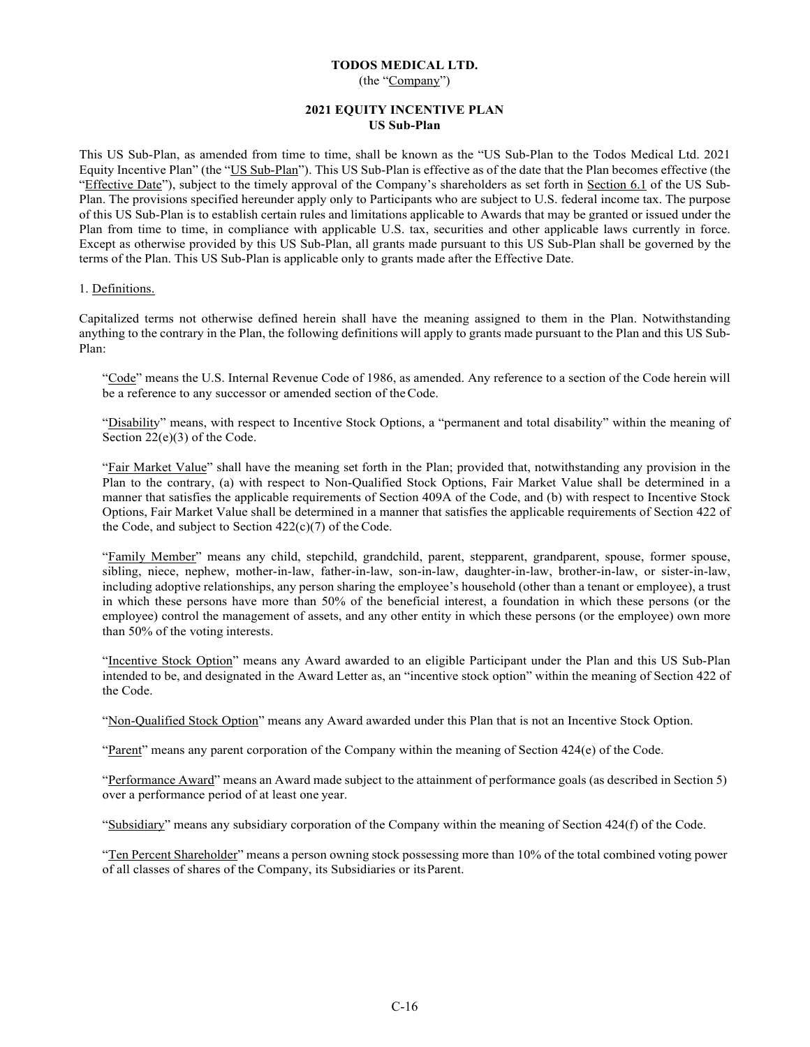**TODOS MEDICAL LTD.**
(the "Company")

**2021 EQUITY INCENTIVE PLAN**
**US Sub-Plan**

This US Sub-Plan, as amended from time to time, shall be known as the "US Sub-Plan to the Todos Medical Ltd. 2021 Equity Incentive Plan" (the "US Sub-Plan"). This US Sub-Plan is effective as of the date that the Plan becomes effective (the "Effective Date"), subject to the timely approval of the Company's shareholders as set forth in Section 6.1 of the US Sub-Plan. The provisions specified hereunder apply only to Participants who are subject to U.S. federal income tax. The purpose of this US Sub-Plan is to establish certain rules and limitations applicable to Awards that may be granted or issued under the Plan from time to time, in compliance with applicable U.S. tax, securities and other applicable laws currently in force. Except as otherwise provided by this US Sub-Plan, all grants made pursuant to this US Sub-Plan shall be governed by the terms of the Plan. This US Sub-Plan is applicable only to grants made after the Effective Date.

1. Definitions.

Capitalized terms not otherwise defined herein shall have the meaning assigned to them in the Plan. Notwithstanding anything to the contrary in the Plan, the following definitions will apply to grants made pursuant to the Plan and this US Sub-Plan:

"Code" means the U.S. Internal Revenue Code of 1986, as amended. Any reference to a section of the Code herein will be a reference to any successor or amended section of the Code.

"Disability" means, with respect to Incentive Stock Options, a "permanent and total disability" within the meaning of Section 22(e)(3) of the Code.

"Fair Market Value" shall have the meaning set forth in the Plan; provided that, notwithstanding any provision in the Plan to the contrary, (a) with respect to Non-Qualified Stock Options, Fair Market Value shall be determined in a manner that satisfies the applicable requirements of Section 409A of the Code, and (b) with respect to Incentive Stock Options, Fair Market Value shall be determined in a manner that satisfies the applicable requirements of Section 422 of the Code, and subject to Section 422(c)(7) of the Code.

"Family Member" means any child, stepchild, grandchild, parent, stepparent, grandparent, spouse, former spouse, sibling, niece, nephew, mother-in-law, father-in-law, son-in-law, daughter-in-law, brother-in-law, or sister-in-law, including adoptive relationships, any person sharing the employee's household (other than a tenant or employee), a trust in which these persons have more than 50% of the beneficial interest, a foundation in which these persons (or the employee) control the management of assets, and any other entity in which these persons (or the employee) own more than 50% of the voting interests.

"Incentive Stock Option" means any Award awarded to an eligible Participant under the Plan and this US Sub-Plan intended to be, and designated in the Award Letter as, an "incentive stock option" within the meaning of Section 422 of the Code.

"Non-Qualified Stock Option" means any Award awarded under this Plan that is not an Incentive Stock Option.

"Parent" means any parent corporation of the Company within the meaning of Section 424(e) of the Code.

"Performance Award" means an Award made subject to the attainment of performance goals (as described in Section 5) over a performance period of at least one year.

"Subsidiary" means any subsidiary corporation of the Company within the meaning of Section 424(f) of the Code.

"Ten Percent Shareholder" means a person owning stock possessing more than 10% of the total combined voting power of all classes of shares of the Company, its Subsidiaries or its Parent.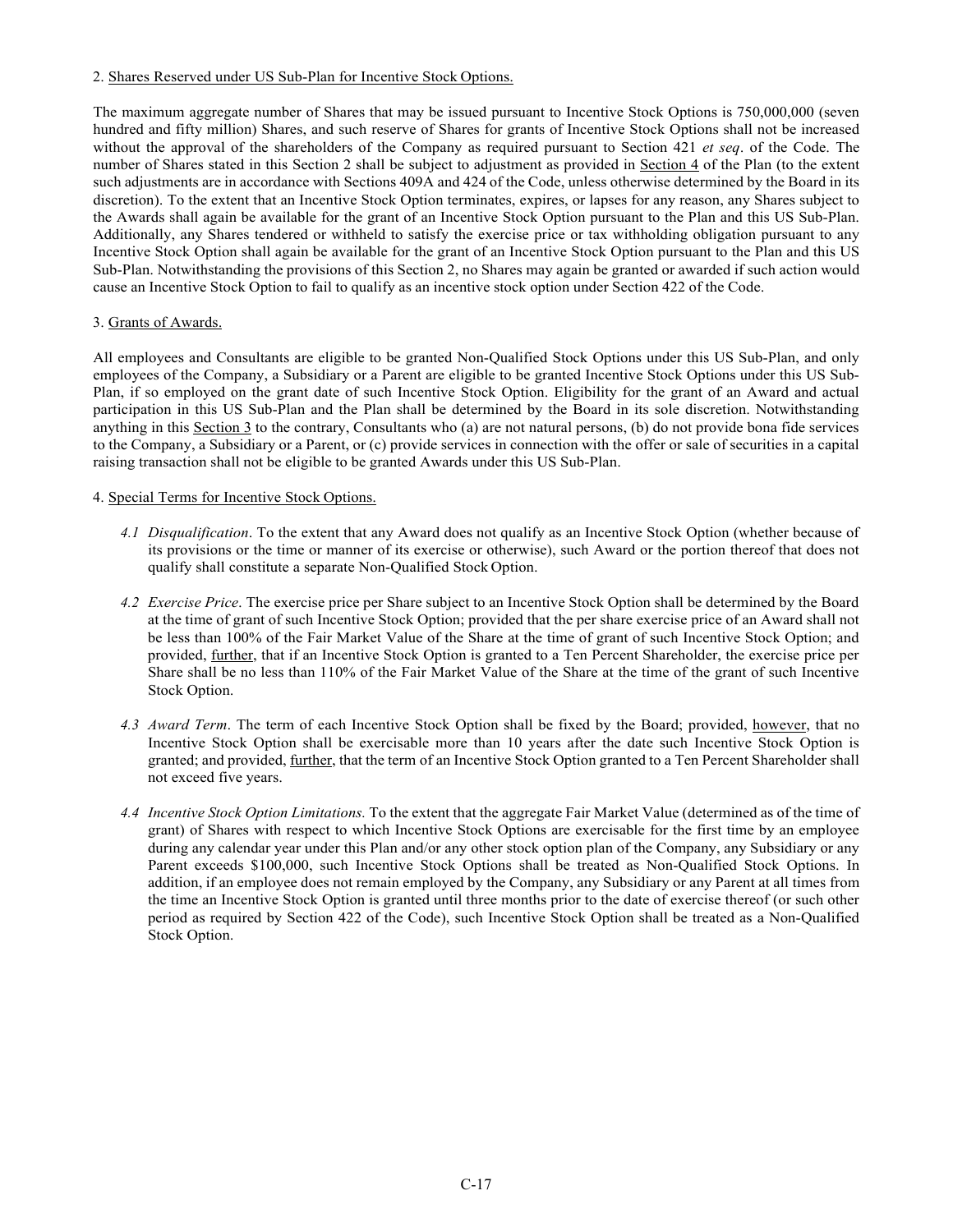2. Shares Reserved under US Sub-Plan for Incentive Stock Options.

The maximum aggregate number of Shares that may be issued pursuant to Incentive Stock Options is 750,000,000 (seven hundred and fifty million) Shares, and such reserve of Shares for grants of Incentive Stock Options shall not be increased without the approval of the shareholders of the Company as required pursuant to Section 421 *et seq*. of the Code. The number of Shares stated in this Section 2 shall be subject to adjustment as provided in Section 4 of the Plan (to the extent such adjustments are in accordance with Sections 409A and 424 of the Code, unless otherwise determined by the Board in its discretion). To the extent that an Incentive Stock Option terminates, expires, or lapses for any reason, any Shares subject to the Awards shall again be available for the grant of an Incentive Stock Option pursuant to the Plan and this US Sub-Plan. Additionally, any Shares tendered or withheld to satisfy the exercise price or tax withholding obligation pursuant to any Incentive Stock Option shall again be available for the grant of an Incentive Stock Option pursuant to the Plan and this US Sub-Plan. Notwithstanding the provisions of this Section 2, no Shares may again be granted or awarded if such action would cause an Incentive Stock Option to fail to qualify as an incentive stock option under Section 422 of the Code.

3. Grants of Awards.

All employees and Consultants are eligible to be granted Non-Qualified Stock Options under this US Sub-Plan, and only employees of the Company, a Subsidiary or a Parent are eligible to be granted Incentive Stock Options under this US Sub-Plan, if so employed on the grant date of such Incentive Stock Option. Eligibility for the grant of an Award and actual participation in this US Sub-Plan and the Plan shall be determined by the Board in its sole discretion. Notwithstanding anything in this Section 3 to the contrary, Consultants who (a) are not natural persons, (b) do not provide bona fide services to the Company, a Subsidiary or a Parent, or (c) provide services in connection with the offer or sale of securities in a capital raising transaction shall not be eligible to be granted Awards under this US Sub-Plan.

4. Special Terms for Incentive Stock Options.

*4.1 Disqualification*. To the extent that any Award does not qualify as an Incentive Stock Option (whether because of its provisions or the time or manner of its exercise or otherwise), such Award or the portion thereof that does not qualify shall constitute a separate Non-Qualified Stock Option.

*4.2 Exercise Price*. The exercise price per Share subject to an Incentive Stock Option shall be determined by the Board at the time of grant of such Incentive Stock Option; provided that the per share exercise price of an Award shall not be less than 100% of the Fair Market Value of the Share at the time of grant of such Incentive Stock Option; and provided, further, that if an Incentive Stock Option is granted to a Ten Percent Shareholder, the exercise price per Share shall be no less than 110% of the Fair Market Value of the Share at the time of the grant of such Incentive Stock Option.

*4.3 Award Term*. The term of each Incentive Stock Option shall be fixed by the Board; provided, however, that no Incentive Stock Option shall be exercisable more than 10 years after the date such Incentive Stock Option is granted; and provided, further, that the term of an Incentive Stock Option granted to a Ten Percent Shareholder shall not exceed five years.

*4.4 Incentive Stock Option Limitations.* To the extent that the aggregate Fair Market Value (determined as of the time of grant) of Shares with respect to which Incentive Stock Options are exercisable for the first time by an employee during any calendar year under this Plan and/or any other stock option plan of the Company, any Subsidiary or any Parent exceeds $100,000, such Incentive Stock Options shall be treated as Non-Qualified Stock Options. In addition, if an employee does not remain employed by the Company, any Subsidiary or any Parent at all times from the time an Incentive Stock Option is granted until three months prior to the date of exercise thereof (or such other period as required by Section 422 of the Code), such Incentive Stock Option shall be treated as a Non-Qualified Stock Option.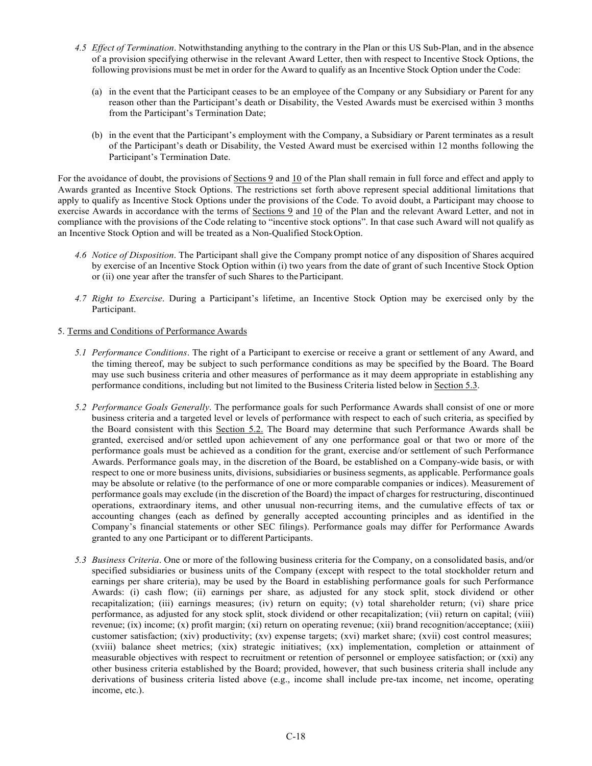*4.5 Effect of Termination*. Notwithstanding anything to the contrary in the Plan or this US Sub-Plan, and in the absence of a provision specifying otherwise in the relevant Award Letter, then with respect to Incentive Stock Options, the following provisions must be met in order for the Award to qualify as an Incentive Stock Option under the Code:

(a) in the event that the Participant ceases to be an employee of the Company or any Subsidiary or Parent for any reason other than the Participant's death or Disability, the Vested Awards must be exercised within 3 months from the Participant's Termination Date;

(b) in the event that the Participant's employment with the Company, a Subsidiary or Parent terminates as a result of the Participant's death or Disability, the Vested Award must be exercised within 12 months following the Participant's Termination Date.

For the avoidance of doubt, the provisions of Sections 9 and 10 of the Plan shall remain in full force and effect and apply to Awards granted as Incentive Stock Options. The restrictions set forth above represent special additional limitations that apply to qualify as Incentive Stock Options under the provisions of the Code. To avoid doubt, a Participant may choose to exercise Awards in accordance with the terms of Sections 9 and 10 of the Plan and the relevant Award Letter, and not in compliance with the provisions of the Code relating to "incentive stock options". In that case such Award will not qualify as an Incentive Stock Option and will be treated as a Non-Qualified Stock Option.

*4.6 Notice of Disposition*. The Participant shall give the Company prompt notice of any disposition of Shares acquired by exercise of an Incentive Stock Option within (i) two years from the date of grant of such Incentive Stock Option or (ii) one year after the transfer of such Shares to the Participant.

*4.7 Right to Exercise*. During a Participant's lifetime, an Incentive Stock Option may be exercised only by the Participant.

5. Terms and Conditions of Performance Awards

*5.1 Performance Conditions*. The right of a Participant to exercise or receive a grant or settlement of any Award, and the timing thereof, may be subject to such performance conditions as may be specified by the Board. The Board may use such business criteria and other measures of performance as it may deem appropriate in establishing any performance conditions, including but not limited to the Business Criteria listed below in Section 5.3.

*5.2 Performance Goals Generally*. The performance goals for such Performance Awards shall consist of one or more business criteria and a targeted level or levels of performance with respect to each of such criteria, as specified by the Board consistent with this Section 5.2. The Board may determine that such Performance Awards shall be granted, exercised and/or settled upon achievement of any one performance goal or that two or more of the performance goals must be achieved as a condition for the grant, exercise and/or settlement of such Performance Awards. Performance goals may, in the discretion of the Board, be established on a Company-wide basis, or with respect to one or more business units, divisions, subsidiaries or business segments, as applicable. Performance goals may be absolute or relative (to the performance of one or more comparable companies or indices). Measurement of performance goals may exclude (in the discretion of the Board) the impact of charges for restructuring, discontinued operations, extraordinary items, and other unusual non-recurring items, and the cumulative effects of tax or accounting changes (each as defined by generally accepted accounting principles and as identified in the Company's financial statements or other SEC filings). Performance goals may differ for Performance Awards granted to any one Participant or to different Participants.

*5.3 Business Criteria*. One or more of the following business criteria for the Company, on a consolidated basis, and/or specified subsidiaries or business units of the Company (except with respect to the total stockholder return and earnings per share criteria), may be used by the Board in establishing performance goals for such Performance Awards: (i) cash flow; (ii) earnings per share, as adjusted for any stock split, stock dividend or other recapitalization; (iii) earnings measures; (iv) return on equity; (v) total shareholder return; (vi) share price performance, as adjusted for any stock split, stock dividend or other recapitalization; (vii) return on capital; (viii) revenue; (ix) income; (x) profit margin; (xi) return on operating revenue; (xii) brand recognition/acceptance; (xiii) customer satisfaction; (xiv) productivity; (xv) expense targets; (xvi) market share; (xvii) cost control measures; (xviii) balance sheet metrics; (xix) strategic initiatives; (xx) implementation, completion or attainment of measurable objectives with respect to recruitment or retention of personnel or employee satisfaction; or (xxi) any other business criteria established by the Board; provided, however, that such business criteria shall include any derivations of business criteria listed above (e.g., income shall include pre-tax income, net income, operating income, etc.).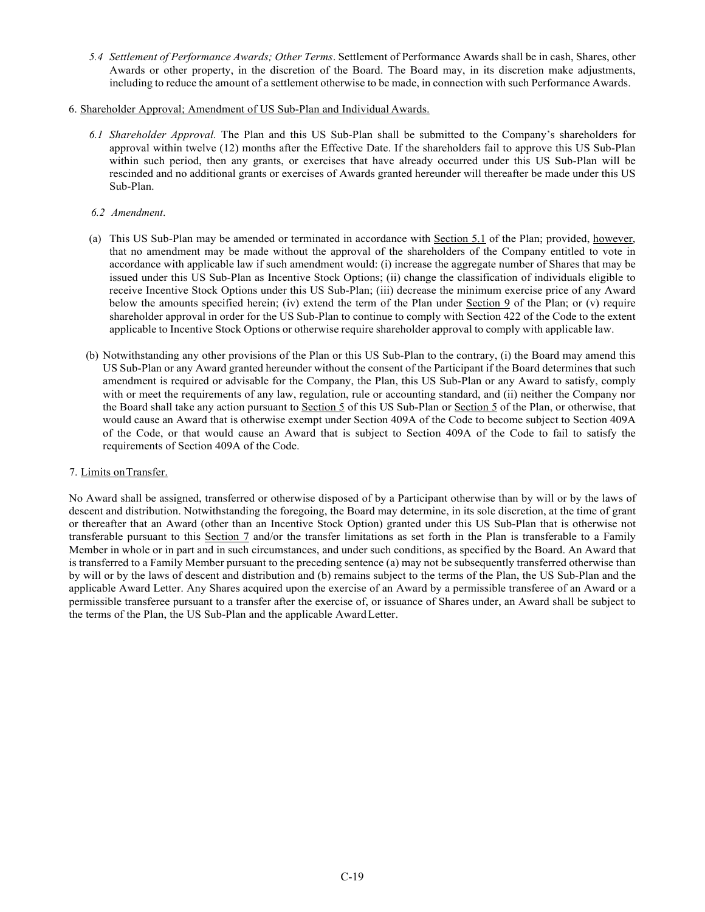*5.4 Settlement of Performance Awards; Other Terms*. Settlement of Performance Awards shall be in cash, Shares, other Awards or other property, in the discretion of the Board. The Board may, in its discretion make adjustments, including to reduce the amount of a settlement otherwise to be made, in connection with such Performance Awards.

6. Shareholder Approval; Amendment of US Sub-Plan and Individual Awards.

*6.1 Shareholder Approval.* The Plan and this US Sub-Plan shall be submitted to the Company's shareholders for approval within twelve (12) months after the Effective Date. If the shareholders fail to approve this US Sub-Plan within such period, then any grants, or exercises that have already occurred under this US Sub-Plan will be rescinded and no additional grants or exercises of Awards granted hereunder will thereafter be made under this US Sub-Plan.

*6.2 Amendment*.

(a) This US Sub-Plan may be amended or terminated in accordance with Section 5.1 of the Plan; provided, however, that no amendment may be made without the approval of the shareholders of the Company entitled to vote in accordance with applicable law if such amendment would: (i) increase the aggregate number of Shares that may be issued under this US Sub-Plan as Incentive Stock Options; (ii) change the classification of individuals eligible to receive Incentive Stock Options under this US Sub-Plan; (iii) decrease the minimum exercise price of any Award below the amounts specified herein; (iv) extend the term of the Plan under Section 9 of the Plan; or (v) require shareholder approval in order for the US Sub-Plan to continue to comply with Section 422 of the Code to the extent applicable to Incentive Stock Options or otherwise require shareholder approval to comply with applicable law.

(b) Notwithstanding any other provisions of the Plan or this US Sub-Plan to the contrary, (i) the Board may amend this US Sub-Plan or any Award granted hereunder without the consent of the Participant if the Board determines that such amendment is required or advisable for the Company, the Plan, this US Sub-Plan or any Award to satisfy, comply with or meet the requirements of any law, regulation, rule or accounting standard, and (ii) neither the Company nor the Board shall take any action pursuant to Section 5 of this US Sub-Plan or Section 5 of the Plan, or otherwise, that would cause an Award that is otherwise exempt under Section 409A of the Code to become subject to Section 409A of the Code, or that would cause an Award that is subject to Section 409A of the Code to fail to satisfy the requirements of Section 409A of the Code.

7. Limits on Transfer.

No Award shall be assigned, transferred or otherwise disposed of by a Participant otherwise than by will or by the laws of descent and distribution. Notwithstanding the foregoing, the Board may determine, in its sole discretion, at the time of grant or thereafter that an Award (other than an Incentive Stock Option) granted under this US Sub-Plan that is otherwise not transferable pursuant to this Section 7 and/or the transfer limitations as set forth in the Plan is transferable to a Family Member in whole or in part and in such circumstances, and under such conditions, as specified by the Board. An Award that is transferred to a Family Member pursuant to the preceding sentence (a) may not be subsequently transferred otherwise than by will or by the laws of descent and distribution and (b) remains subject to the terms of the Plan, the US Sub-Plan and the applicable Award Letter. Any Shares acquired upon the exercise of an Award by a permissible transferee of an Award or a permissible transferee pursuant to a transfer after the exercise of, or issuance of Shares under, an Award shall be subject to the terms of the Plan, the US Sub-Plan and the applicable Award Letter.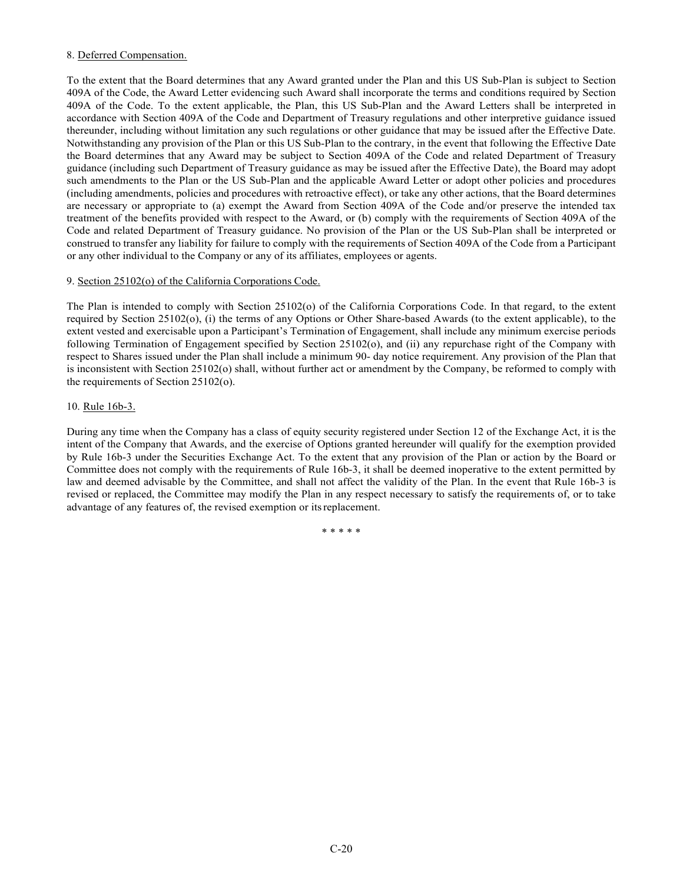8. Deferred Compensation.

To the extent that the Board determines that any Award granted under the Plan and this US Sub-Plan is subject to Section 409A of the Code, the Award Letter evidencing such Award shall incorporate the terms and conditions required by Section 409A of the Code. To the extent applicable, the Plan, this US Sub-Plan and the Award Letters shall be interpreted in accordance with Section 409A of the Code and Department of Treasury regulations and other interpretive guidance issued thereunder, including without limitation any such regulations or other guidance that may be issued after the Effective Date. Notwithstanding any provision of the Plan or this US Sub-Plan to the contrary, in the event that following the Effective Date the Board determines that any Award may be subject to Section 409A of the Code and related Department of Treasury guidance (including such Department of Treasury guidance as may be issued after the Effective Date), the Board may adopt such amendments to the Plan or the US Sub-Plan and the applicable Award Letter or adopt other policies and procedures (including amendments, policies and procedures with retroactive effect), or take any other actions, that the Board determines are necessary or appropriate to (a) exempt the Award from Section 409A of the Code and/or preserve the intended tax treatment of the benefits provided with respect to the Award, or (b) comply with the requirements of Section 409A of the Code and related Department of Treasury guidance. No provision of the Plan or the US Sub-Plan shall be interpreted or construed to transfer any liability for failure to comply with the requirements of Section 409A of the Code from a Participant or any other individual to the Company or any of its affiliates, employees or agents.

9. Section 25102(o) of the California Corporations Code.

The Plan is intended to comply with Section 25102(o) of the California Corporations Code. In that regard, to the extent required by Section 25102(o), (i) the terms of any Options or Other Share-based Awards (to the extent applicable), to the extent vested and exercisable upon a Participant's Termination of Engagement, shall include any minimum exercise periods following Termination of Engagement specified by Section 25102(o), and (ii) any repurchase right of the Company with respect to Shares issued under the Plan shall include a minimum 90- day notice requirement. Any provision of the Plan that is inconsistent with Section 25102(o) shall, without further act or amendment by the Company, be reformed to comply with the requirements of Section 25102(o).

10. Rule 16b-3.

During any time when the Company has a class of equity security registered under Section 12 of the Exchange Act, it is the intent of the Company that Awards, and the exercise of Options granted hereunder will qualify for the exemption provided by Rule 16b-3 under the Securities Exchange Act. To the extent that any provision of the Plan or action by the Board or Committee does not comply with the requirements of Rule 16b-3, it shall be deemed inoperative to the extent permitted by law and deemed advisable by the Committee, and shall not affect the validity of the Plan. In the event that Rule 16b-3 is revised or replaced, the Committee may modify the Plan in any respect necessary to satisfy the requirements of, or to take advantage of any features of, the revised exemption or its replacement.

\* \* \* \* \*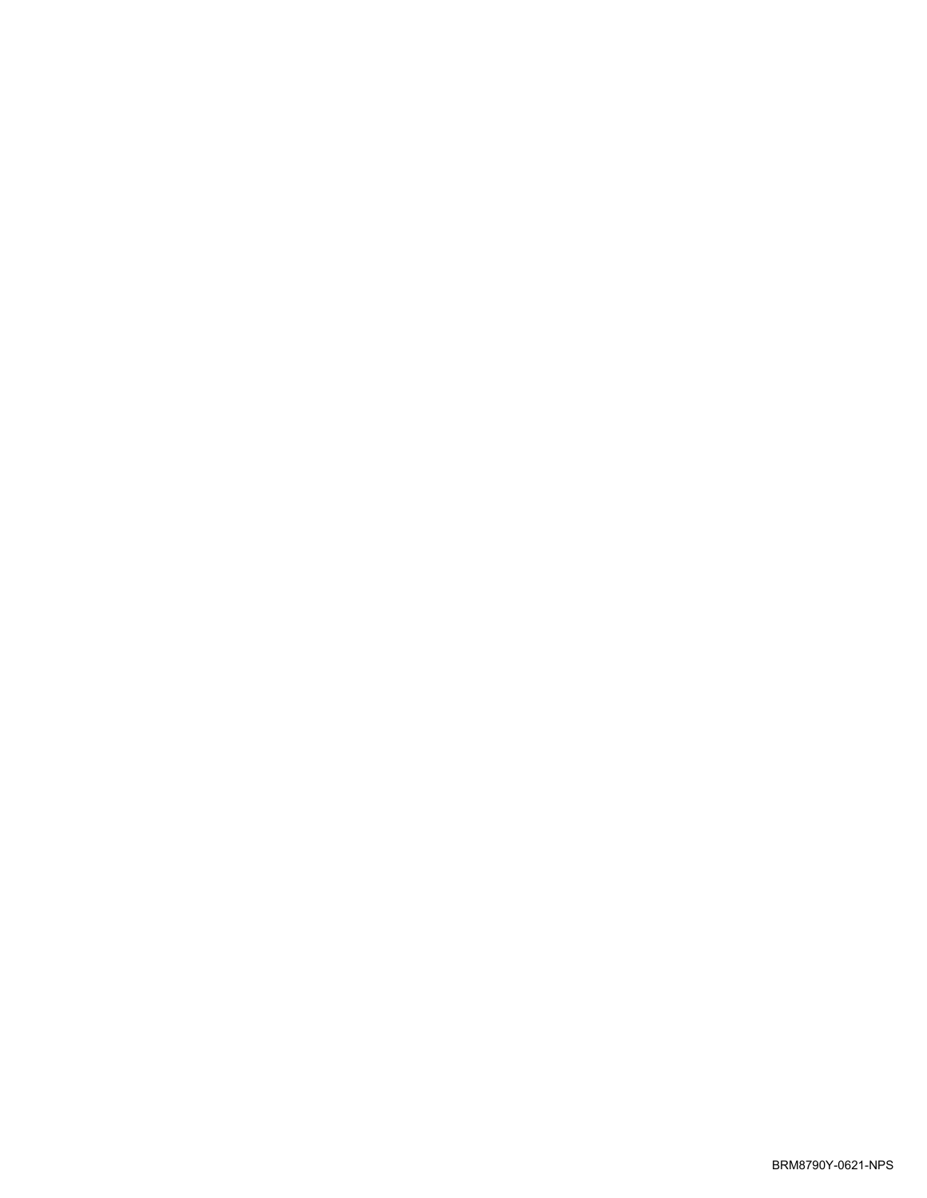BRM8790Y-0621-NPS